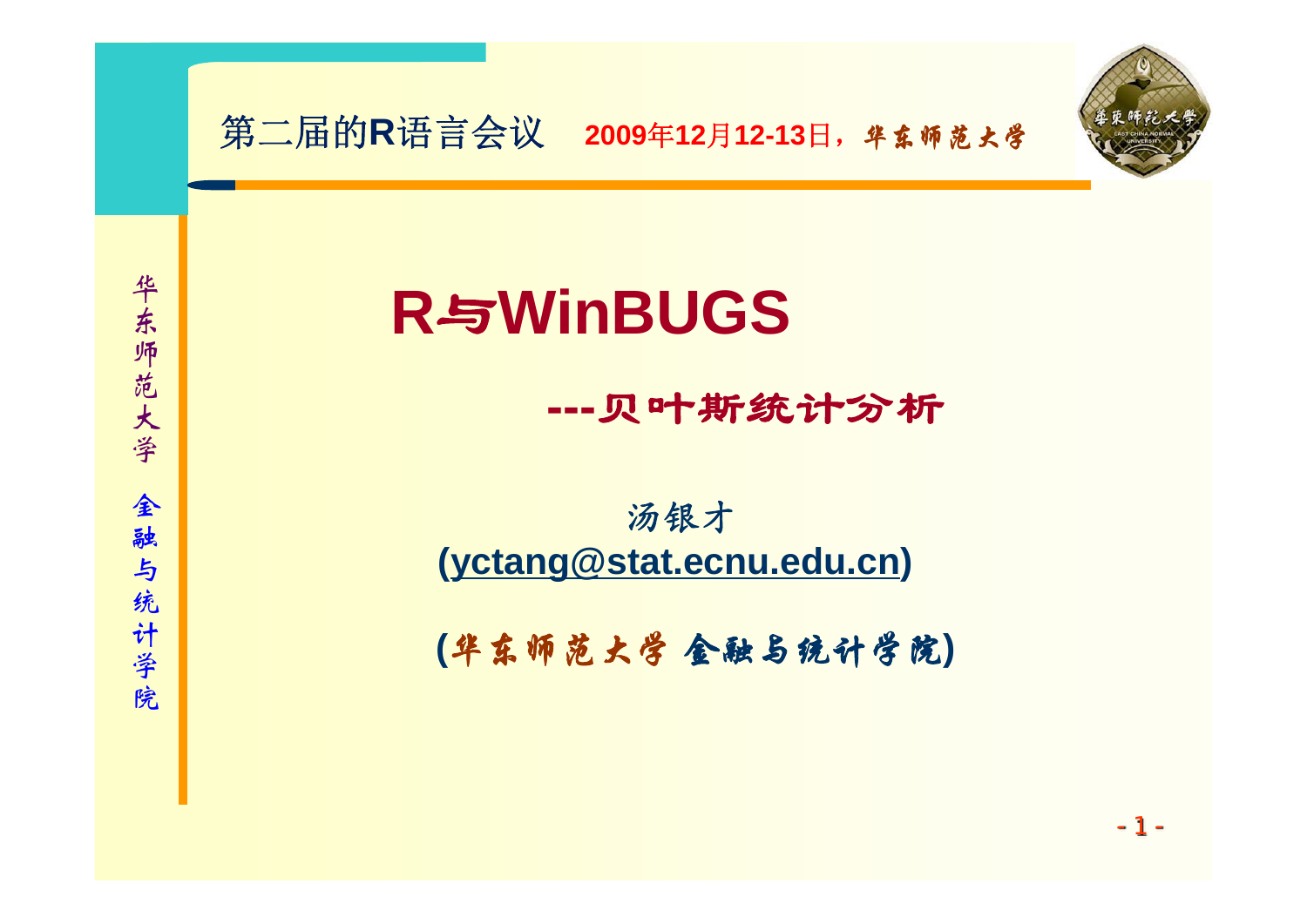第二届的R语言会议　2009年12月12-13日，华东师范大学

# R与WinBUGS

## ---贝叶斯统计分析

汤银才

(yctang@stat.ecnu.edu.cn)

(华东师范大学 金融与统计学院)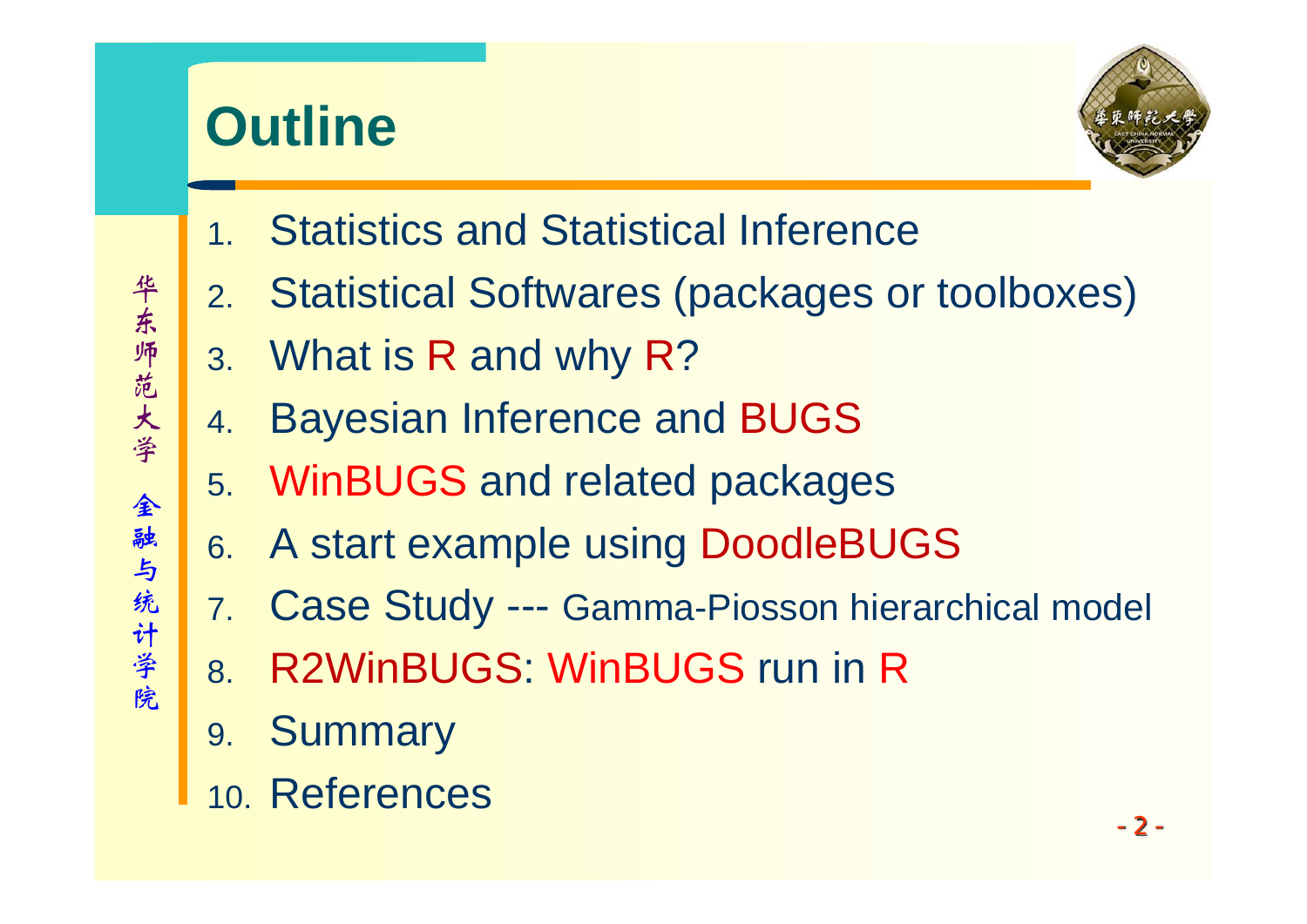# Outline

1. Statistics and Statistical Inference
2. Statistical Softwares (packages or toolboxes)
3. What is R and why R?
4. Bayesian Inference and BUGS
5. WinBUGS and related packages
6. A start example using DoodleBUGS
7. Case Study --- Gamma-Piosson hierarchical model
8. R2WinBUGS: WinBUGS run in R
9. Summary
10. References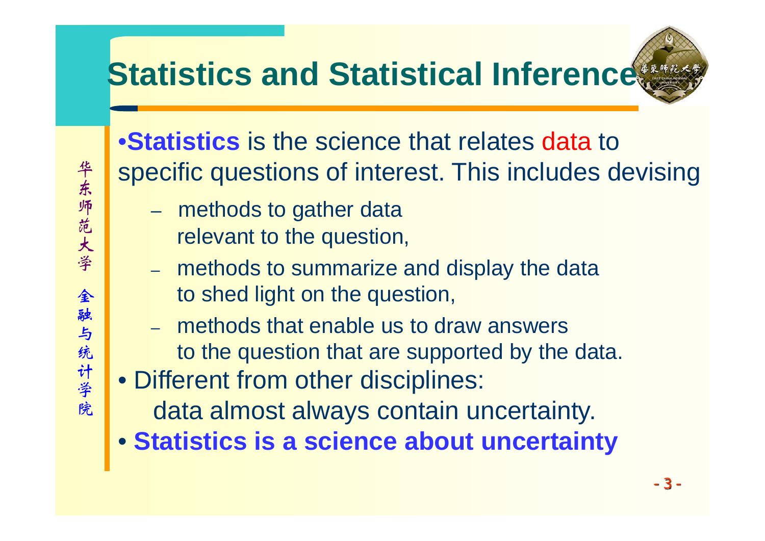# Statistics and Statistical Inference

- **Statistics** is the science that relates data to specific questions of interest. This includes devising
  - methods to gather data relevant to the question,
  - methods to summarize and display the data to shed light on the question,
  - methods that enable us to draw answers to the question that are supported by the data.
- Different from other disciplines: data almost always contain uncertainty.
- **Statistics is a science about uncertainty**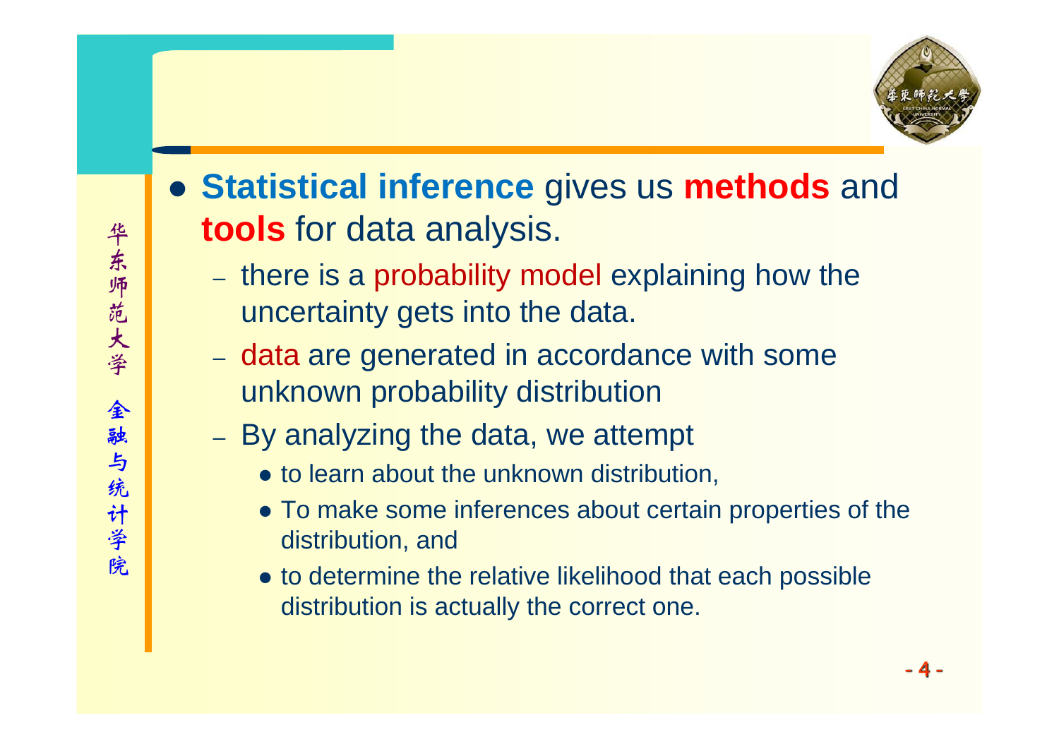- **Statistical inference** gives us **methods** and **tools** for data analysis.
  - there is a probability model explaining how the uncertainty gets into the data.
  - data are generated in accordance with some unknown probability distribution
  - By analyzing the data, we attempt
    - to learn about the unknown distribution,
    - To make some inferences about certain properties of the distribution, and
    - to determine the relative likelihood that each possible distribution is actually the correct one.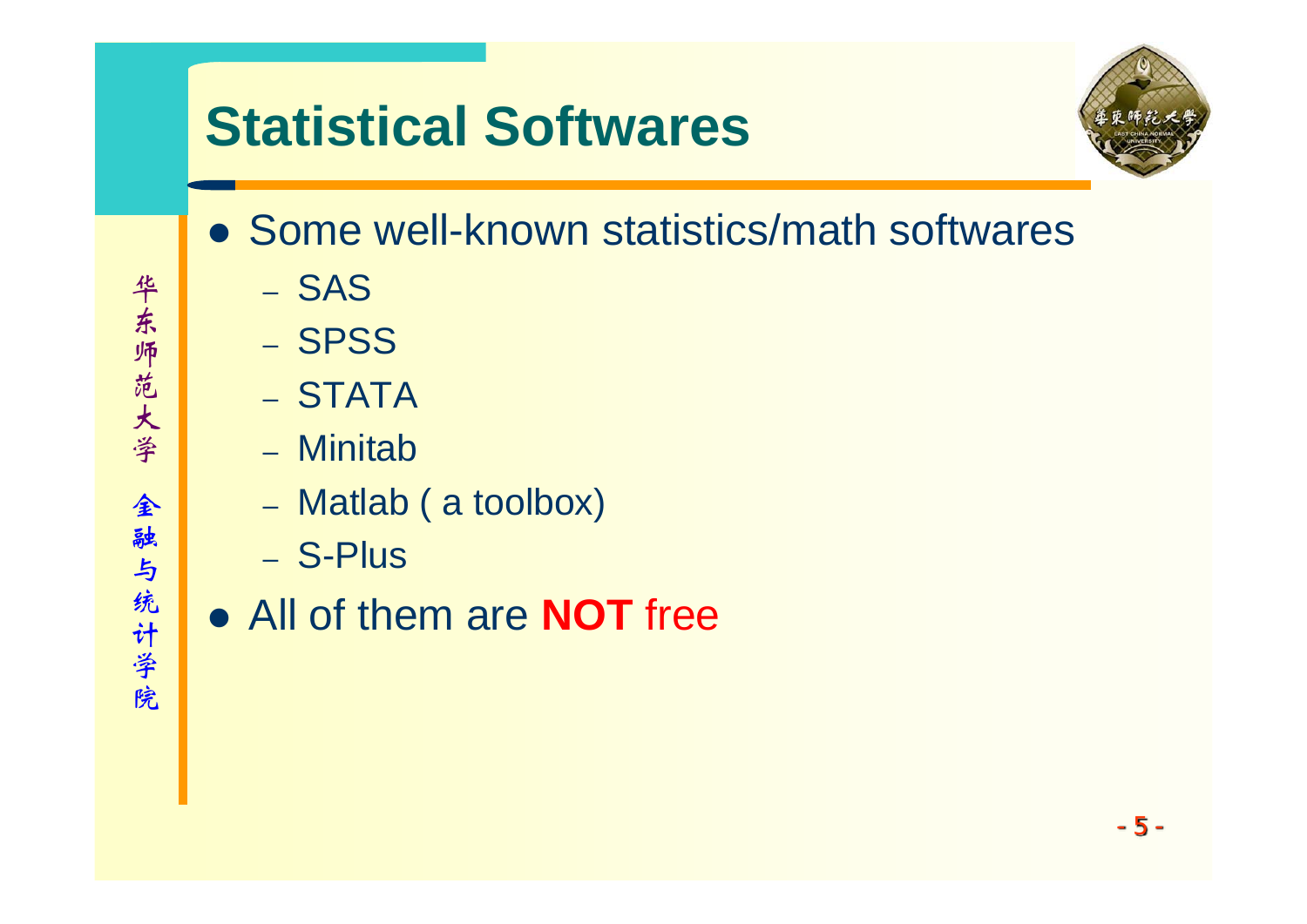# Statistical Softwares

- Some well-known statistics/math softwares
  - SAS
  - SPSS
  - STATA
  - Minitab
  - Matlab ( a toolbox)
  - S-Plus
- All of them are **NOT** free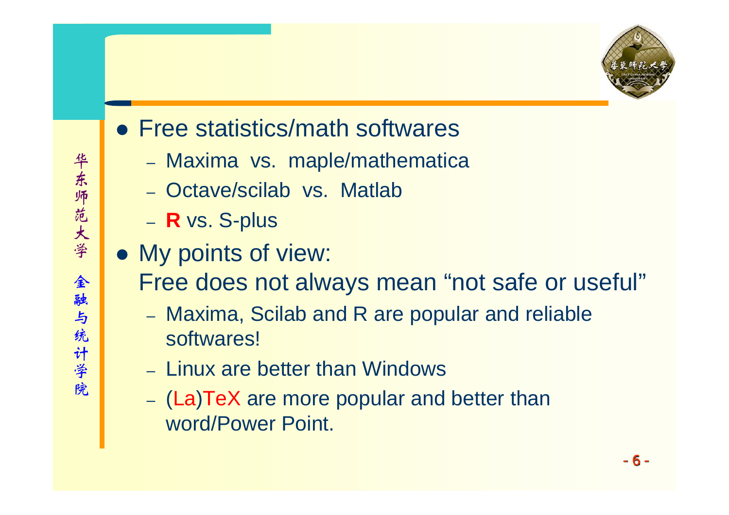- Free statistics/math softwares
  - Maxima vs. maple/mathematica
  - Octave/scilab vs. Matlab
  - **R** vs. S-plus
- My points of view:
  Free does not always mean “not safe or useful”
  - Maxima, Scilab and R are popular and reliable softwares!
  - Linux are better than Windows
  - (La)TeX are more popular and better than word/Power Point.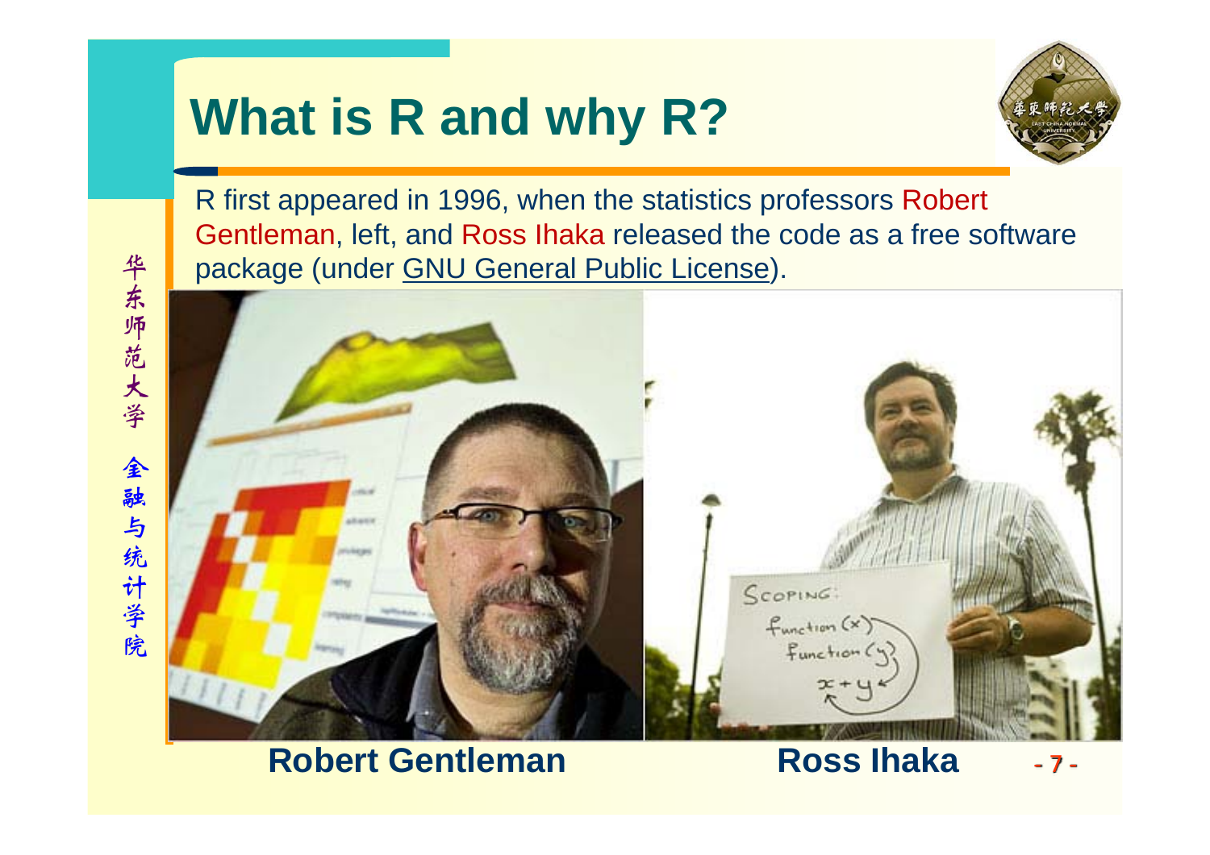# What is R and why R?

R first appeared in 1996, when the statistics professors Robert Gentleman, left, and Ross Ihaka released the code as a free software package (under GNU General Public License).

**Robert Gentleman** **Ross Ihaka**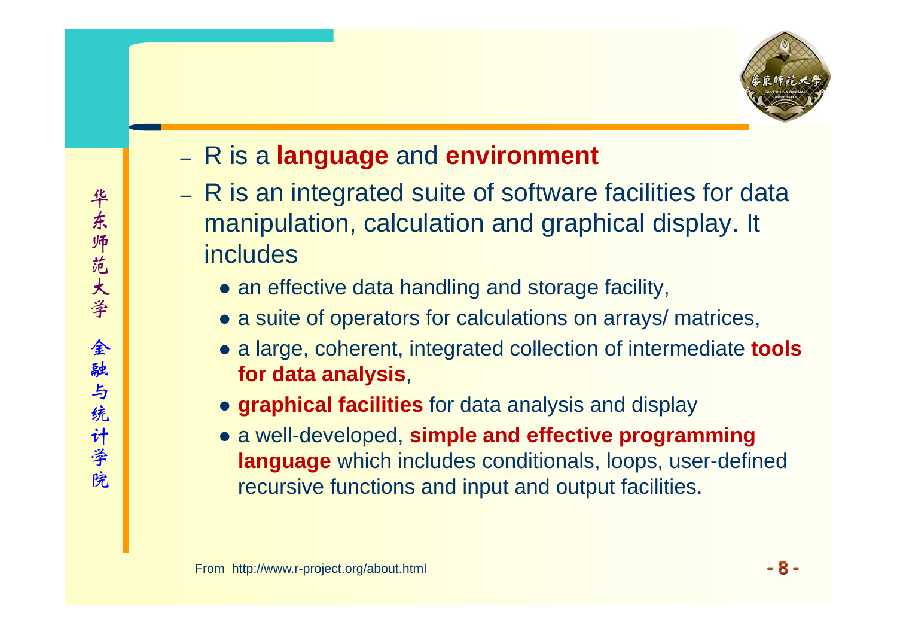- R is a **language** and **environment**
- R is an integrated suite of software facilities for data manipulation, calculation and graphical display. It includes
  - an effective data handling and storage facility,
  - a suite of operators for calculations on arrays/ matrices,
  - a large, coherent, integrated collection of intermediate **tools for data analysis**,
  - **graphical facilities** for data analysis and display
  - a well-developed, **simple and effective programming language** which includes conditionals, loops, user-defined recursive functions and input and output facilities.

From http://www.r-project.org/about.html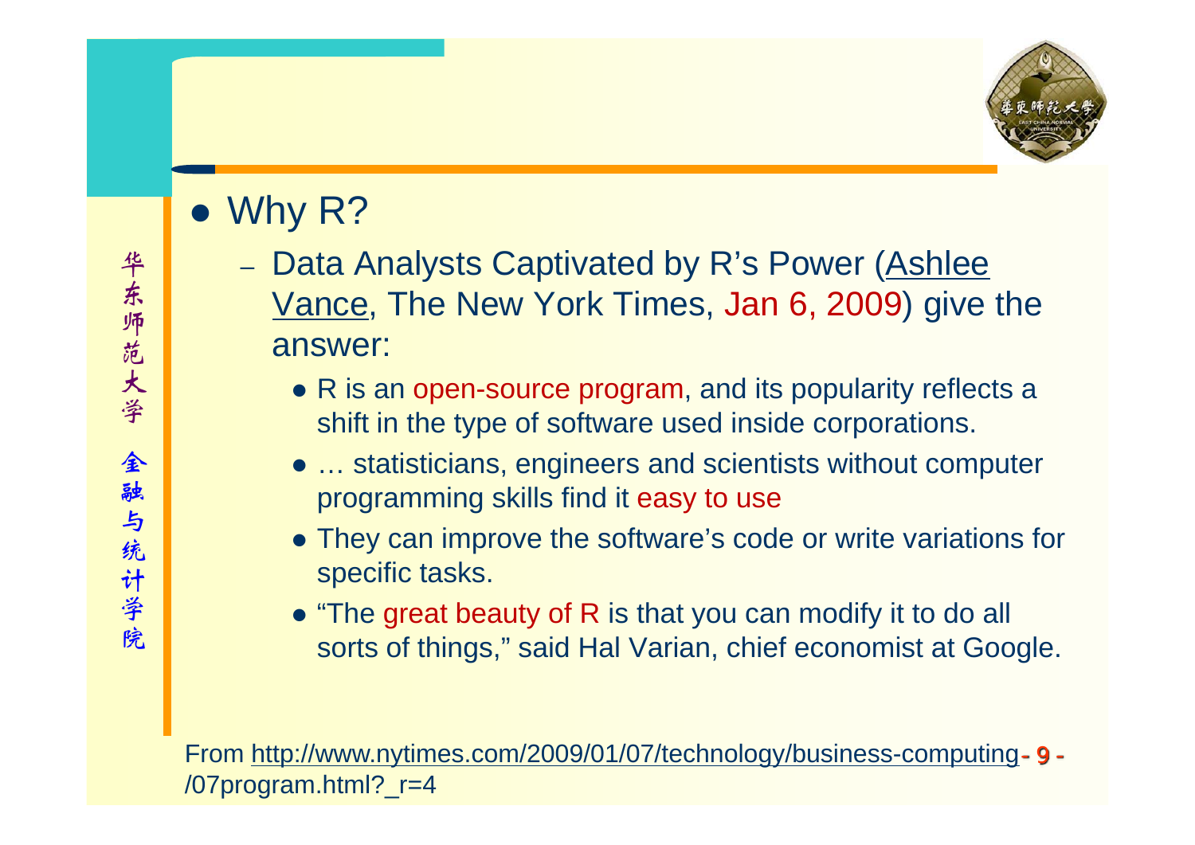- Why R?
  - Data Analysts Captivated by R's Power (Ashlee Vance, The New York Times, Jan 6, 2009) give the answer:
    - R is an open-source program, and its popularity reflects a shift in the type of software used inside corporations.
    - … statisticians, engineers and scientists without computer programming skills find it easy to use
    - They can improve the software's code or write variations for specific tasks.
    - "The great beauty of R is that you can modify it to do all sorts of things," said Hal Varian, chief economist at Google.

From http://www.nytimes.com/2009/01/07/technology/business-computing/07program.html?_r=4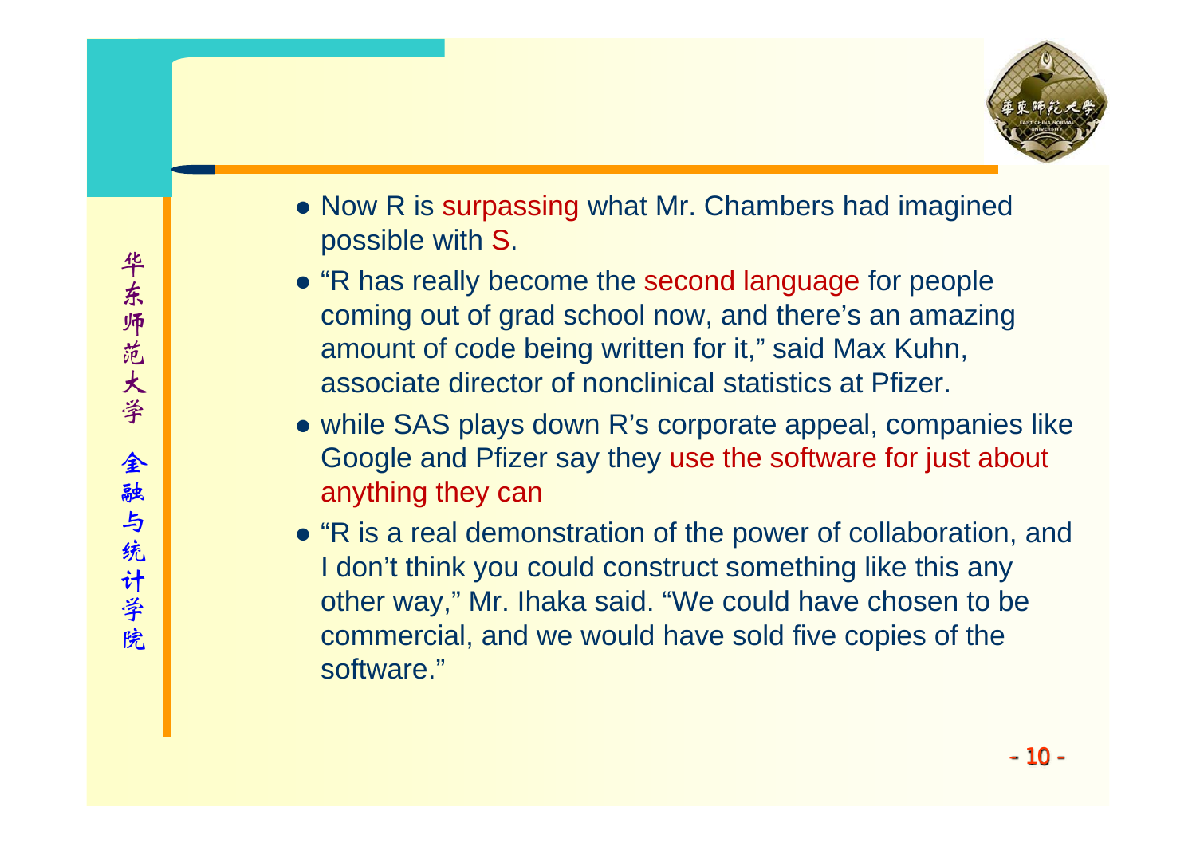- Now R is surpassing what Mr. Chambers had imagined possible with S.
- "R has really become the second language for people coming out of grad school now, and there's an amazing amount of code being written for it," said Max Kuhn, associate director of nonclinical statistics at Pfizer.
- while SAS plays down R's corporate appeal, companies like Google and Pfizer say they use the software for just about anything they can
- "R is a real demonstration of the power of collaboration, and I don't think you could construct something like this any other way," Mr. Ihaka said. "We could have chosen to be commercial, and we would have sold five copies of the software."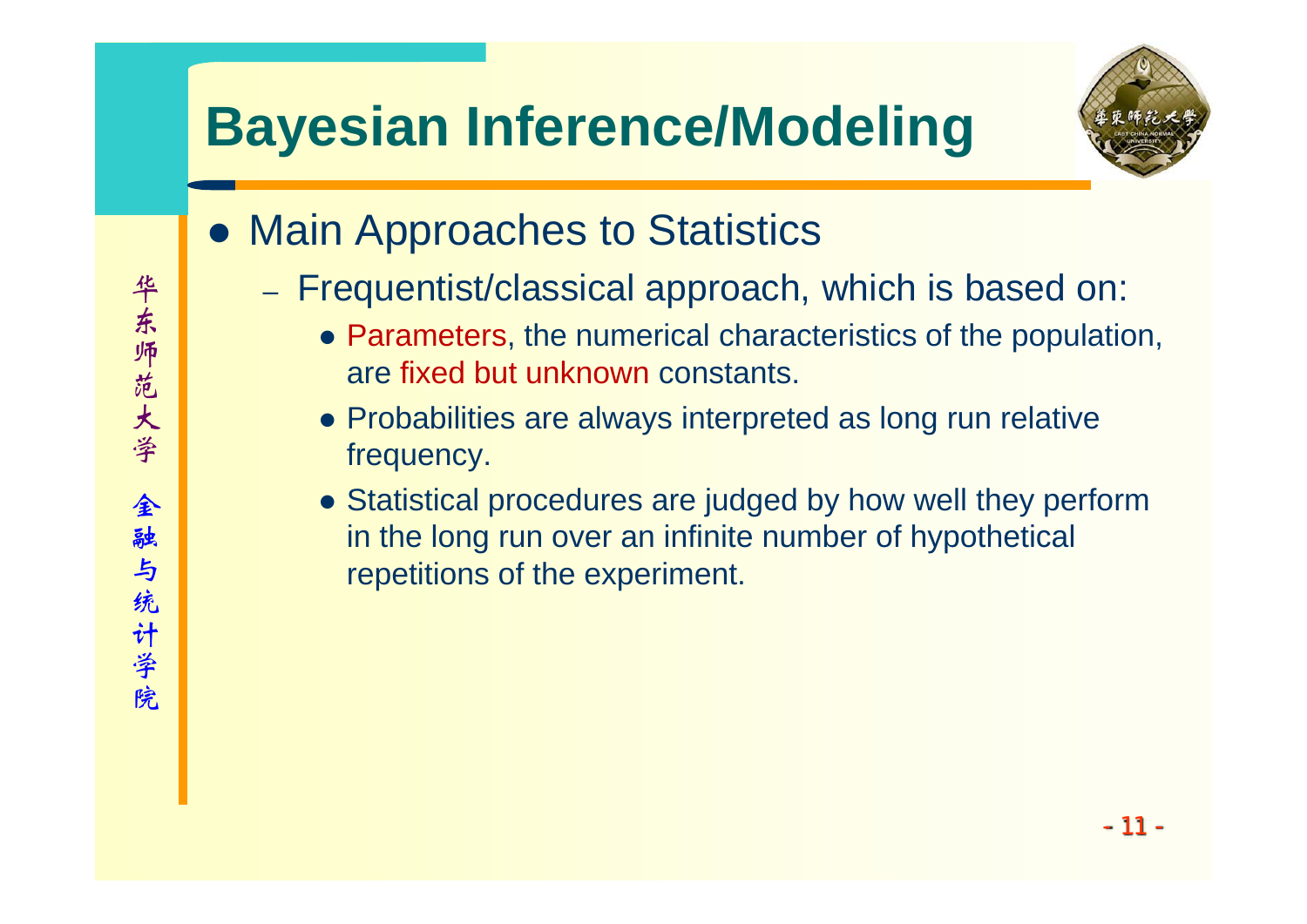# Bayesian Inference/Modeling

- Main Approaches to Statistics
  - Frequentist/classical approach, which is based on:
    - Parameters, the numerical characteristics of the population, are fixed but unknown constants.
    - Probabilities are always interpreted as long run relative frequency.
    - Statistical procedures are judged by how well they perform in the long run over an infinite number of hypothetical repetitions of the experiment.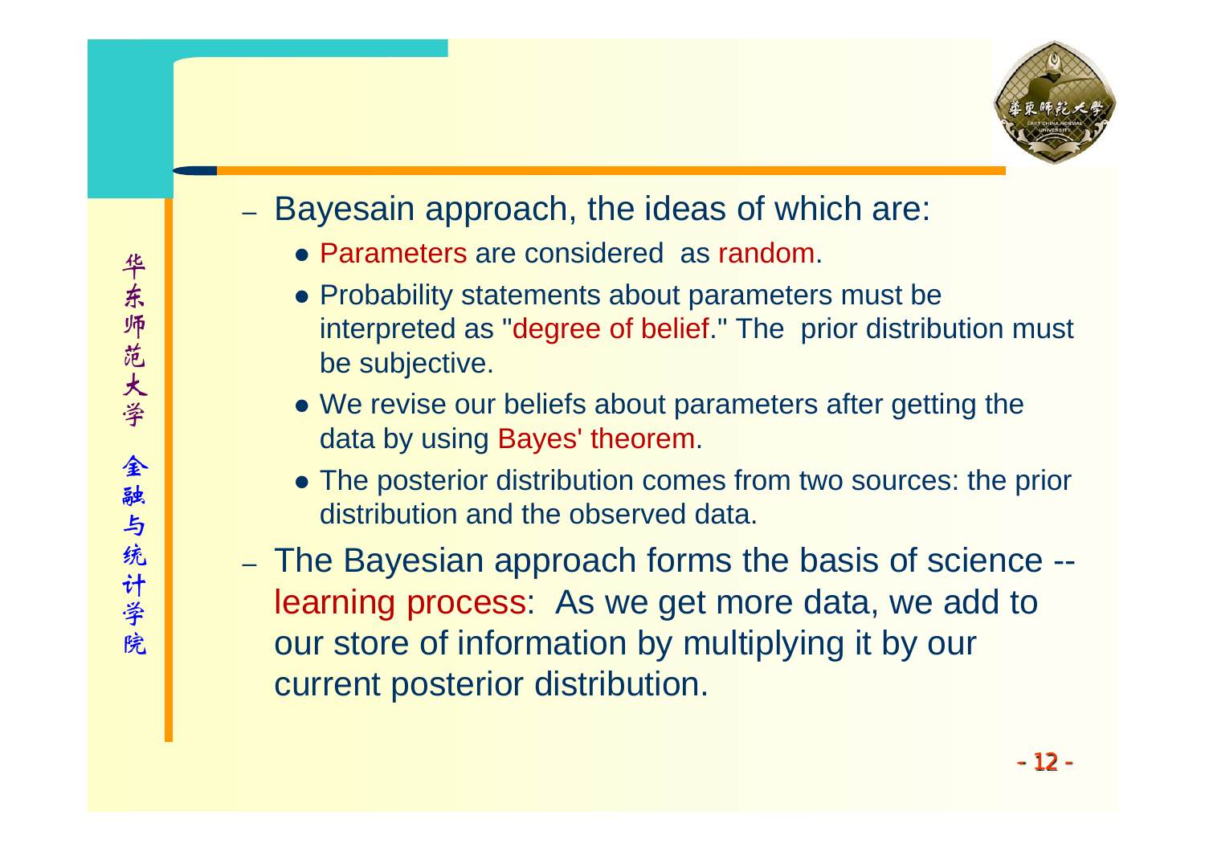- Bayesain approach, the ideas of which are:
  - Parameters are considered as random.
  - Probability statements about parameters must be interpreted as "degree of belief." The prior distribution must be subjective.
  - We revise our beliefs about parameters after getting the data by using Bayes' theorem.
  - The posterior distribution comes from two sources: the prior distribution and the observed data.
- The Bayesian approach forms the basis of science -- learning process: As we get more data, we add to our store of information by multiplying it by our current posterior distribution.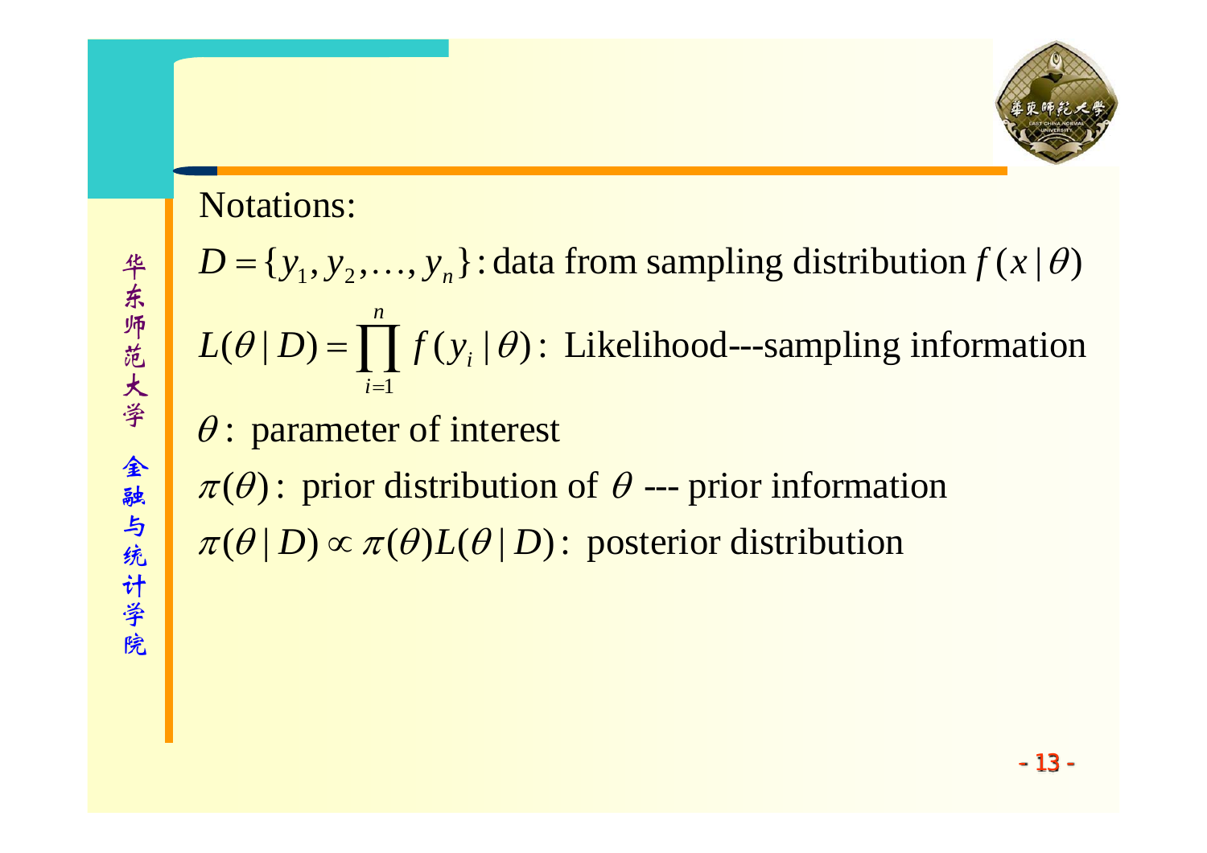Notations:

$D = \{y_1, y_2, \ldots, y_n\}$: data from sampling distribution $f(x \mid \theta)$

$L(\theta \mid D) = \prod_{i=1}^{n} f(y_i \mid \theta)$: Likelihood---sampling information

$\theta$: parameter of interest

$\pi(\theta)$: prior distribution of $\theta$ --- prior information

$\pi(\theta \mid D) \propto \pi(\theta) L(\theta \mid D)$: posterior distribution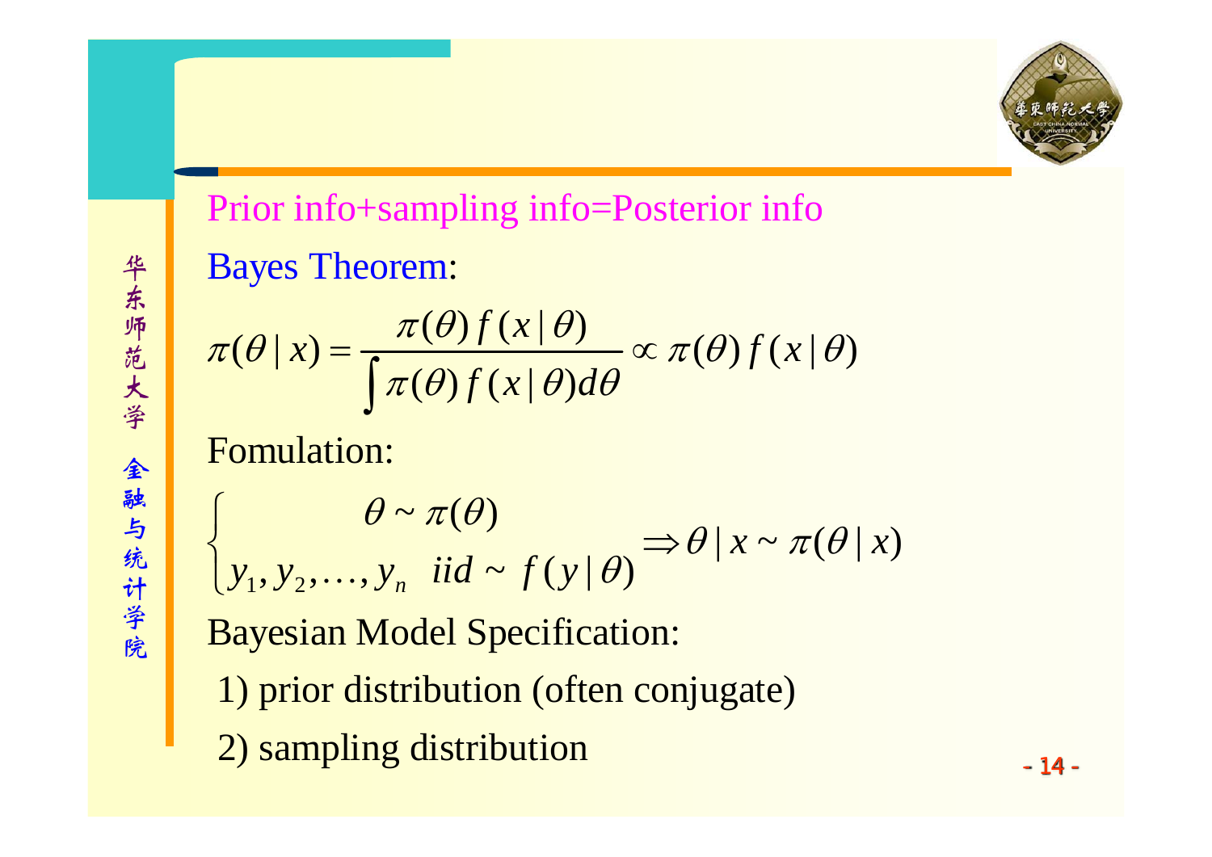Prior info+sampling info=Posterior info

Bayes Theorem:

$$\pi(\theta \mid x) = \frac{\pi(\theta) f(x \mid \theta)}{\int \pi(\theta) f(x \mid \theta) d\theta} \propto \pi(\theta) f(x \mid \theta)$$

Fomulation:

$$\begin{cases} \theta \sim \pi(\theta) \\ y_1, y_2, \ldots, y_n \;\; iid \sim f(y \mid \theta) \end{cases} \Rightarrow \theta \mid x \sim \pi(\theta \mid x)$$

Bayesian Model Specification:

1) prior distribution (often conjugate)

2) sampling distribution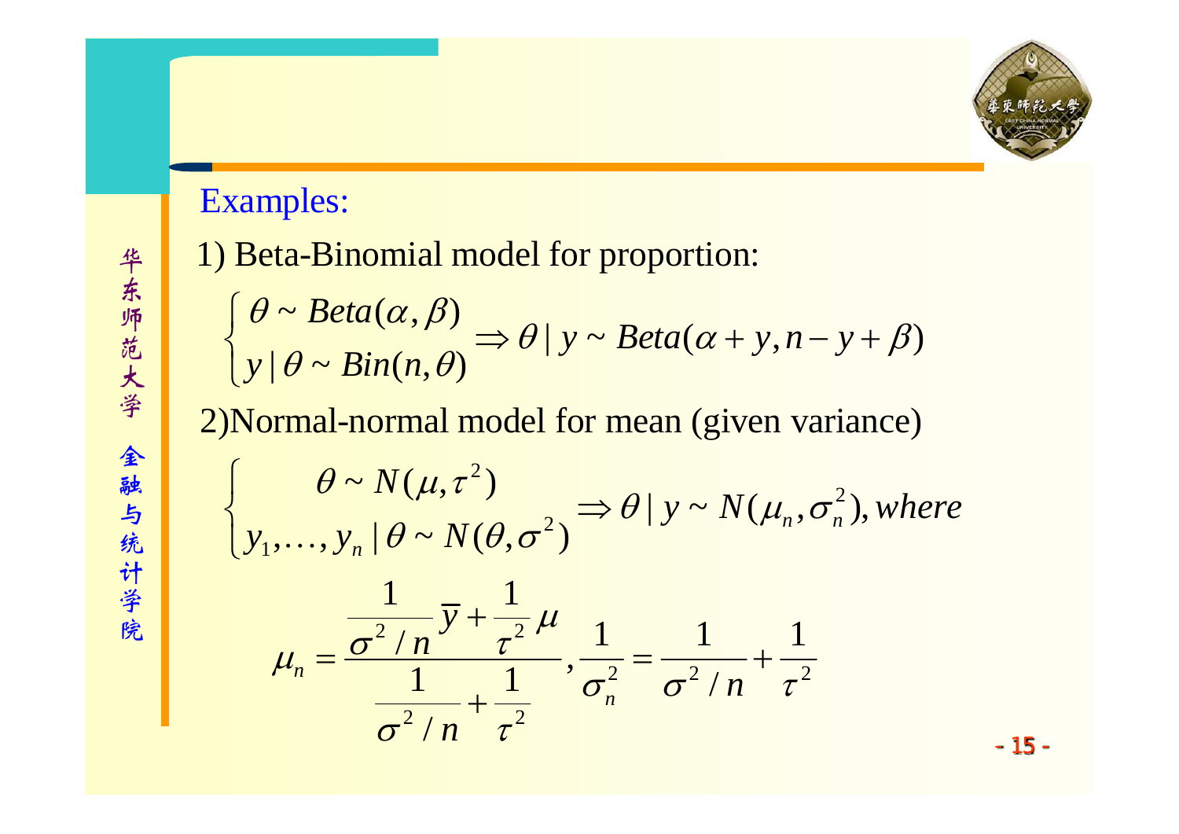Examples:

1) Beta-Binomial model for proportion:

$$\begin{cases} \theta \sim Beta(\alpha,\beta) \\ y \mid \theta \sim Bin(n,\theta) \end{cases} \Rightarrow \theta \mid y \sim Beta(\alpha+y, n-y+\beta)$$

2)Normal-normal model for mean (given variance)

$$\begin{cases} \theta \sim N(\mu,\tau^2) \\ y_1,\ldots,y_n \mid \theta \sim N(\theta,\sigma^2) \end{cases} \Rightarrow \theta \mid y \sim N(\mu_n,\sigma_n^2), where$$

$$\mu_n = \frac{\frac{1}{\sigma^2/n}\overline{y} + \frac{1}{\tau^2}\mu}{\frac{1}{\sigma^2/n} + \frac{1}{\tau^2}}, \frac{1}{\sigma_n^2} = \frac{1}{\sigma^2/n} + \frac{1}{\tau^2}$$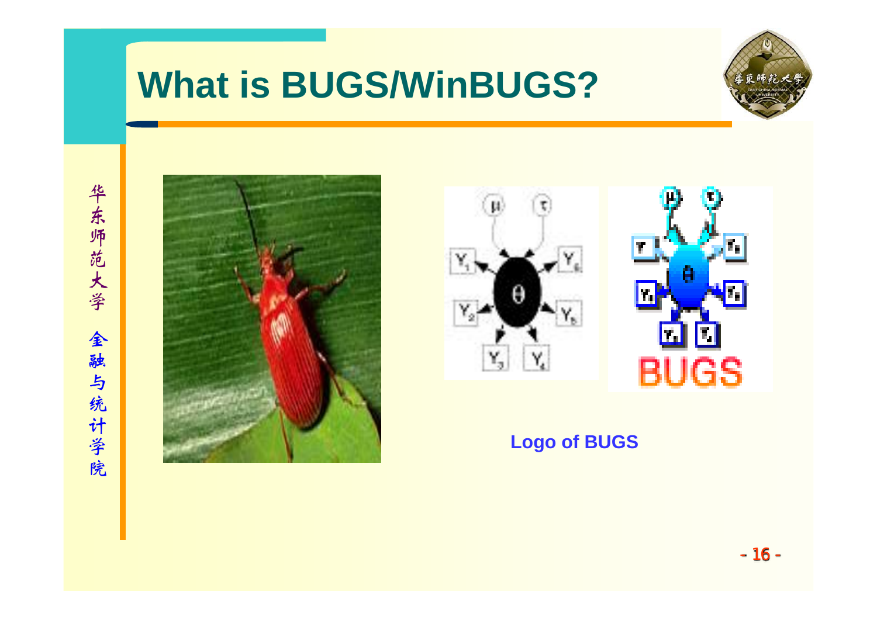# What is BUGS/WinBUGS?

Logo of BUGS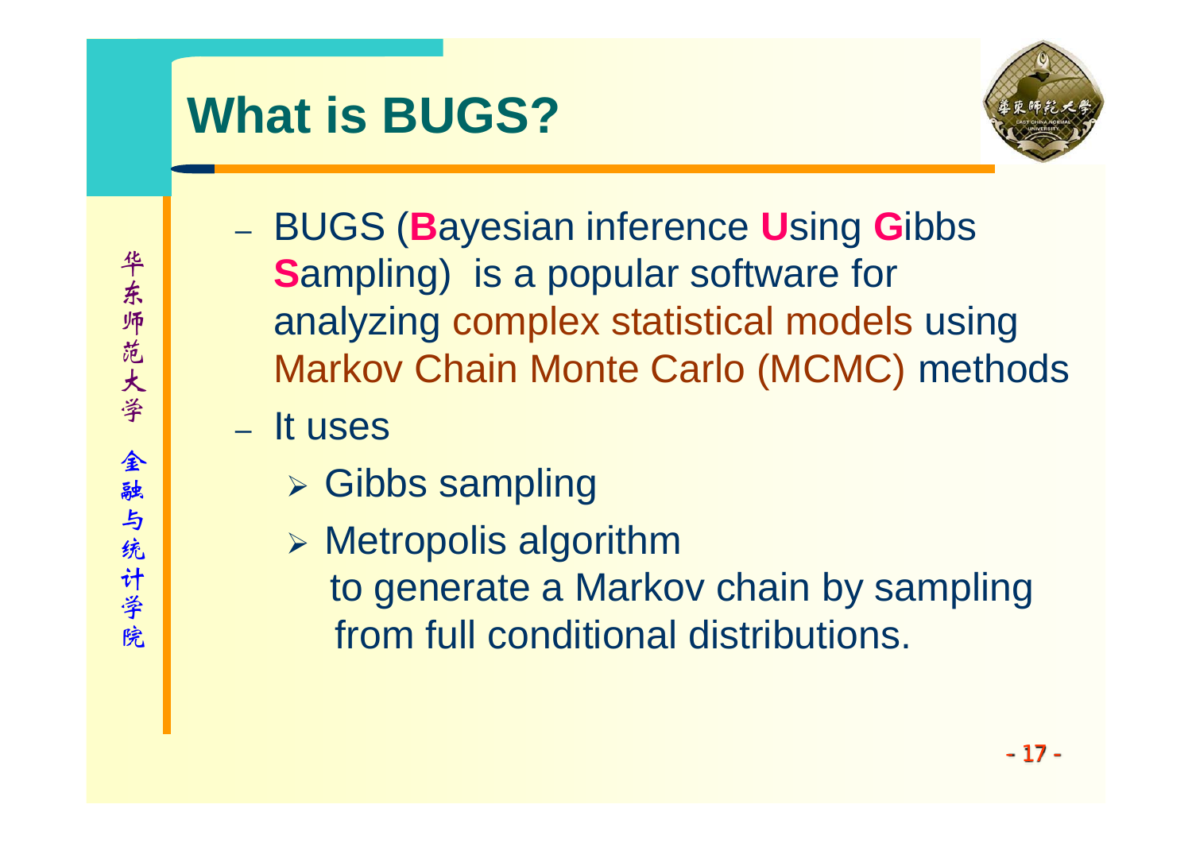# What is BUGS?

- BUGS (**B**ayesian inference **U**sing **G**ibbs **S**ampling) is a popular software for analyzing complex statistical models using Markov Chain Monte Carlo (MCMC) methods
- It uses
  - Gibbs sampling
  - Metropolis algorithm

    to generate a Markov chain by sampling from full conditional distributions.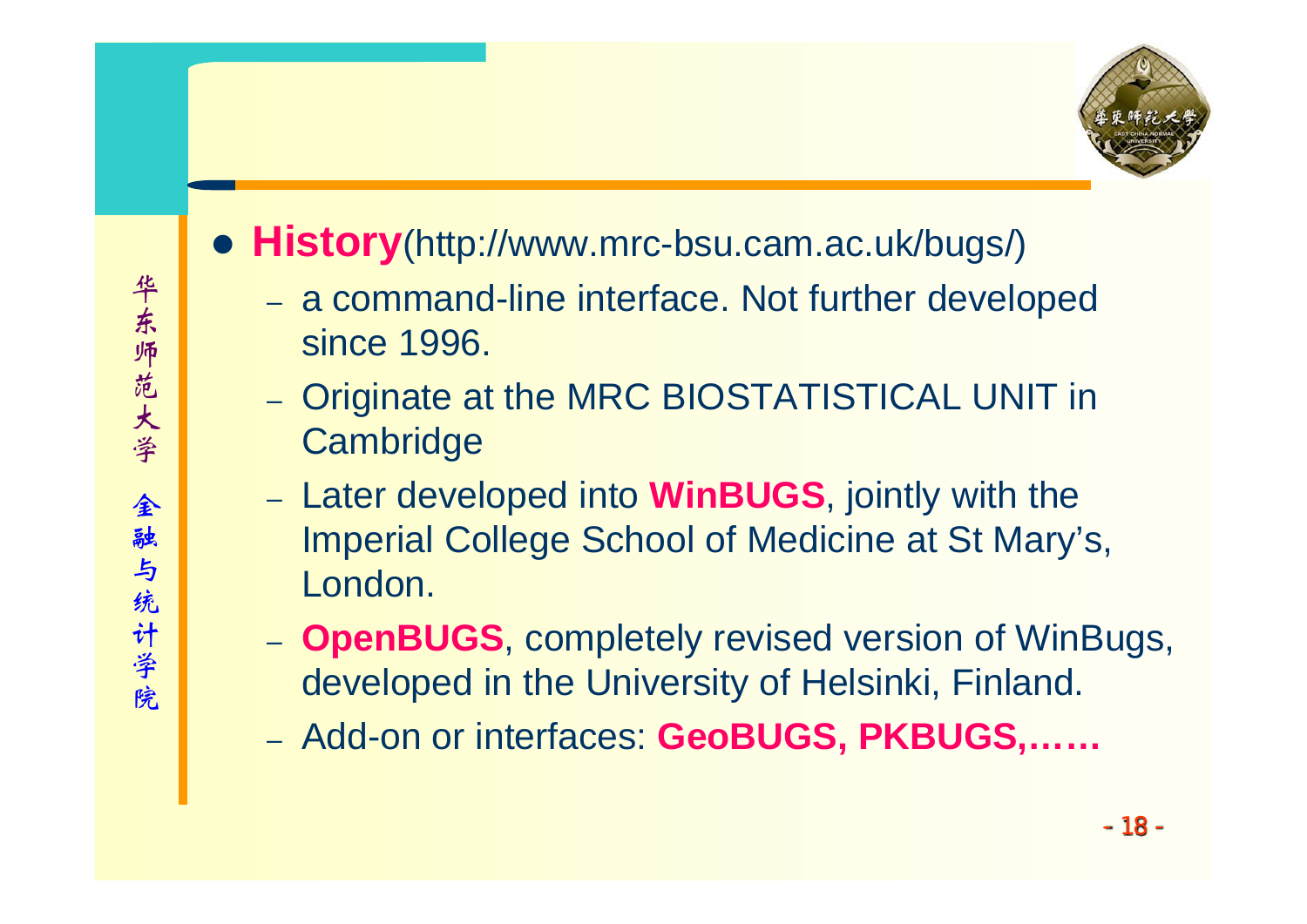- **History**(http://www.mrc-bsu.cam.ac.uk/bugs/)
  - a command-line interface. Not further developed since 1996.
  - Originate at the MRC BIOSTATISTICAL UNIT in Cambridge
  - Later developed into **WinBUGS**, jointly with the Imperial College School of Medicine at St Mary's, London.
  - **OpenBUGS**, completely revised version of WinBugs, developed in the University of Helsinki, Finland.
  - Add-on or interfaces: **GeoBUGS, PKBUGS,……**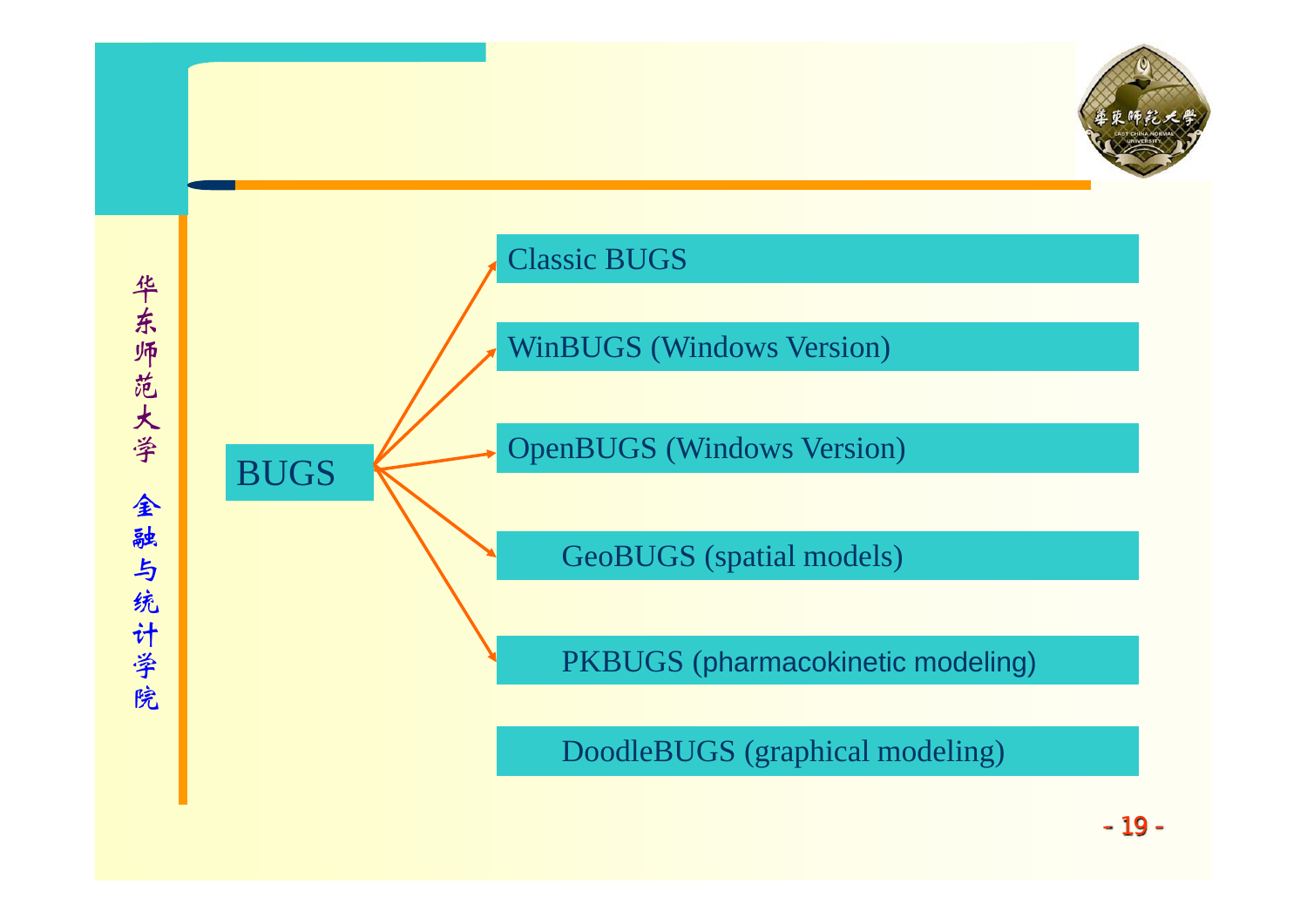BUGS

- Classic BUGS
- WinBUGS (Windows Version)
- OpenBUGS (Windows Version)
- GeoBUGS (spatial models)
- PKBUGS (pharmacokinetic modeling)
- DoodleBUGS (graphical modeling)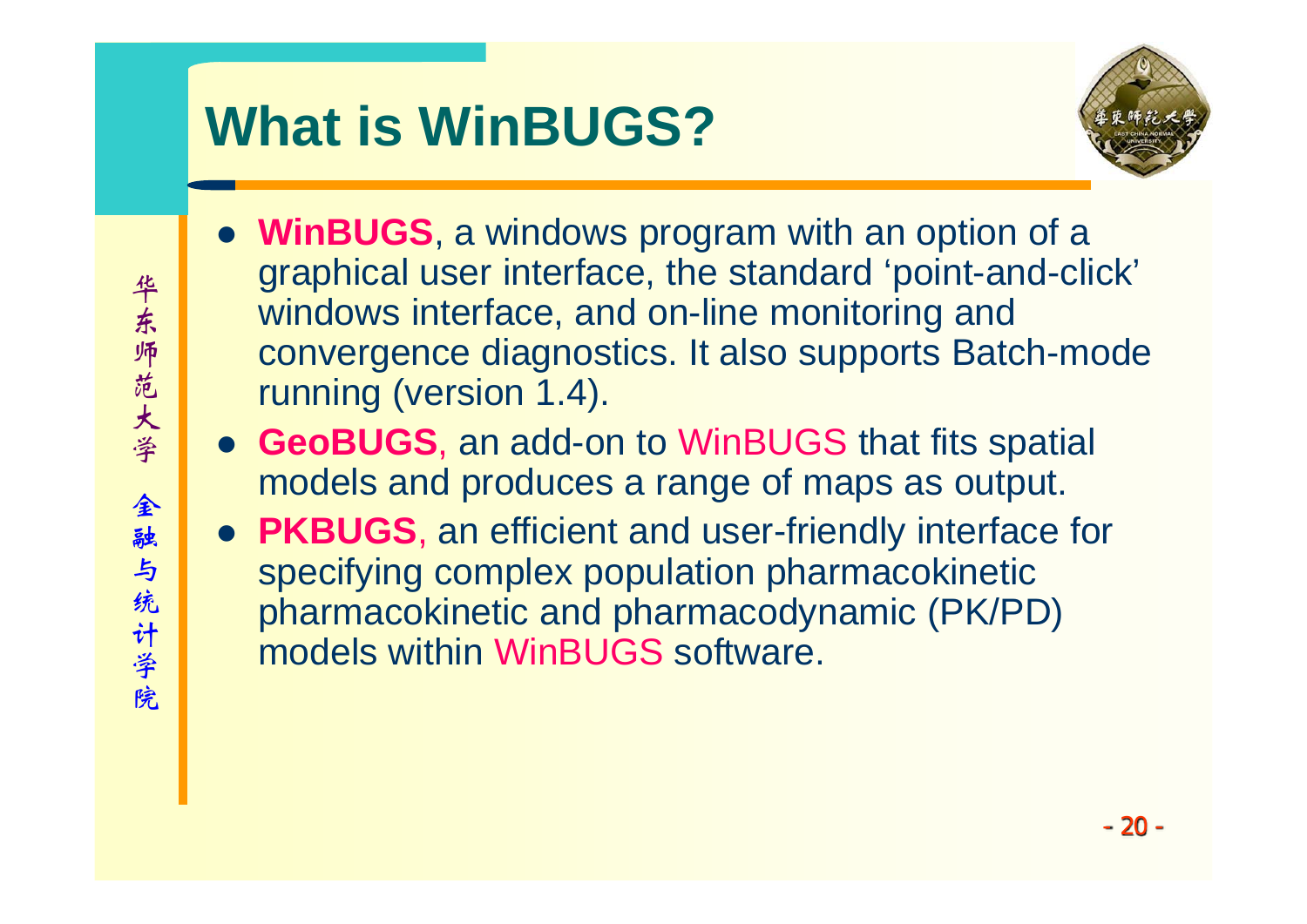# What is WinBUGS?

- **WinBUGS**, a windows program with an option of a graphical user interface, the standard 'point-and-click' windows interface, and on-line monitoring and convergence diagnostics. It also supports Batch-mode running (version 1.4).
- **GeoBUGS**, an add-on to WinBUGS that fits spatial models and produces a range of maps as output.
- **PKBUGS**, an efficient and user-friendly interface for specifying complex population pharmacokinetic pharmacokinetic and pharmacodynamic (PK/PD) models within WinBUGS software.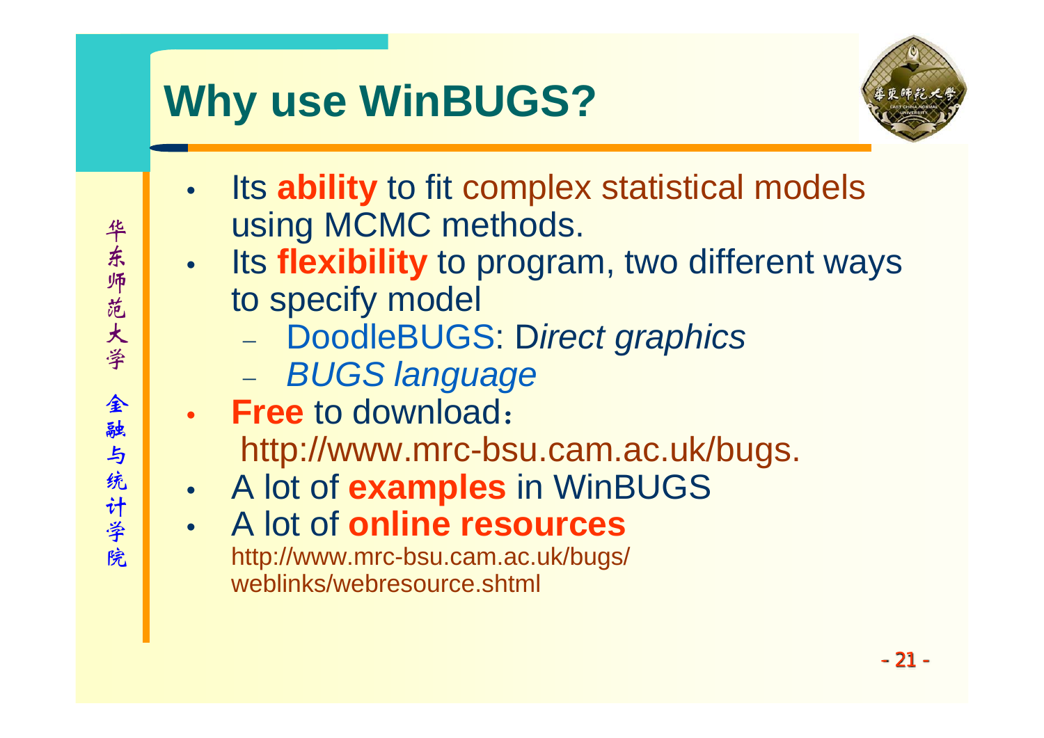# Why use WinBUGS?

- Its **ability** to fit complex statistical models using MCMC methods.
- Its **flexibility** to program, two different ways to specify model
  - DoodleBUGS: D*irect graphics*
  - *BUGS language*
- **Free** to download：
  http://www.mrc-bsu.cam.ac.uk/bugs.
- A lot of **examples** in WinBUGS
- A lot of **online resources**
  http://www.mrc-bsu.cam.ac.uk/bugs/weblinks/webresource.shtml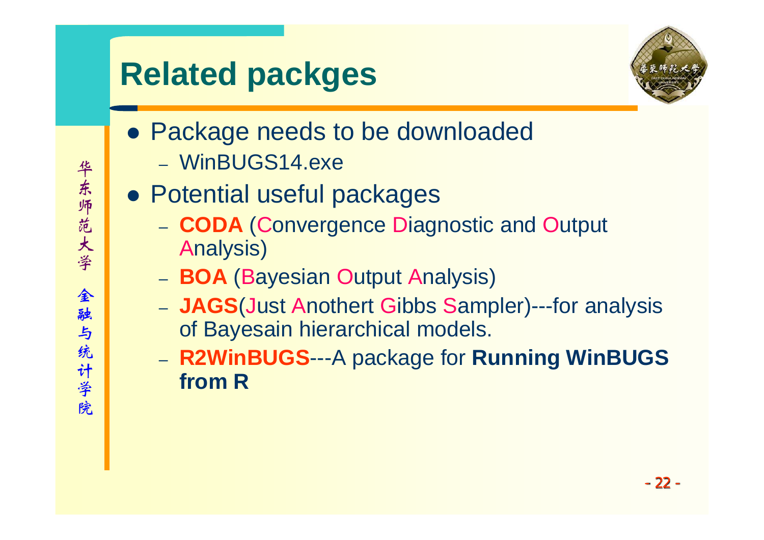# Related packges

- Package needs to be downloaded
  - WinBUGS14.exe
- Potential useful packages
  - **CODA** (Convergence Diagnostic and Output Analysis)
  - **BOA** (Bayesian Output Analysis)
  - **JAGS**(Just Anothert Gibbs Sampler)---for analysis of Bayesain hierarchical models.
  - **R2WinBUGS**---A package for **Running WinBUGS from R**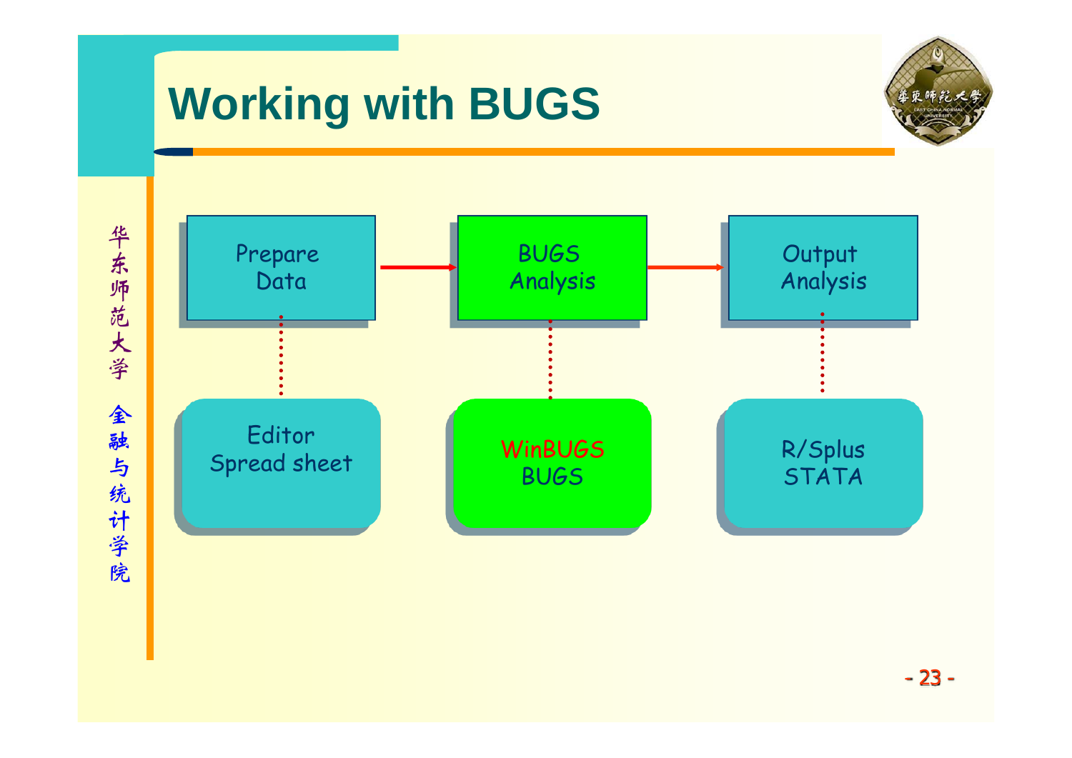# Working with BUGS

Prepare Data → BUGS Analysis → Output Analysis

Editor
Spread sheet

WinBUGS
BUGS

R/Splus
STATA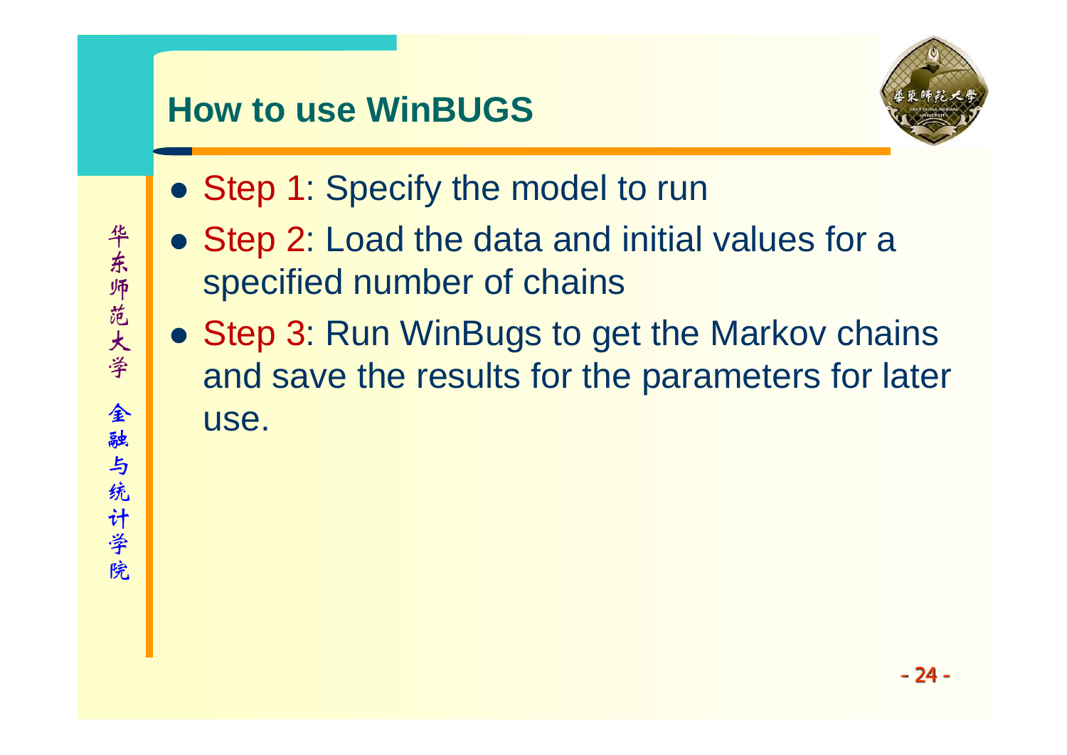## How to use WinBUGS

- Step 1: Specify the model to run
- Step 2: Load the data and initial values for a specified number of chains
- Step 3: Run WinBugs to get the Markov chains and save the results for the parameters for later use.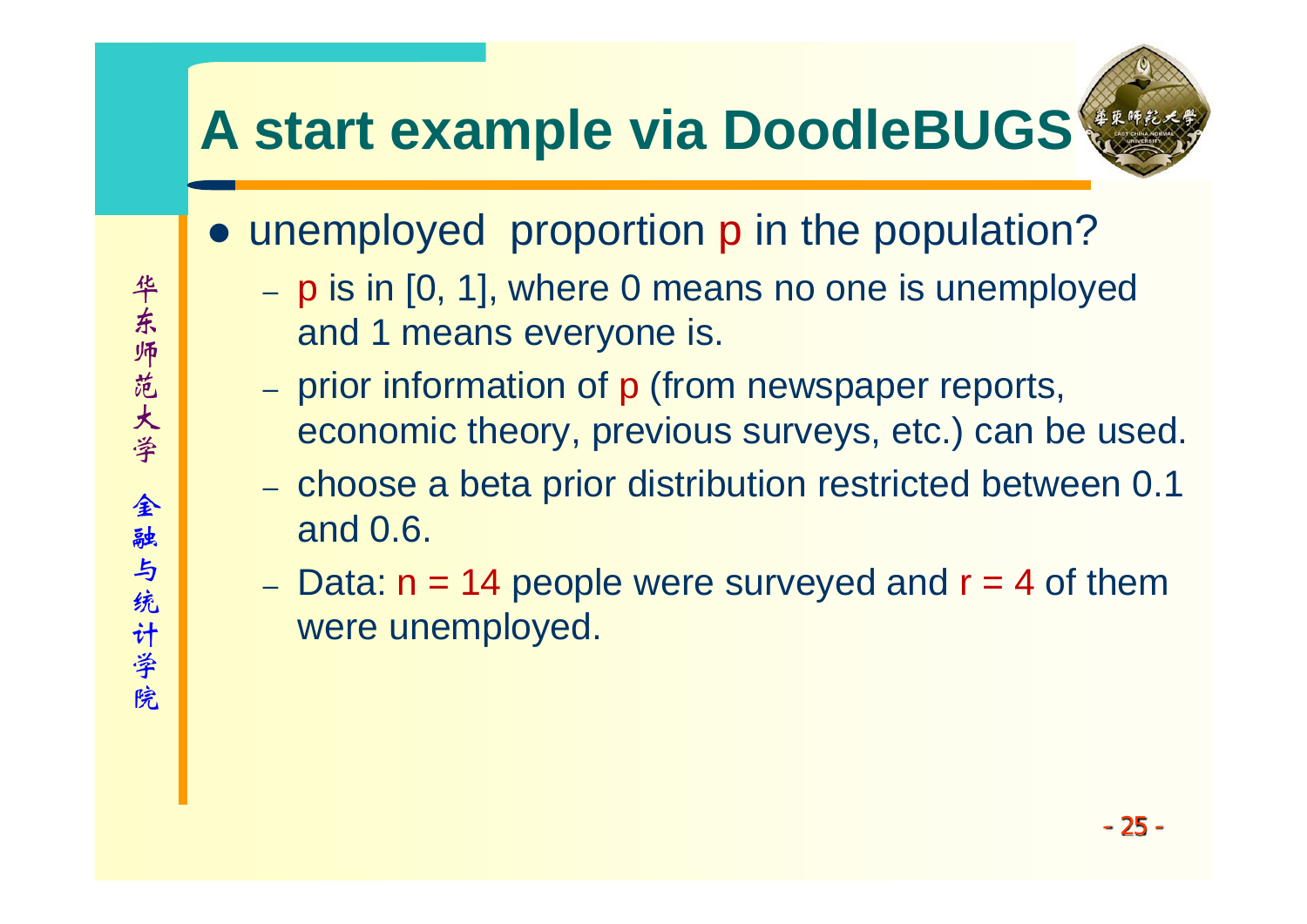# A start example via DoodleBUGS

- unemployed proportion $p$ in the population?
  - $p$ is in [0, 1], where 0 means no one is unemployed and 1 means everyone is.
  - prior information of $p$ (from newspaper reports, economic theory, previous surveys, etc.) can be used.
  - choose a beta prior distribution restricted between 0.1 and 0.6.
  - Data: $n = 14$ people were surveyed and $r = 4$ of them were unemployed.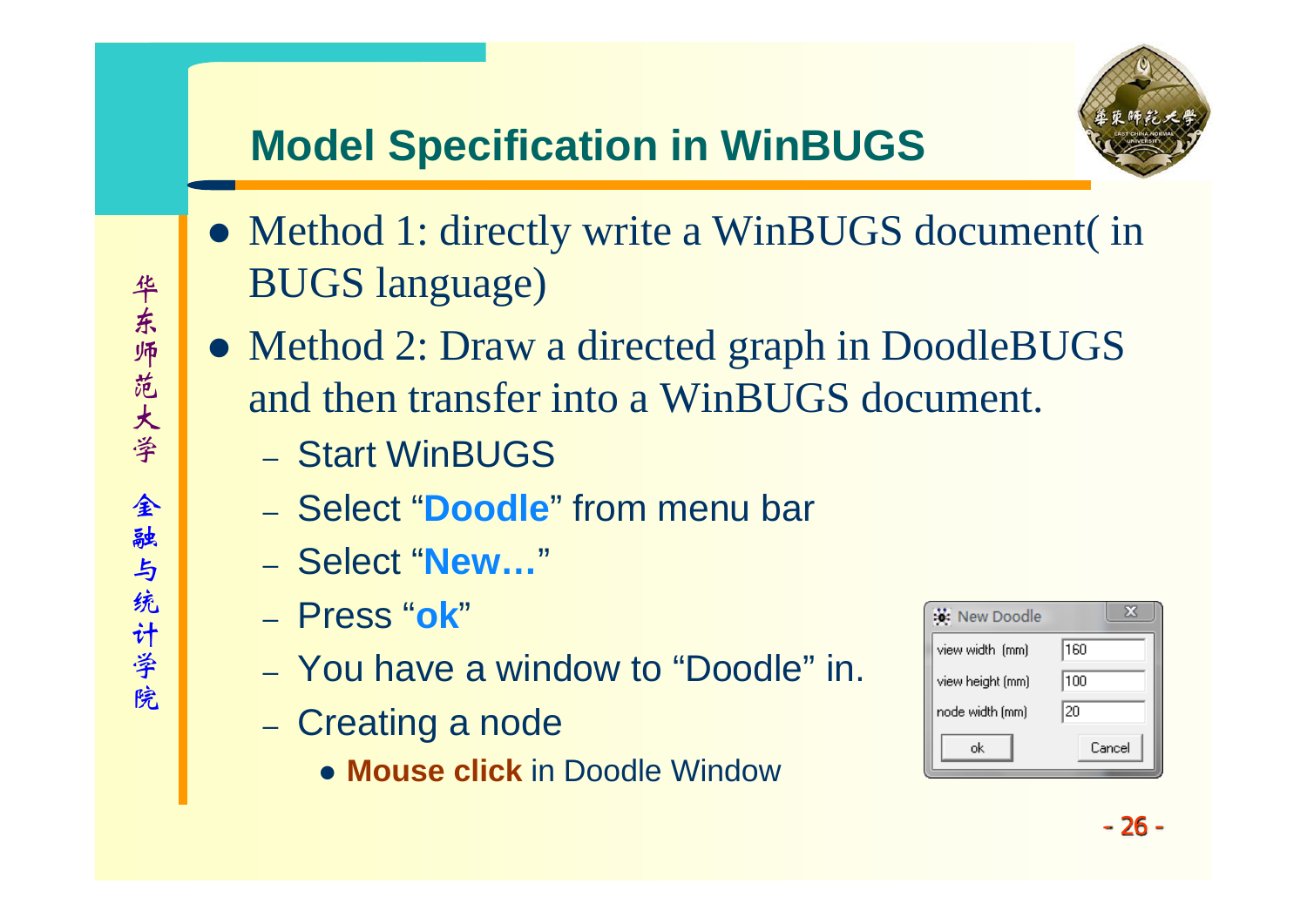# Model Specification in WinBUGS

- Method 1: directly write a WinBUGS document( in BUGS language)
- Method 2: Draw a directed graph in DoodleBUGS and then transfer into a WinBUGS document.
  - Start WinBUGS
  - Select “**Doodle**” from menu bar
  - Select “**New…**”
  - Press “**ok**”
  - You have a window to “Doodle” in.
  - Creating a node
    - **Mouse click** in Doodle Window

New Doodle

| view width (mm) | 160 |
| --- | --- |
| view height (mm) | 100 |
| node width (mm) | 20 |
| ok | Cancel |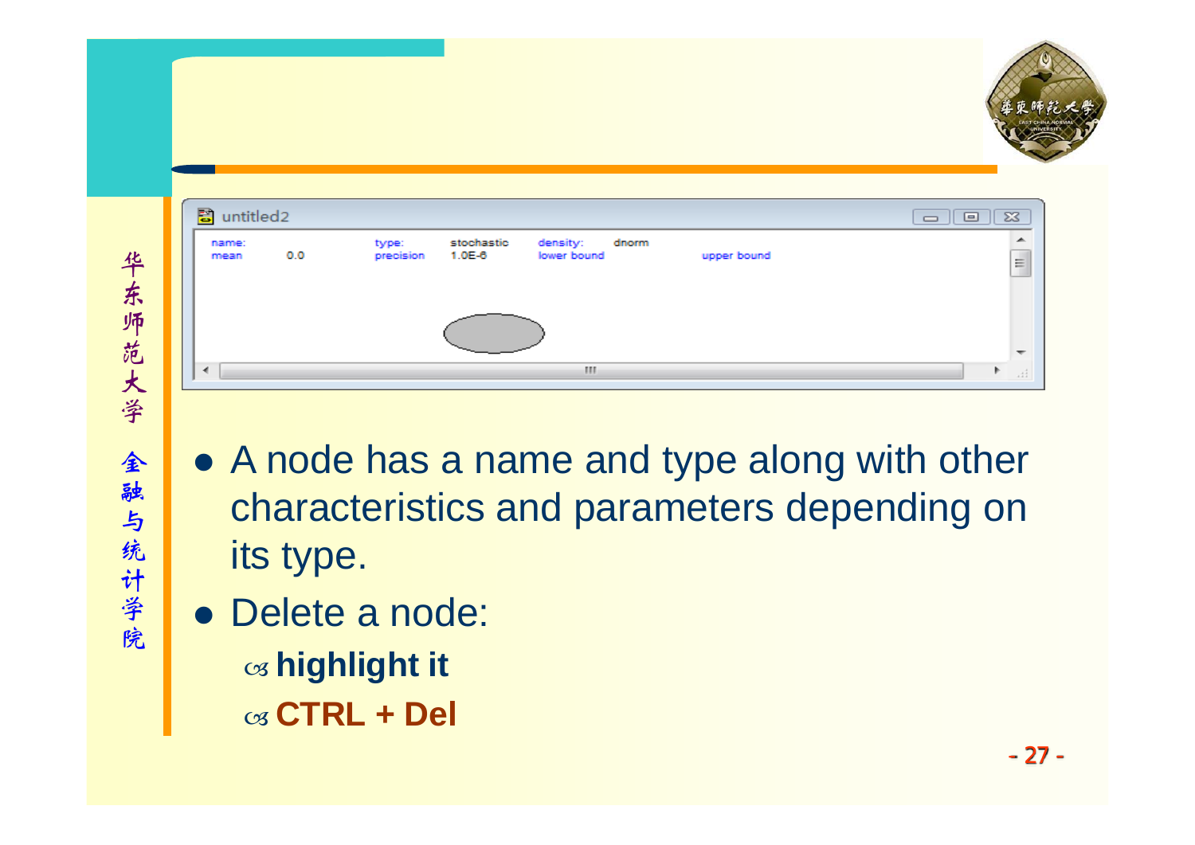| name: | | type: | stochastic | density: | dnorm | |
|---|---|---|---|---|---|---|
| mean | 0.0 | precision | 1.0E-6 | lower bound | | upper bound |

- A node has a name and type along with other characteristics and parameters depending on its type.
- Delete a node:
  - **highlight it**
  - **CTRL + Del**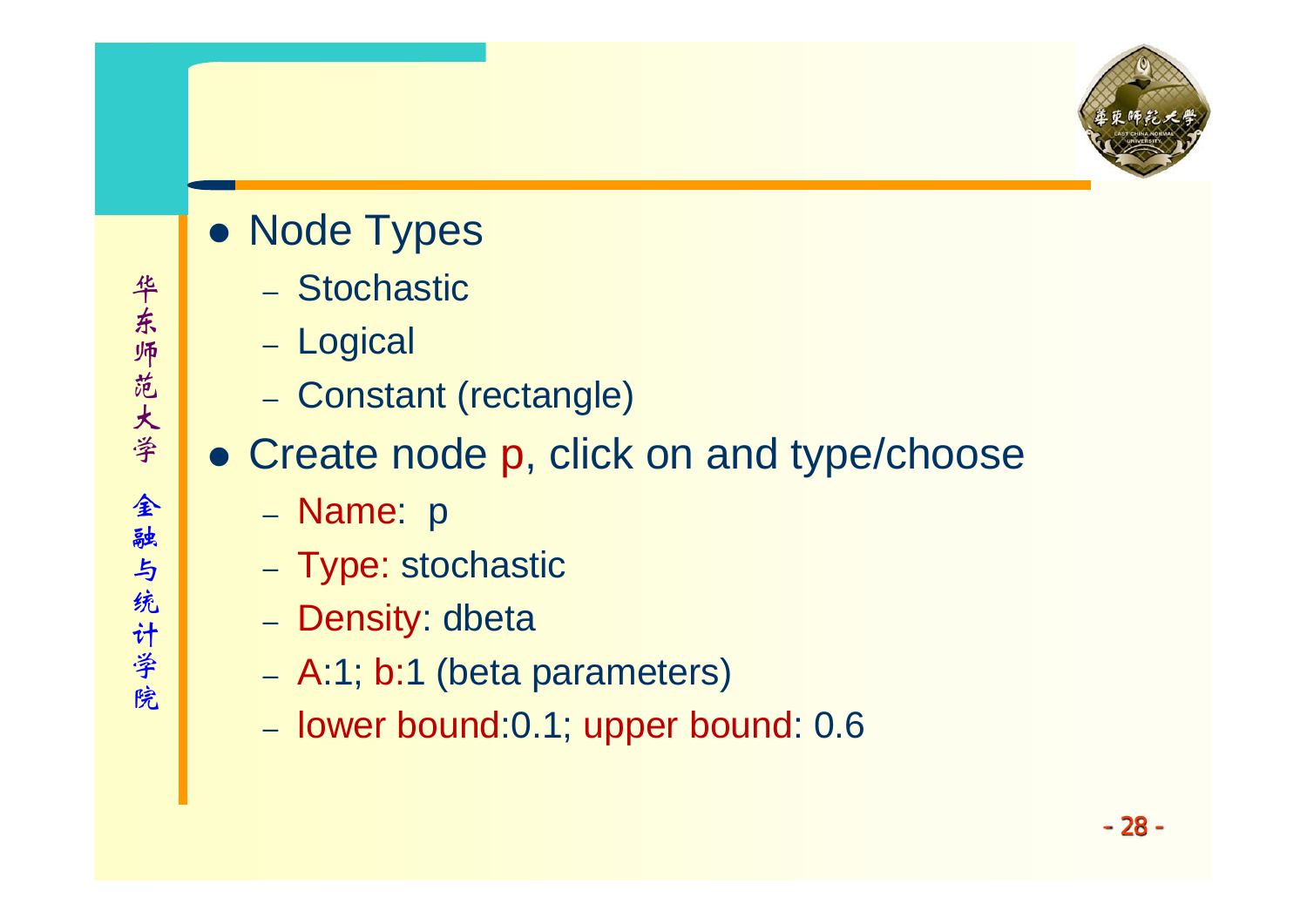- Node Types
  - Stochastic
  - Logical
  - Constant (rectangle)
- Create node p, click on and type/choose
  - Name: p
  - Type: stochastic
  - Density: dbeta
  - A:1; b:1 (beta parameters)
  - lower bound:0.1; upper bound: 0.6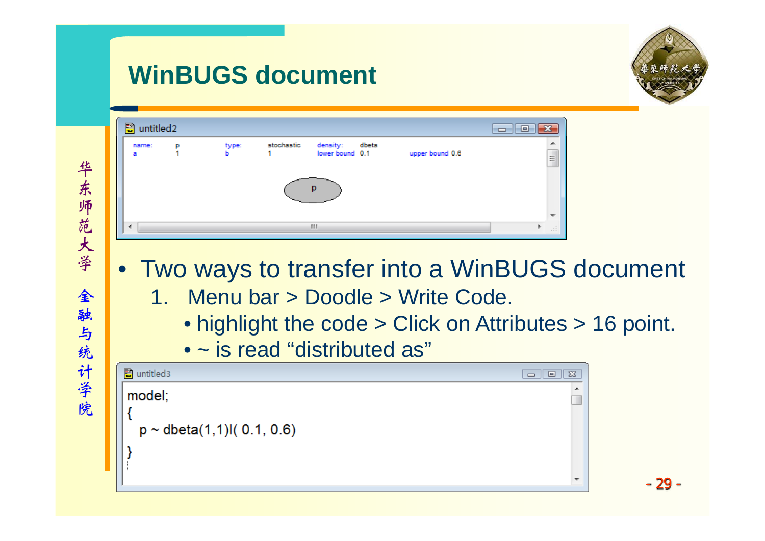# WinBUGS document

untitled2

| name: | p | type: | stochastic | density: | dbeta | | |
|---|---|---|---|---|---|---|---|
| a | 1 | b | 1 | lower bound | 0.1 | upper bound | 0.6 |

p

- Two ways to transfer into a WinBUGS document
  1. Menu bar > Doodle > Write Code.
     - highlight the code > Click on Attributes > 16 point.
     - ~ is read "distributed as"

untitled3

```
model;
{
  p ~ dbeta(1,1)I( 0.1, 0.6)
}
```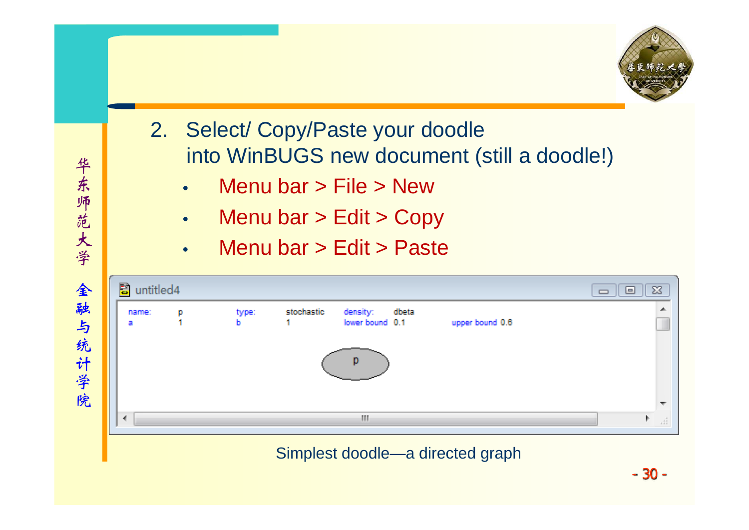2. Select/ Copy/Paste your doodle into WinBUGS new document (still a doodle!)
   - Menu bar > File > New
   - Menu bar > Edit > Copy
   - Menu bar > Edit > Paste

Simplest doodle—a directed graph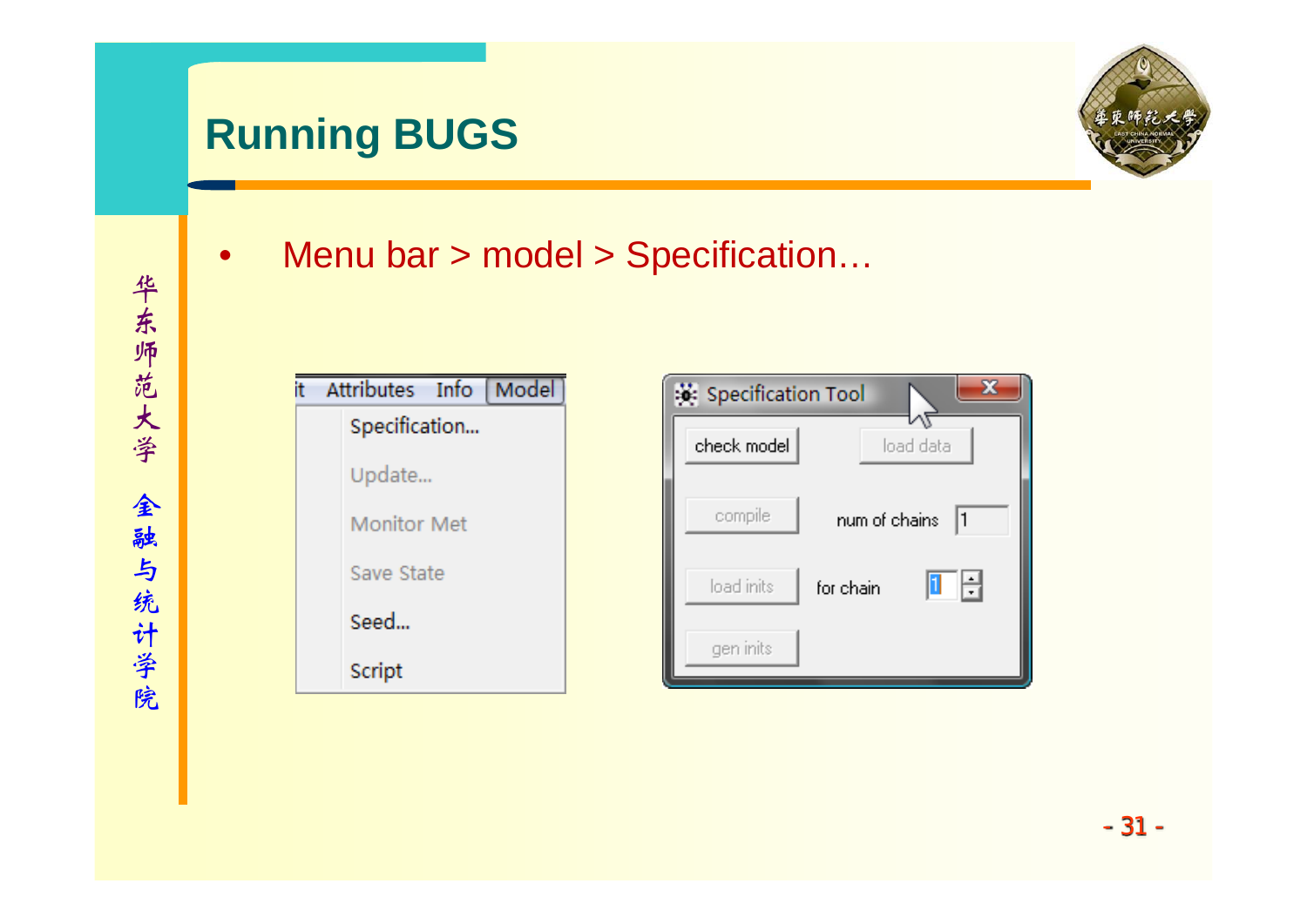# Running BUGS

- Menu bar > model > Specification…

it Attributes Info Model

Specification...

Update...

Monitor Met

Save State

Seed...

Script

Specification Tool

check model | load data

compile | num of chains 1

load inits | for chain 1

gen inits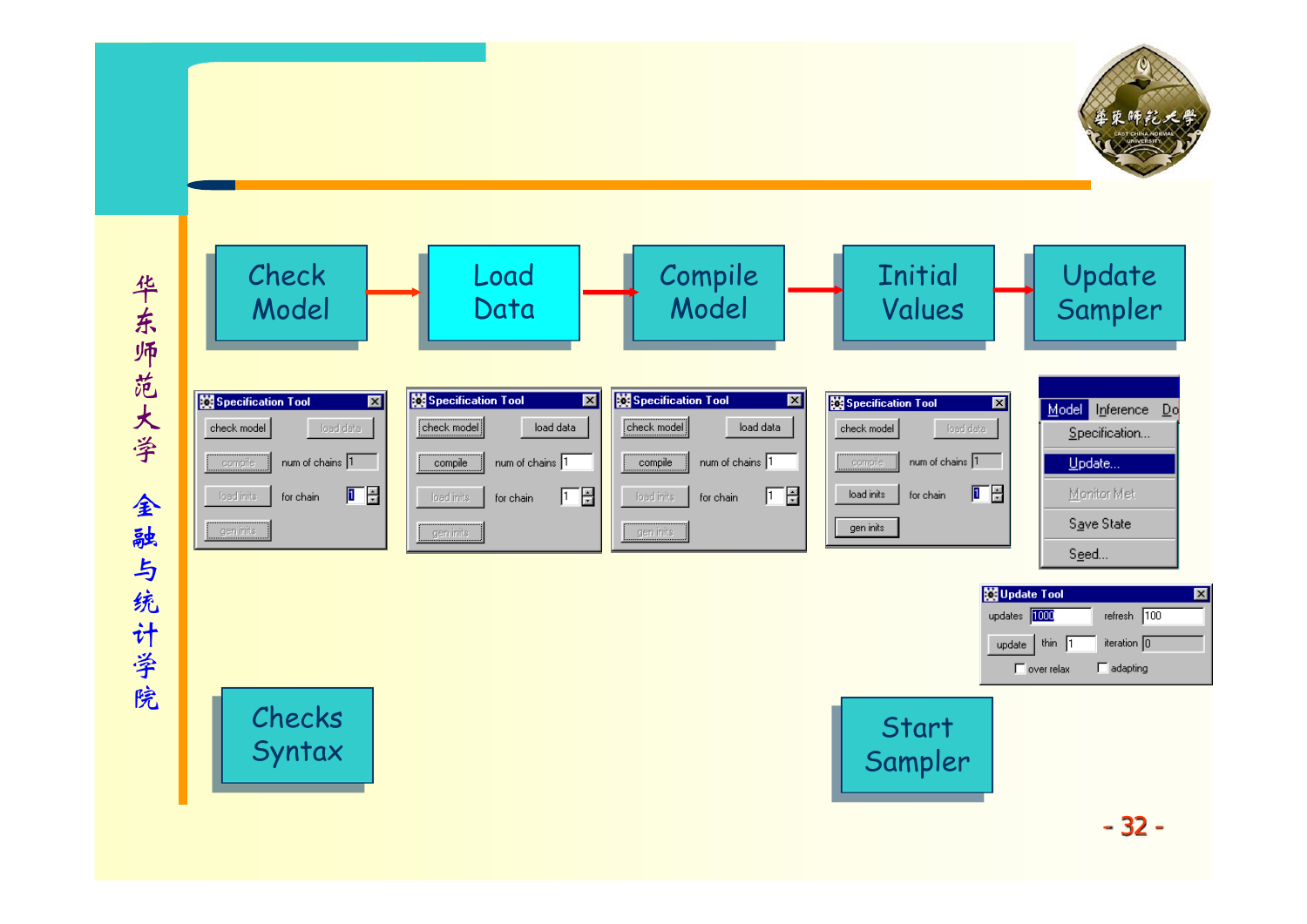Check Model → Load Data → Compile Model → Initial Values → Update Sampler

| Specification Tool | | |
|---|---|---|
| check model | | load data |
| compile | num of chains | 1 |
| load inits | for chain | 1 |
| gen inits | | |

Model | Inference | Do

- Specification...
- Update...
- Monitor Met
- Save State
- Seed...

| Update Tool | | | |
|---|---|---|---|
| updates | 1000 | refresh | 100 |
| update | thin 1 | iteration | 0 |
| over relax | | adapting | |

Checks Syntax

Start Sampler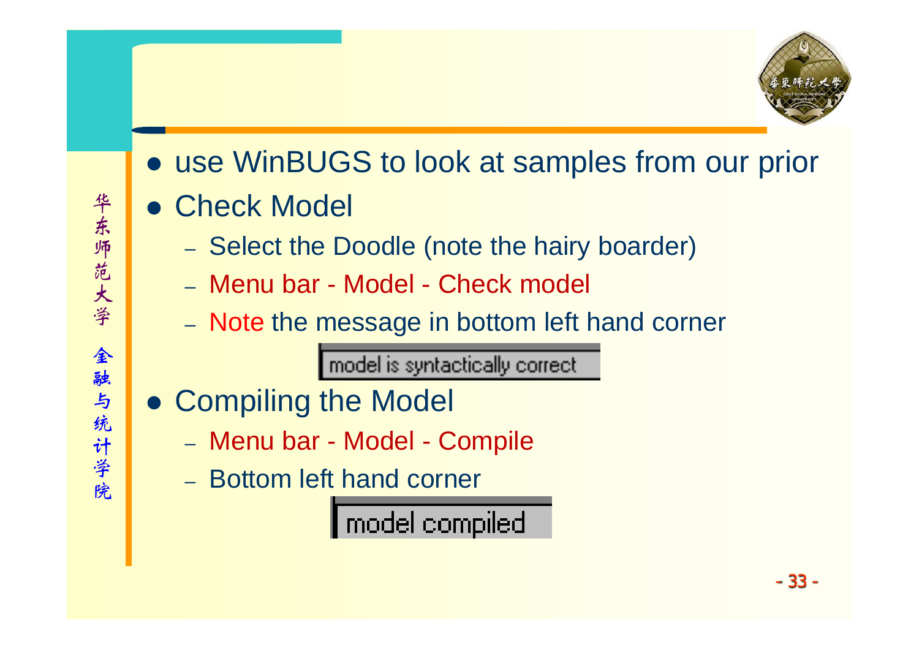- use WinBUGS to look at samples from our prior
- Check Model
  - Select the Doodle (note the hairy boarder)
  - Menu bar - Model - Check model
  - Note the message in bottom left hand corner

model is syntactically correct

- Compiling the Model
  - Menu bar - Model - Compile
  - Bottom left hand corner

model compiled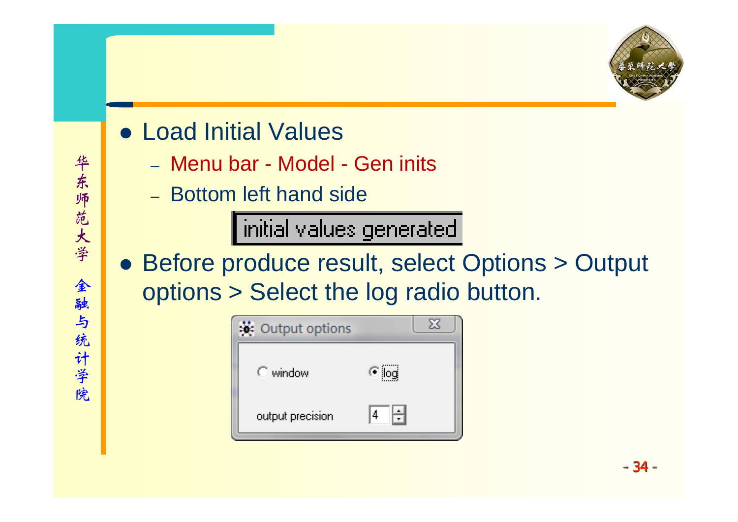- Load Initial Values
  - Menu bar - Model - Gen inits
  - Bottom left hand side

initial values generated

- Before produce result, select Options > Output options > Select the log radio button.

Output options

window　log

output precision　4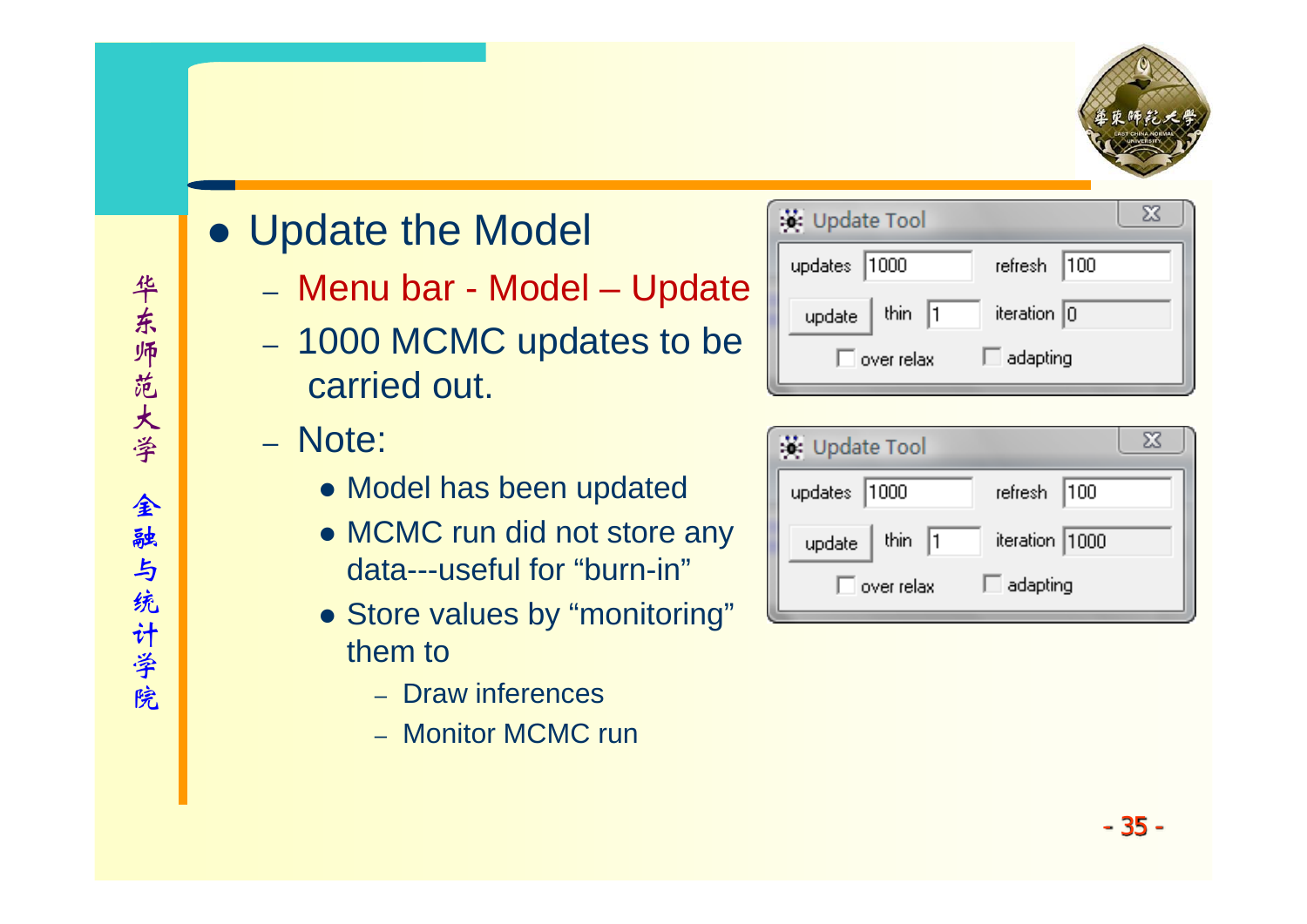- Update the Model
  - Menu bar - Model – Update
  - 1000 MCMC updates to be carried out.
  - Note:
    - Model has been updated
    - MCMC run did not store any data---useful for “burn-in”
    - Store values by “monitoring” them to
      - Draw inferences
      - Monitor MCMC run

Update Tool

| updates | 1000 | refresh | 100 |
|---|---|---|---|
| update | thin 1 | iteration | 0 |
| over relax | | adapting | |

Update Tool

| updates | 1000 | refresh | 100 |
|---|---|---|---|
| update | thin 1 | iteration | 1000 |
| over relax | | adapting | |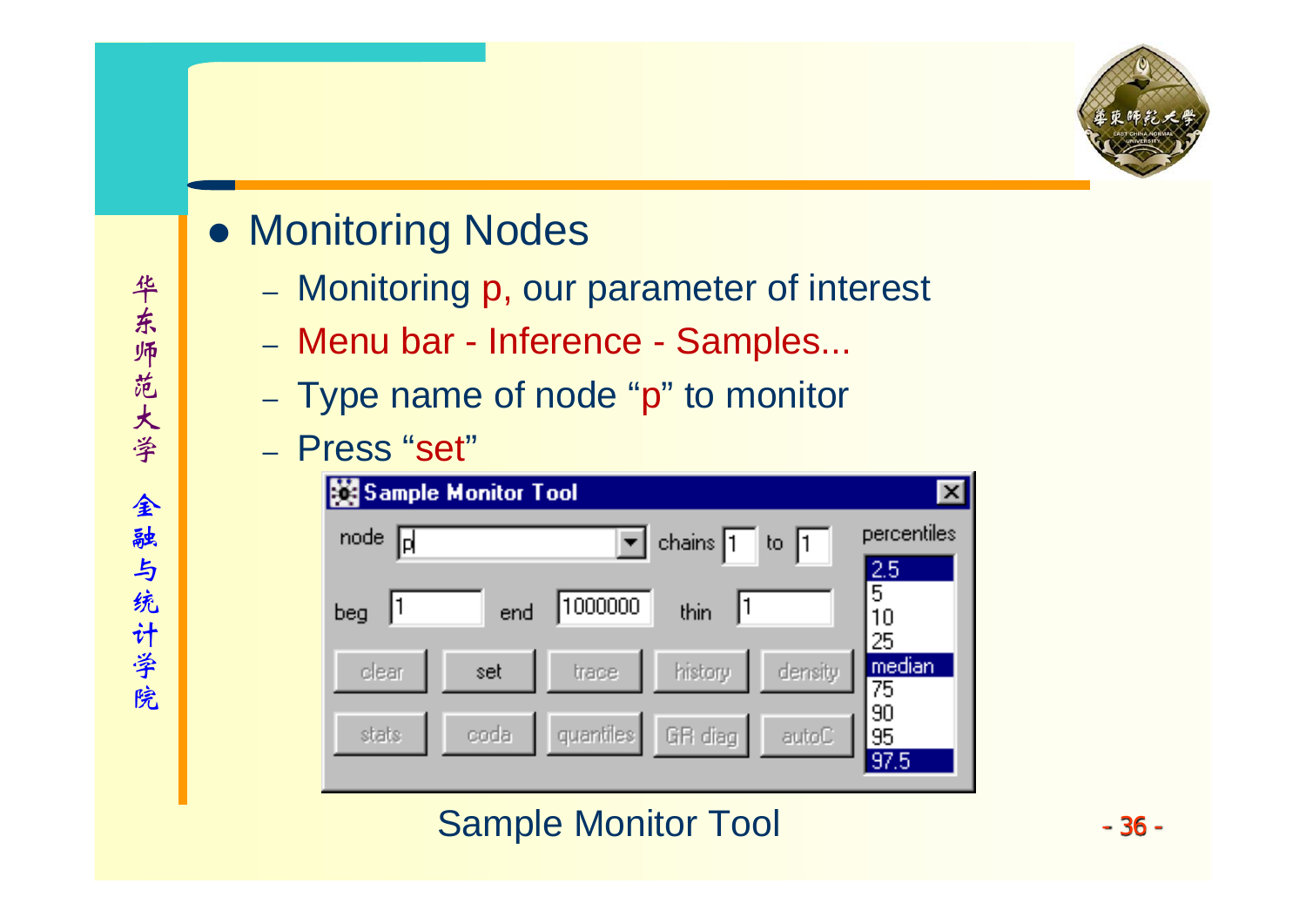- Monitoring Nodes
  - Monitoring p, our parameter of interest
  - Menu bar - Inference - Samples...
  - Type name of node “p” to monitor
  - Press “set”

Sample Monitor Tool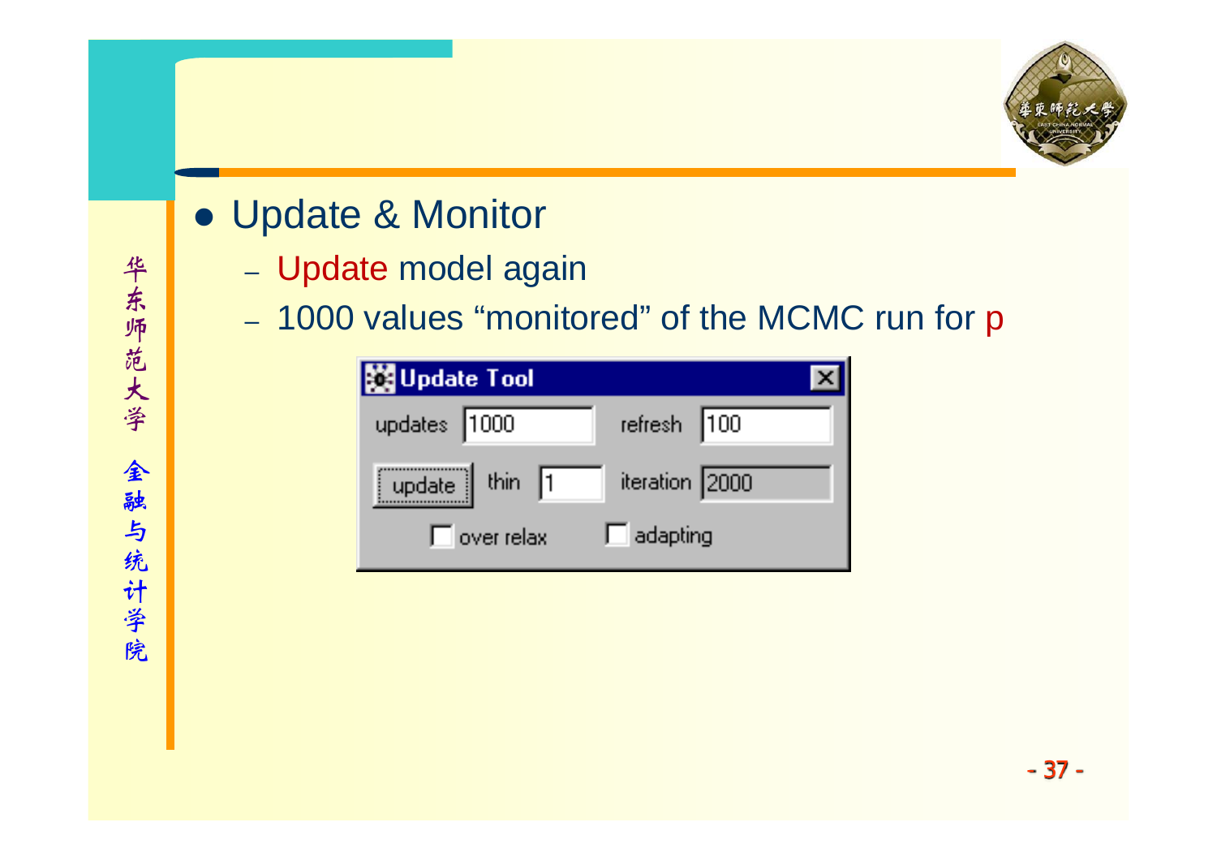- Update & Monitor
  - Update model again
  - 1000 values “monitored” of the MCMC run for p

**Update Tool**

| | | | |
|---|---|---|---|
| updates | 1000 | refresh | 100 |
| update | thin 1 | iteration | 2000 |
| over relax | | adapting | |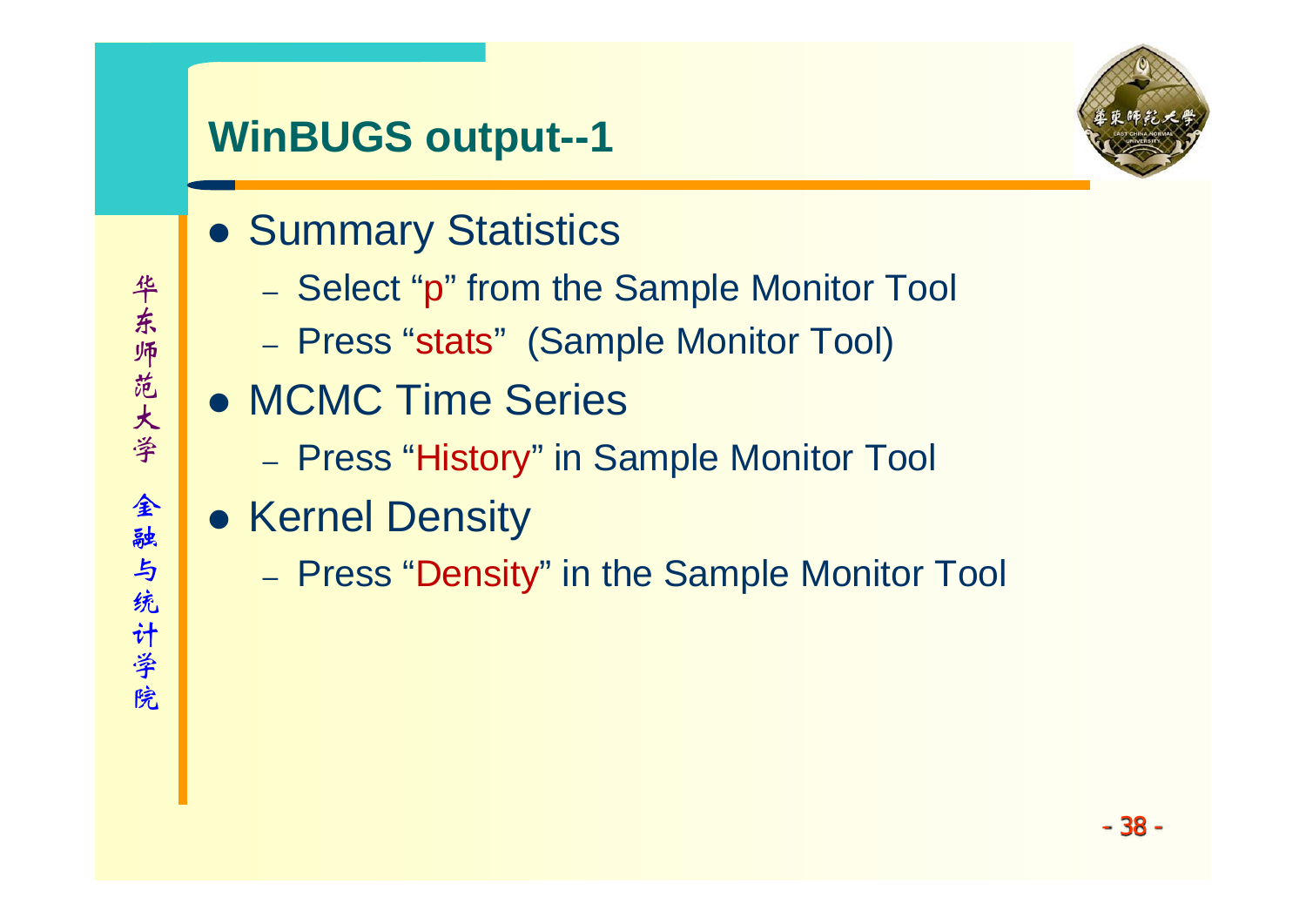## WinBUGS output--1

- Summary Statistics
  - Select “p” from the Sample Monitor Tool
  - Press “stats” (Sample Monitor Tool)
- MCMC Time Series
  - Press “History” in Sample Monitor Tool
- Kernel Density
  - Press “Density” in the Sample Monitor Tool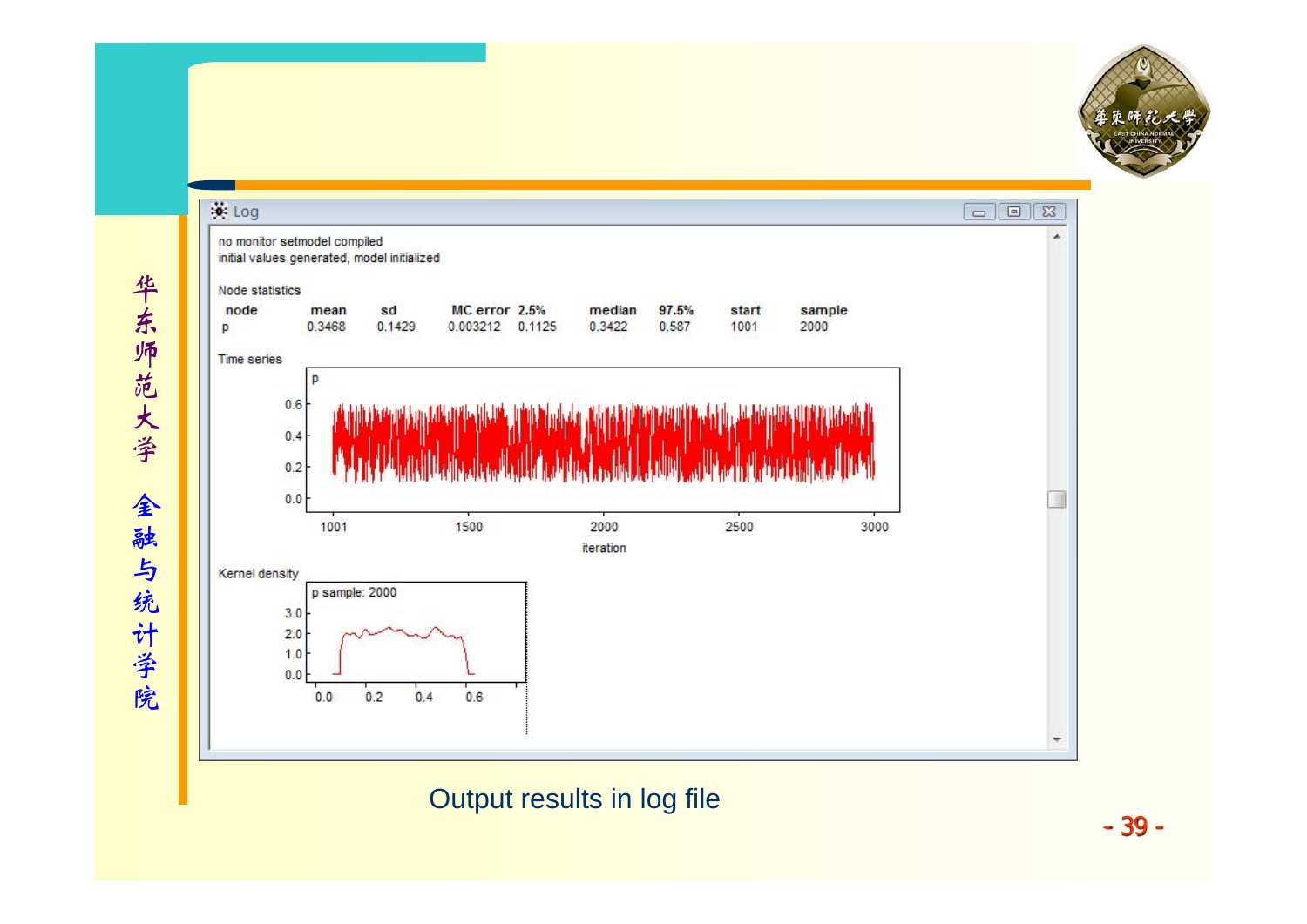Log

no monitor setmodel compiled
initial values generated, model initialized

Node statistics

| node | mean | sd | MC error | 2.5% | median | 97.5% | start | sample |
|---|---|---|---|---|---|---|---|---|
| p | 0.3468 | 0.1429 | 0.003212 | 0.1125 | 0.3422 | 0.587 | 1001 | 2000 |

Time series

Kernel density

Output results in log file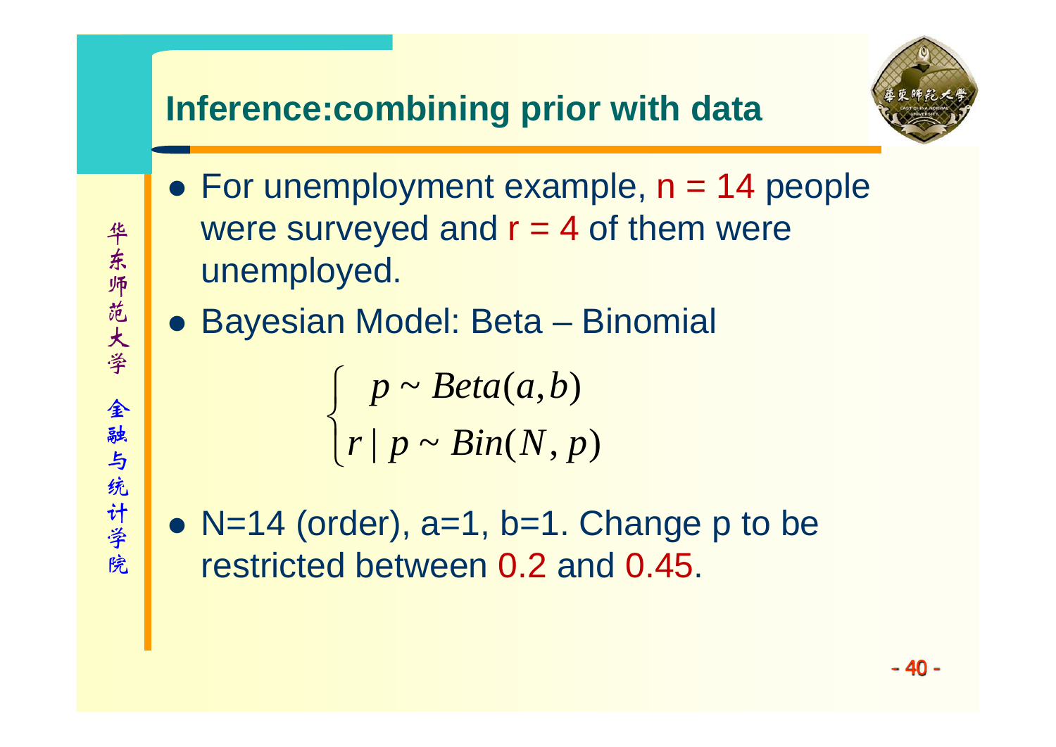## Inference:combining prior with data

- For unemployment example, n = 14 people were surveyed and r = 4 of them were unemployed.
- Bayesian Model: Beta – Binomial

$$
\begin{cases} p \sim Beta(a,b) \\ r \mid p \sim Bin(N,p) \end{cases}
$$

- N=14 (order), a=1, b=1. Change p to be restricted between 0.2 and 0.45.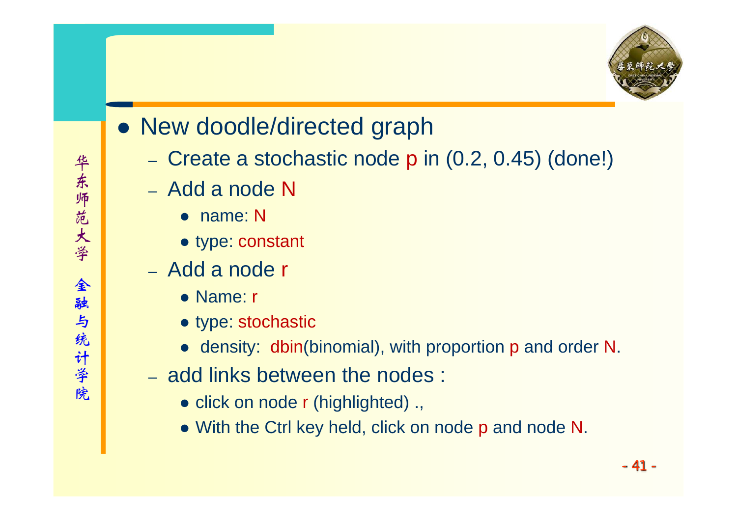- New doodle/directed graph
  - Create a stochastic node p in (0.2, 0.45) (done!)
  - Add a node N
    - name: N
    - type: constant
  - Add a node r
    - Name: r
    - type: stochastic
    - density: dbin(binomial), with proportion p and order N.
  - add links between the nodes :
    - click on node r (highlighted) .,
    - With the Ctrl key held, click on node p and node N.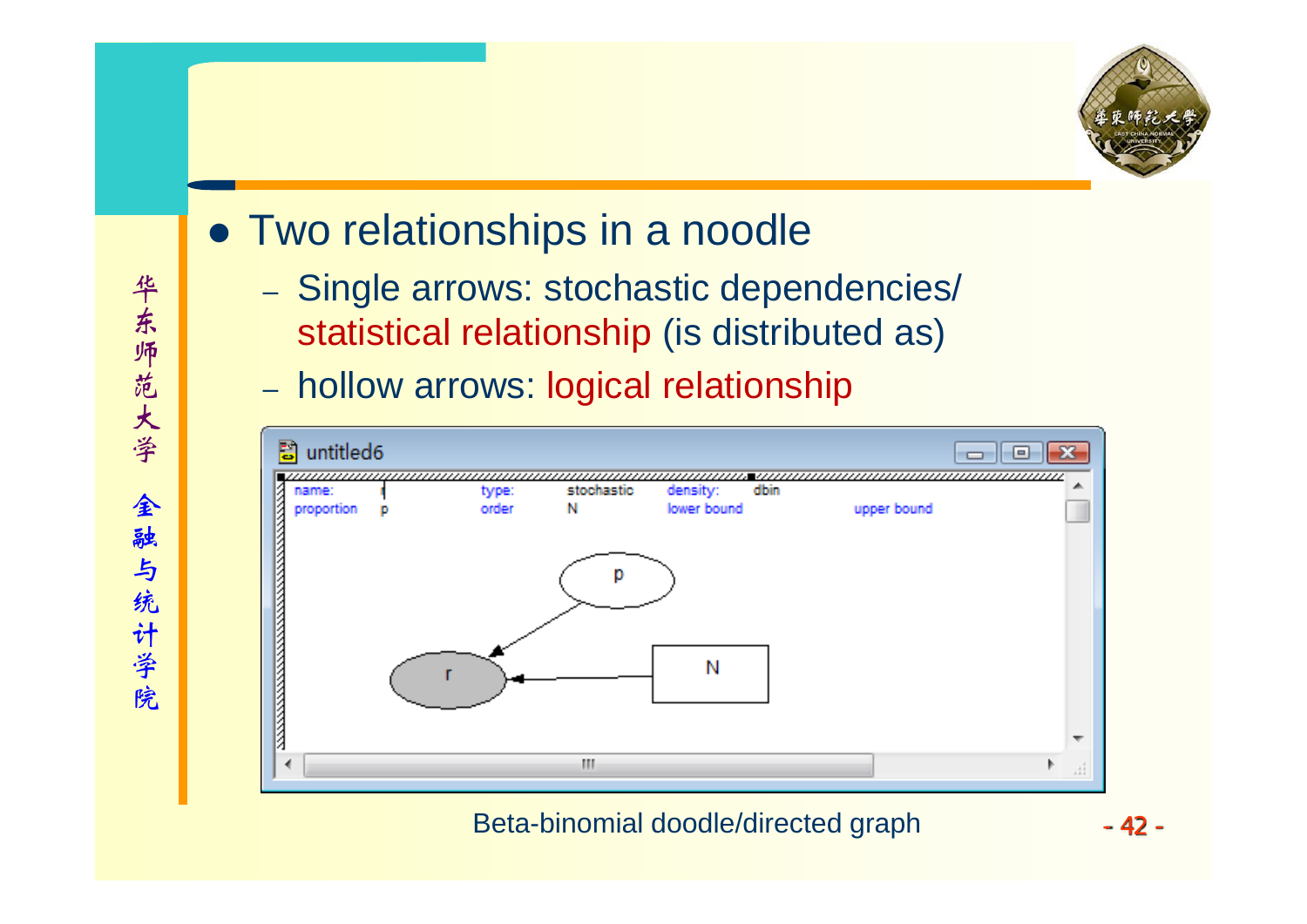- Two relationships in a noodle
  - Single arrows: stochastic dependencies/ statistical relationship (is distributed as)
  - hollow arrows: logical relationship

| name: | r | type: | stochastic | density: | dbin | | |
|---|---|---|---|---|---|---|---|
| proportion | p | order | N | lower bound | | upper bound | |

Beta-binomial doodle/directed graph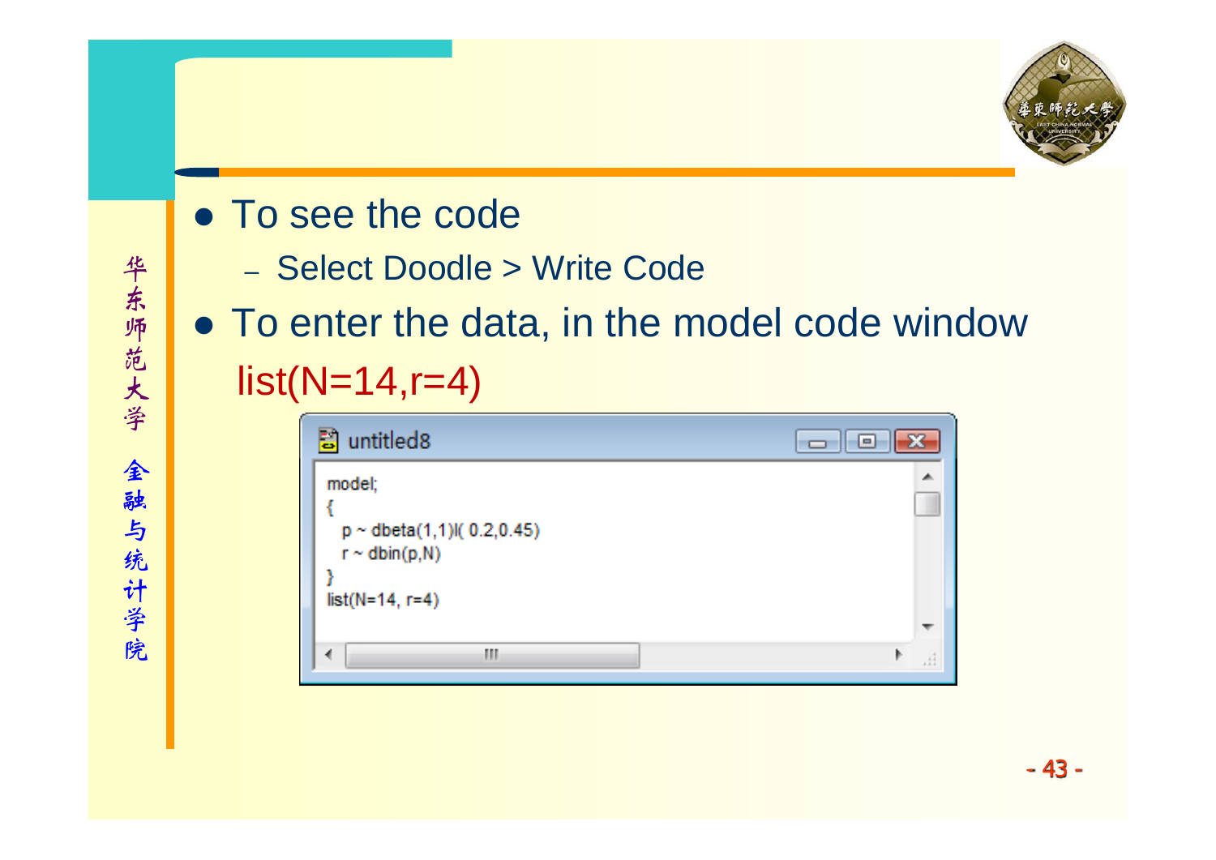- To see the code
  - Select Doodle > Write Code
- To enter the data, in the model code window

  list(N=14,r=4)

```
model;
{
  p ~ dbeta(1,1)I( 0.2,0.45)
  r ~ dbin(p,N)
}
list(N=14, r=4)
```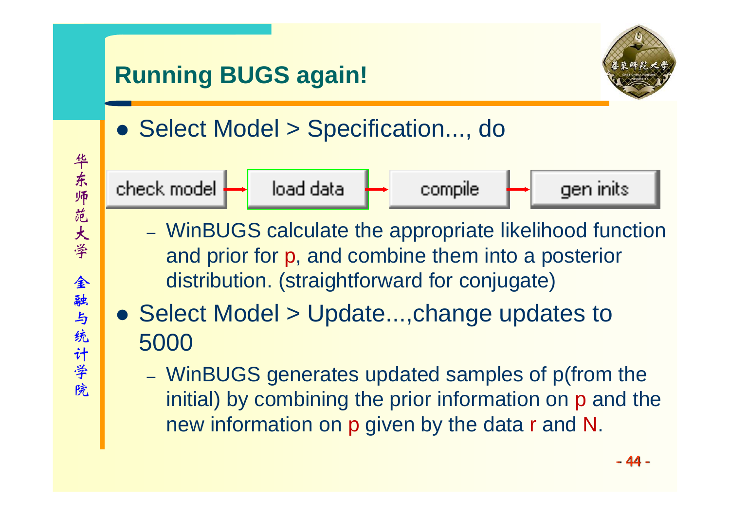## Running BUGS again!

- Select Model > Specification..., do

check model → load data → compile → gen inits

  - WinBUGS calculate the appropriate likelihood function and prior for p, and combine them into a posterior distribution. (straightforward for conjugate)

- Select Model > Update...,change updates to 5000
  - WinBUGS generates updated samples of p(from the initial) by combining the prior information on p and the new information on p given by the data r and N.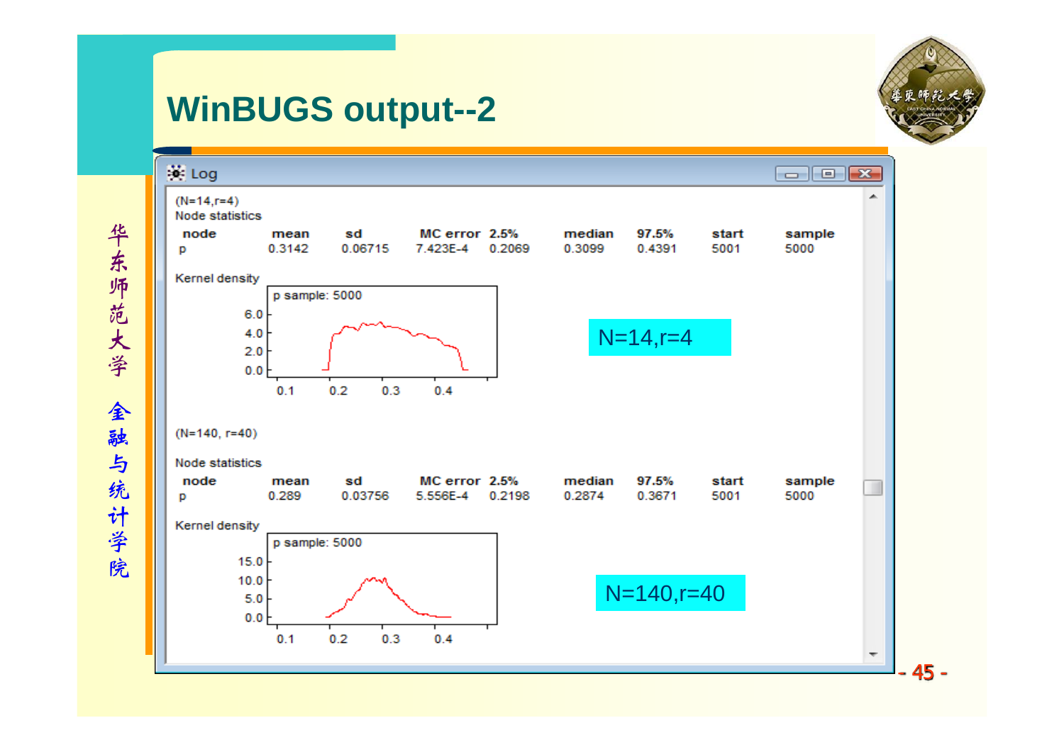# WinBUGS output--2

Log

(N=14,r=4)

Node statistics

| node | mean | sd | MC error | 2.5% | median | 97.5% | start | sample |
|---|---|---|---|---|---|---|---|---|
| p | 0.3142 | 0.06715 | 7.423E-4 | 0.2069 | 0.3099 | 0.4391 | 5001 | 5000 |

Kernel density

p sample: 5000

N=14,r=4

(N=140, r=40)

Node statistics

| node | mean | sd | MC error | 2.5% | median | 97.5% | start | sample |
|---|---|---|---|---|---|---|---|---|
| p | 0.289 | 0.03756 | 5.556E-4 | 0.2198 | 0.2874 | 0.3671 | 5001 | 5000 |

Kernel density

p sample: 5000

N=140,r=40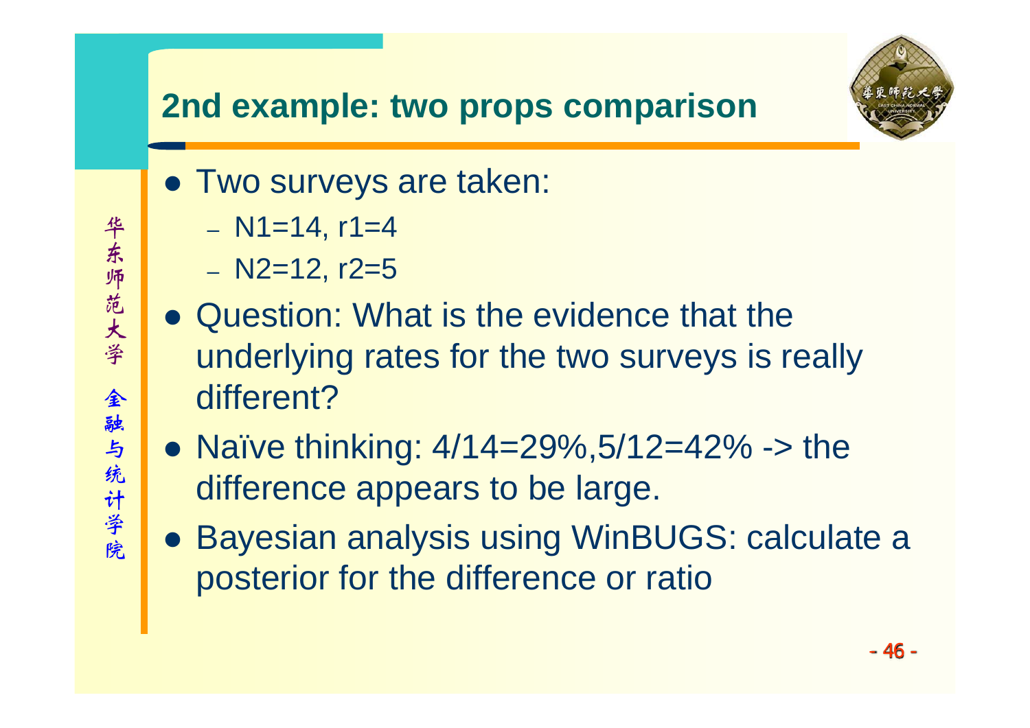## 2nd example: two props comparison

- Two surveys are taken:
  - $N1=14$, $r1=4$
  - $N2=12$, $r2=5$
- Question: What is the evidence that the underlying rates for the two surveys is really different?
- Naïve thinking: 4/14=29%,5/12=42% -> the difference appears to be large.
- Bayesian analysis using WinBUGS: calculate a posterior for the difference or ratio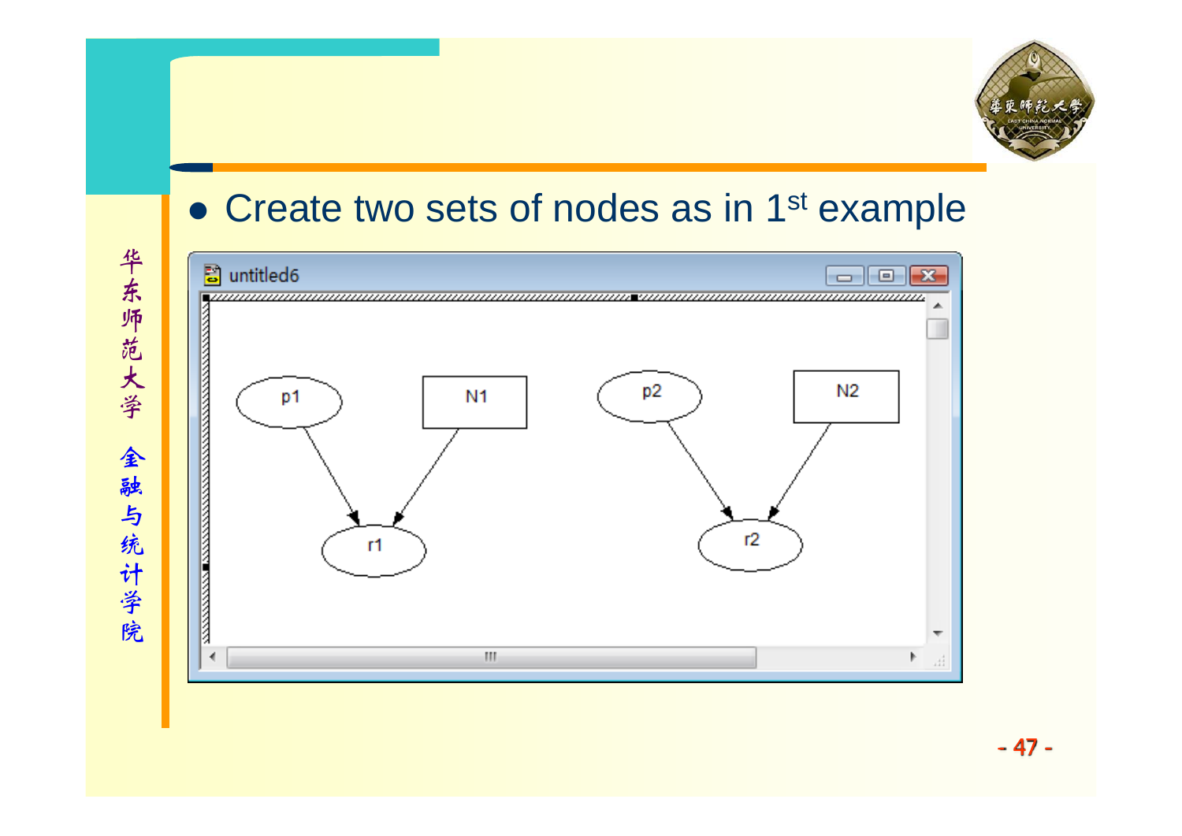- Create two sets of nodes as in 1st example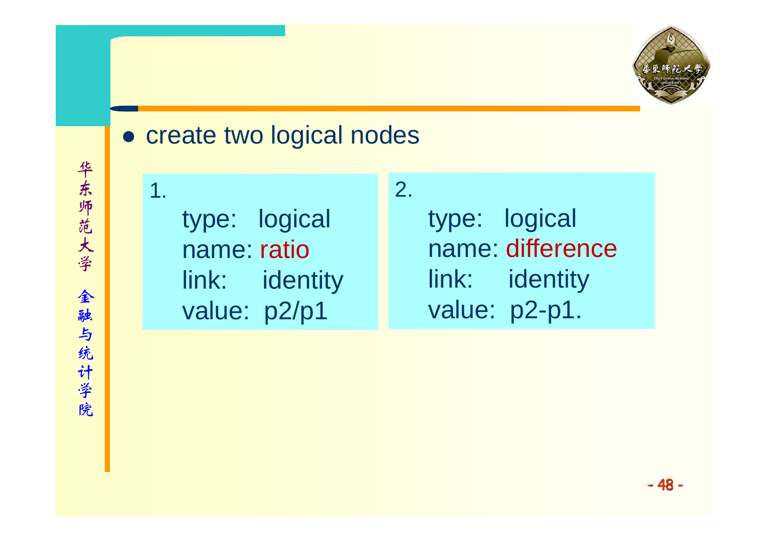- create two logical nodes

1.

type: logical
name: ratio
link: identity
value: p2/p1

2.

type: logical
name: difference
link: identity
value: p2-p1.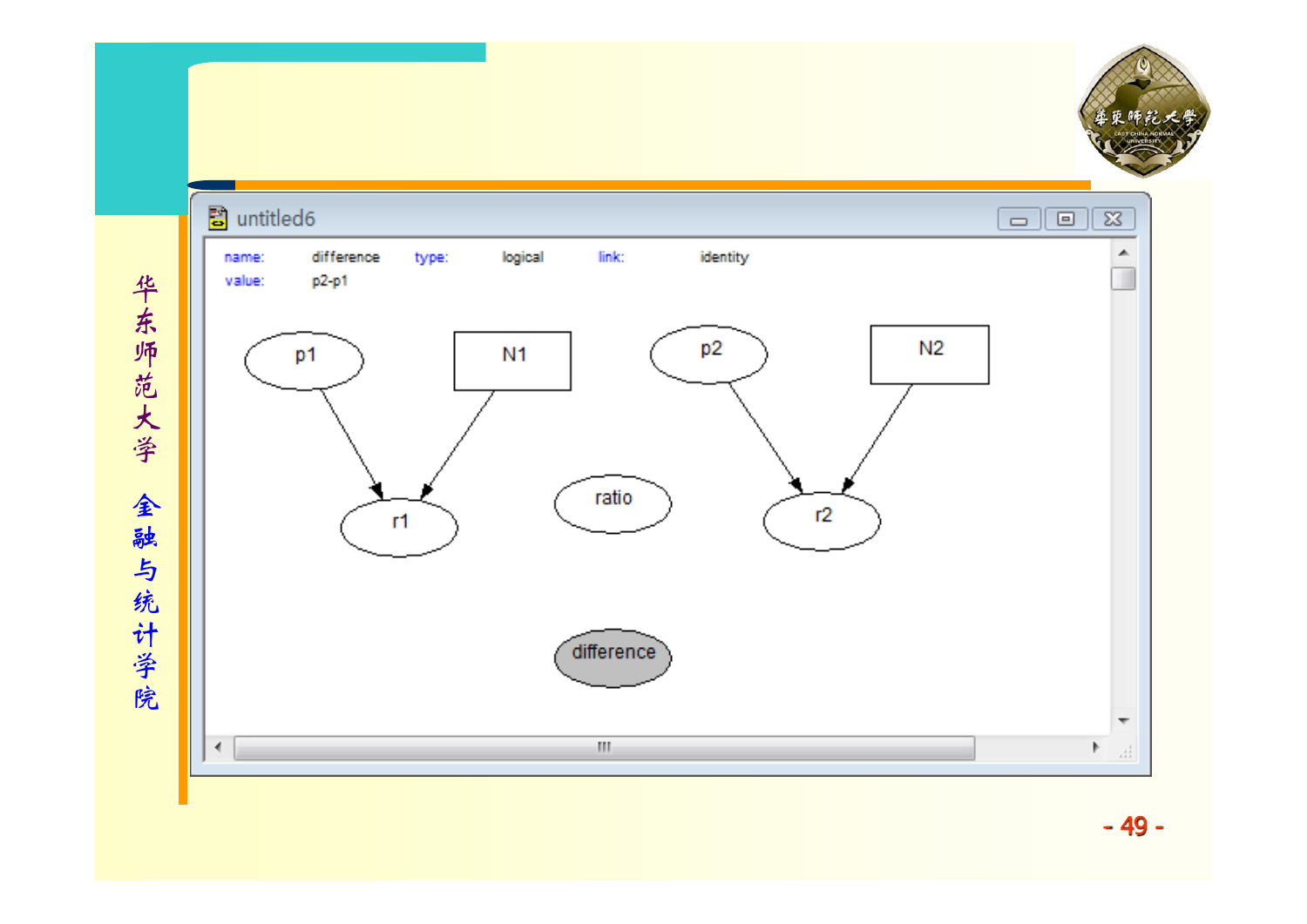name: difference type: logical link: identity

value: p2-p1

p1 N1 p2 N2

r1 ratio r2

difference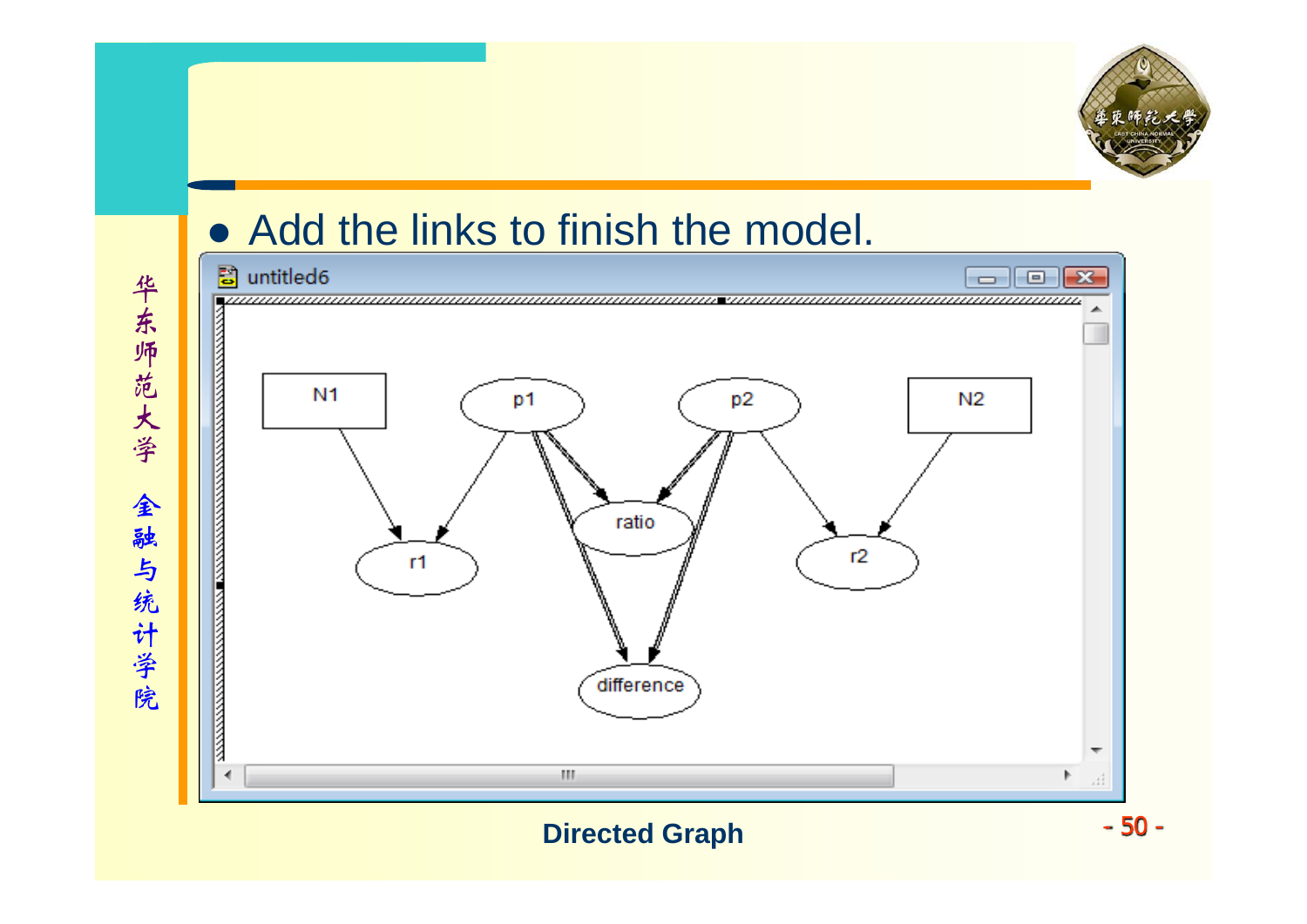- Add the links to finish the model.

Directed Graph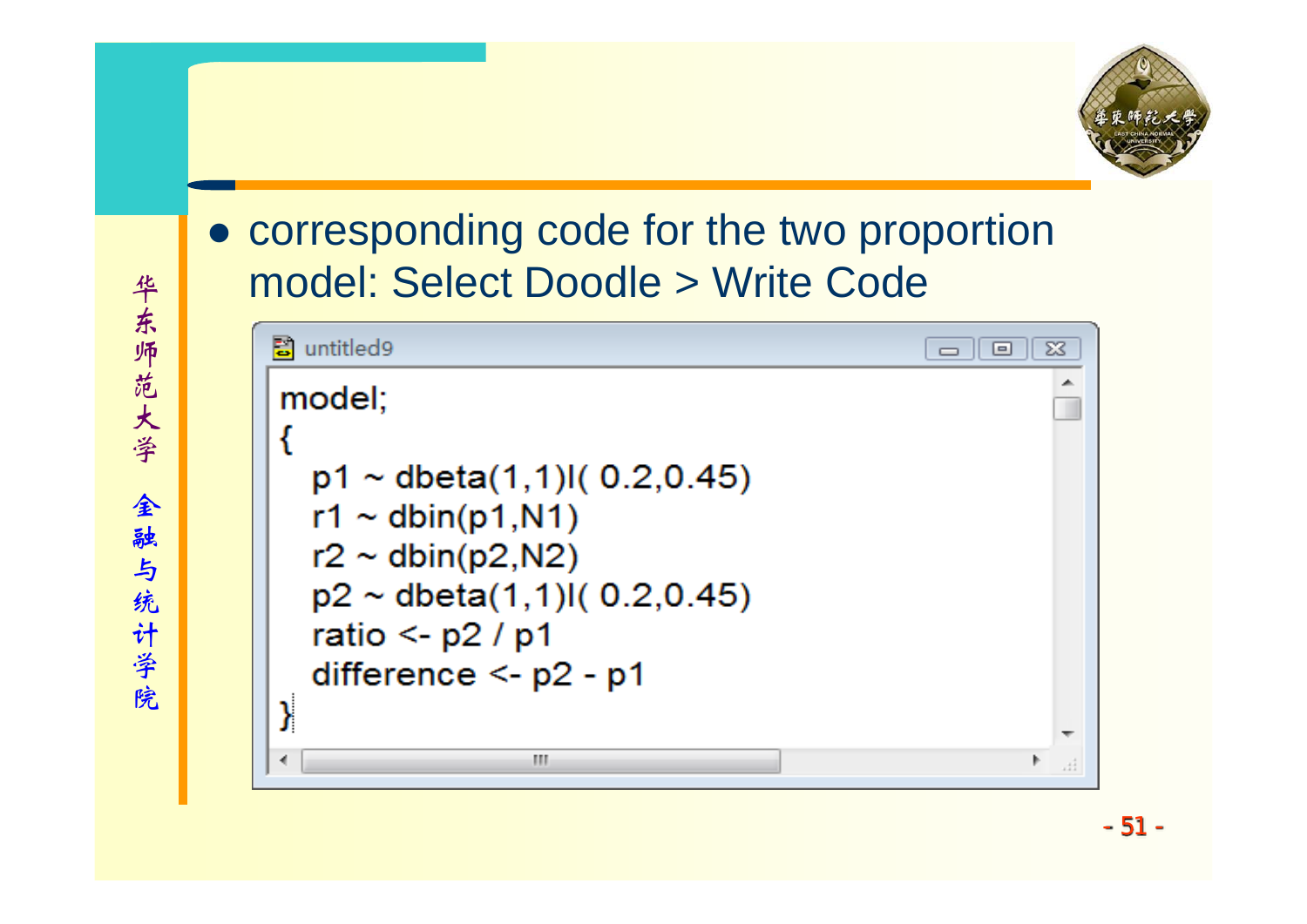- corresponding code for the two proportion model: Select Doodle > Write Code

```
model;
{
  p1 ~ dbeta(1,1)I( 0.2,0.45)
  r1 ~ dbin(p1,N1)
  r2 ~ dbin(p2,N2)
  p2 ~ dbeta(1,1)I( 0.2,0.45)
  ratio <- p2 / p1
  difference <- p2 - p1
}
```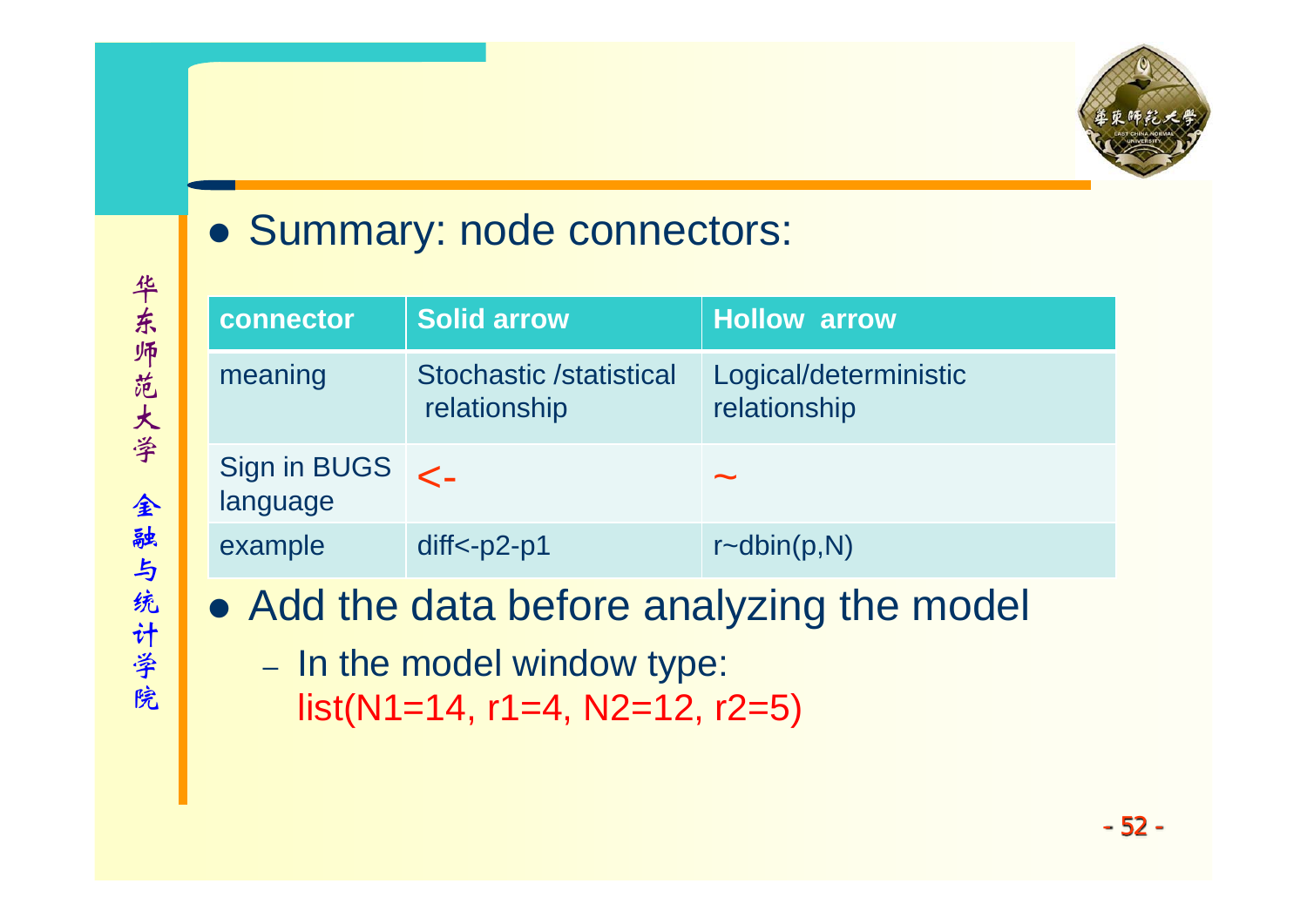- Summary: node connectors:

| connector | Solid arrow | Hollow arrow |
| --- | --- | --- |
| meaning | Stochastic /statistical relationship | Logical/deterministic relationship |
| Sign in BUGS language | <- | ~ |
| example | diff<-p2-p1 | r~dbin(p,N) |

- Add the data before analyzing the model
  - In the model window type: list(N1=14, r1=4, N2=12, r2=5)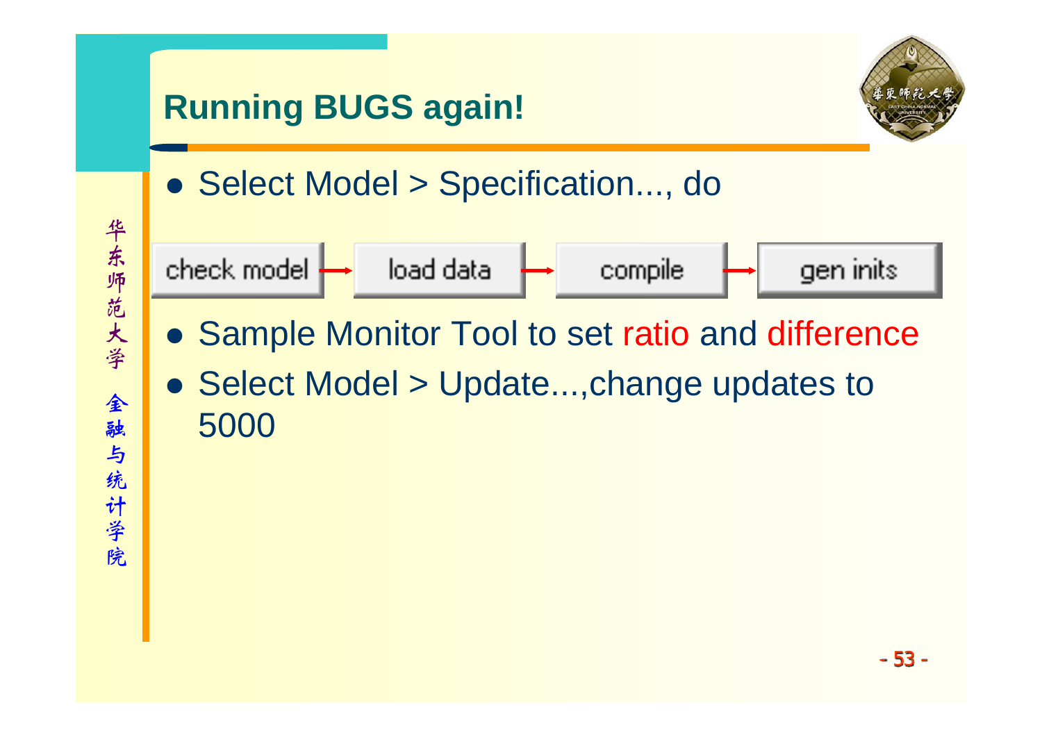# Running BUGS again!

- Select Model > Specification..., do

check model → load data → compile → gen inits

- Sample Monitor Tool to set ratio and difference
- Select Model > Update...,change updates to 5000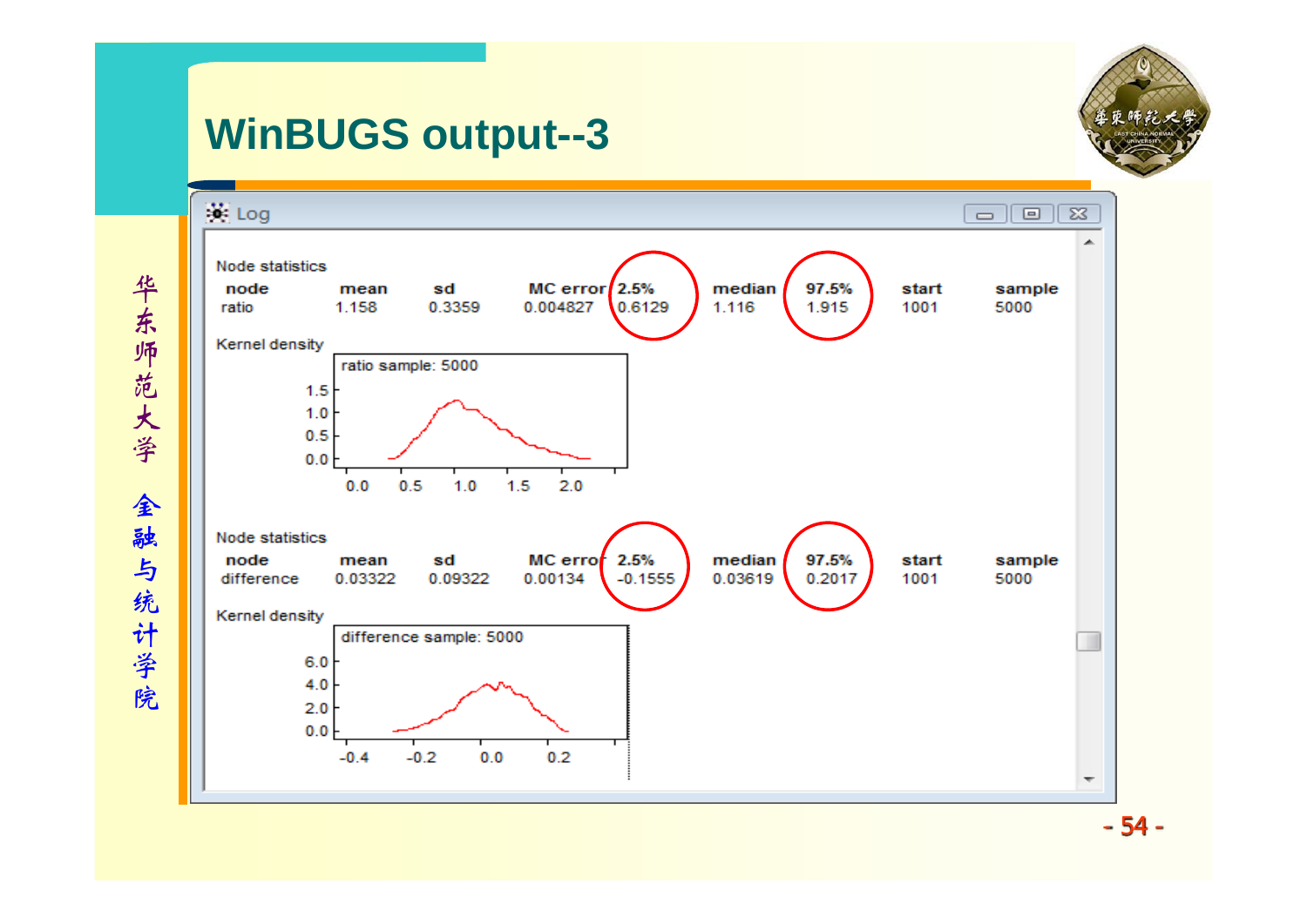# WinBUGS output--3

Log

Node statistics

| node | mean | sd | MC error | 2.5% | median | 97.5% | start | sample |
|---|---|---|---|---|---|---|---|---|
| ratio | 1.158 | 0.3359 | 0.004827 | 0.6129 | 1.116 | 1.915 | 1001 | 5000 |

Kernel density

ratio sample: 5000

Node statistics

| node | mean | sd | MC error | 2.5% | median | 97.5% | start | sample |
|---|---|---|---|---|---|---|---|---|
| difference | 0.03322 | 0.09322 | 0.00134 | -0.1555 | 0.03619 | 0.2017 | 1001 | 5000 |

Kernel density

difference sample: 5000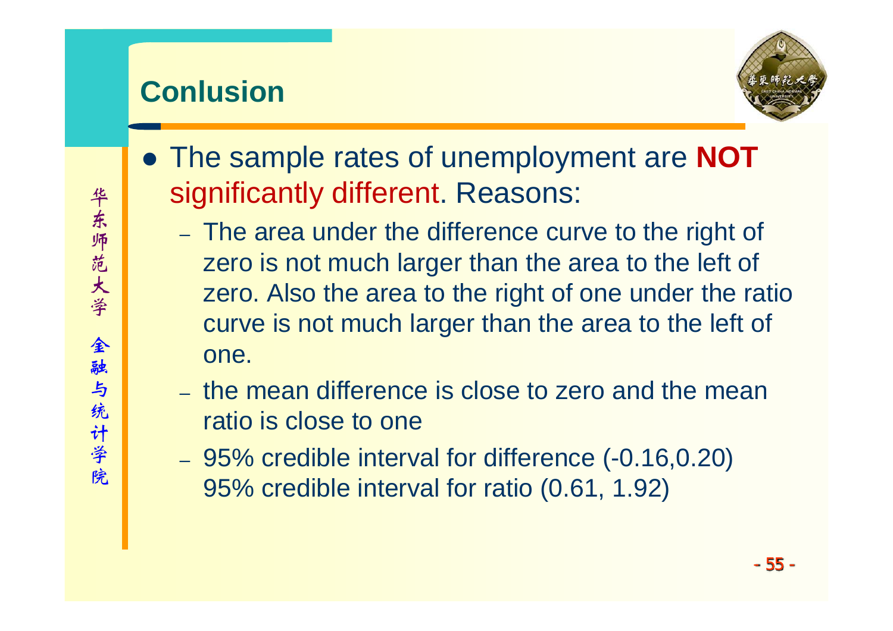## Conlusion

- The sample rates of unemployment are **NOT** significantly different. Reasons:
  - The area under the difference curve to the right of zero is not much larger than the area to the left of zero. Also the area to the right of one under the ratio curve is not much larger than the area to the left of one.
  - the mean difference is close to zero and the mean ratio is close to one
  - 95% credible interval for difference (-0.16,0.20)
    95% credible interval for ratio (0.61, 1.92)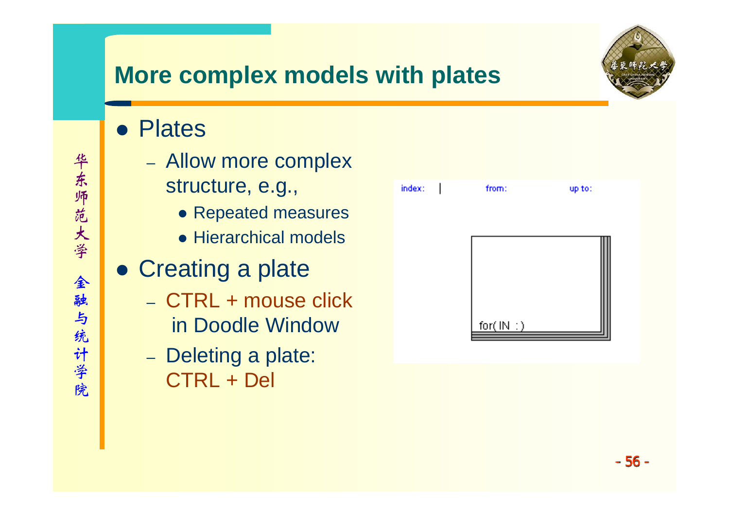# More complex models with plates

- Plates
  - Allow more complex structure, e.g.,
    - Repeated measures
    - Hierarchical models
- Creating a plate
  - CTRL + mouse click in Doodle Window
  - Deleting a plate: CTRL + Del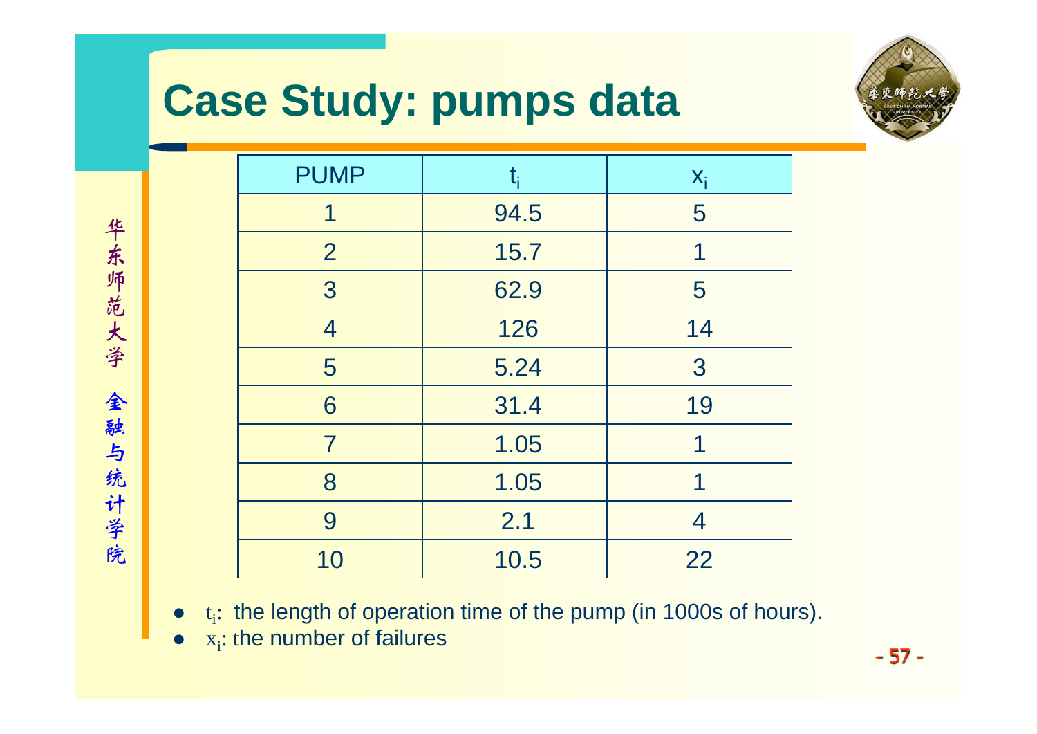# Case Study: pumps data

| PUMP | $t_i$ | $x_i$ |
|---|---|---|
| 1 | 94.5 | 5 |
| 2 | 15.7 | 1 |
| 3 | 62.9 | 5 |
| 4 | 126 | 14 |
| 5 | 5.24 | 3 |
| 6 | 31.4 | 19 |
| 7 | 1.05 | 1 |
| 8 | 1.05 | 1 |
| 9 | 2.1 | 4 |
| 10 | 10.5 | 22 |

- $t_i$: the length of operation time of the pump (in 1000s of hours).
- $x_i$: the number of failures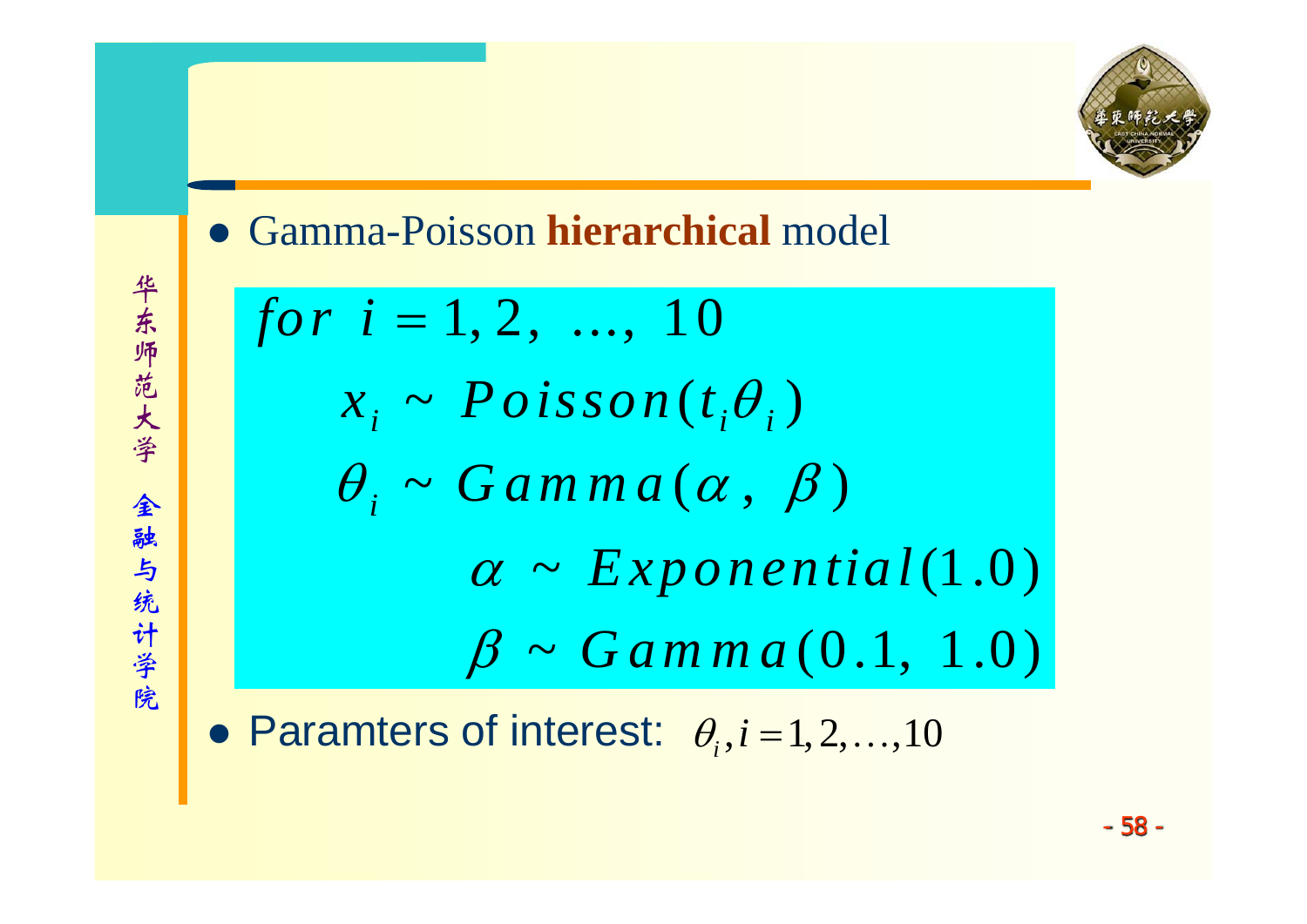- Gamma-Poisson **hierarchical** model

$$
\begin{aligned}
& for\ \ i = 1, 2,\ \ldots,\ 10 \\
& \quad x_i \sim Poisson(t_i \theta_i) \\
& \quad \theta_i \sim Gamma(\alpha,\ \beta) \\
& \qquad\qquad \alpha \sim Exponential(1.0) \\
& \qquad\qquad \beta \sim Gamma(0.1,\ 1.0)
\end{aligned}
$$

- Paramters of interest: $\theta_i, i = 1, 2, \ldots, 10$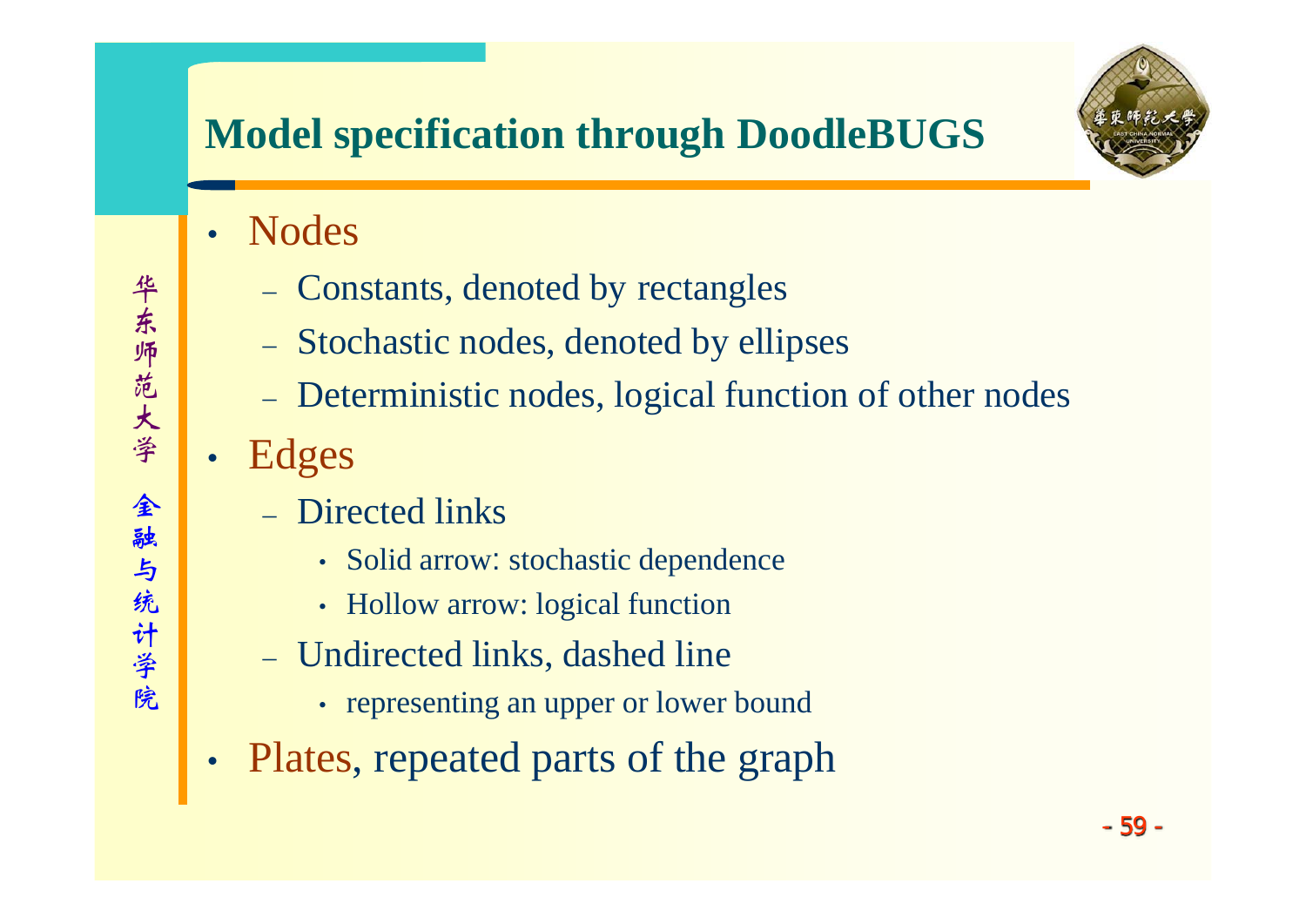# Model specification through DoodleBUGS

- Nodes
  - Constants, denoted by rectangles
  - Stochastic nodes, denoted by ellipses
  - Deterministic nodes, logical function of other nodes
- Edges
  - Directed links
    - Solid arrow: stochastic dependence
    - Hollow arrow: logical function
  - Undirected links, dashed line
    - representing an upper or lower bound
- Plates, repeated parts of the graph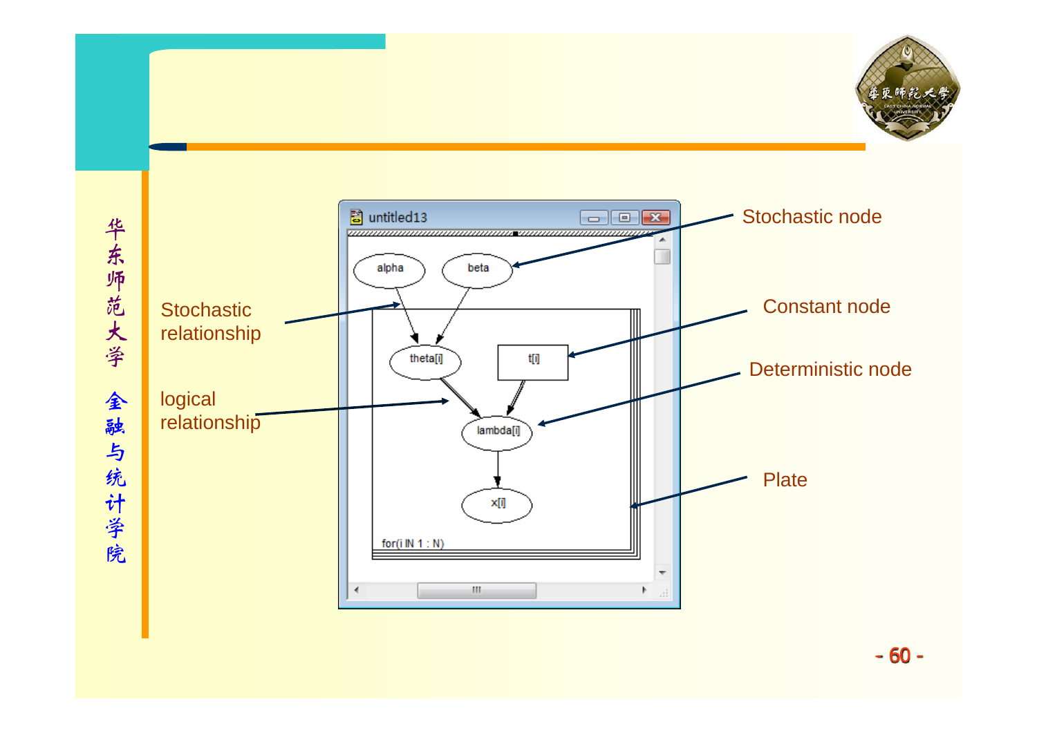Stochastic relationship

logical relationship

Stochastic node

Constant node

Deterministic node

Plate

untitled13

alpha

beta

theta[i]

t[i]

lambda[i]

x[i]

for(i IN 1 : N)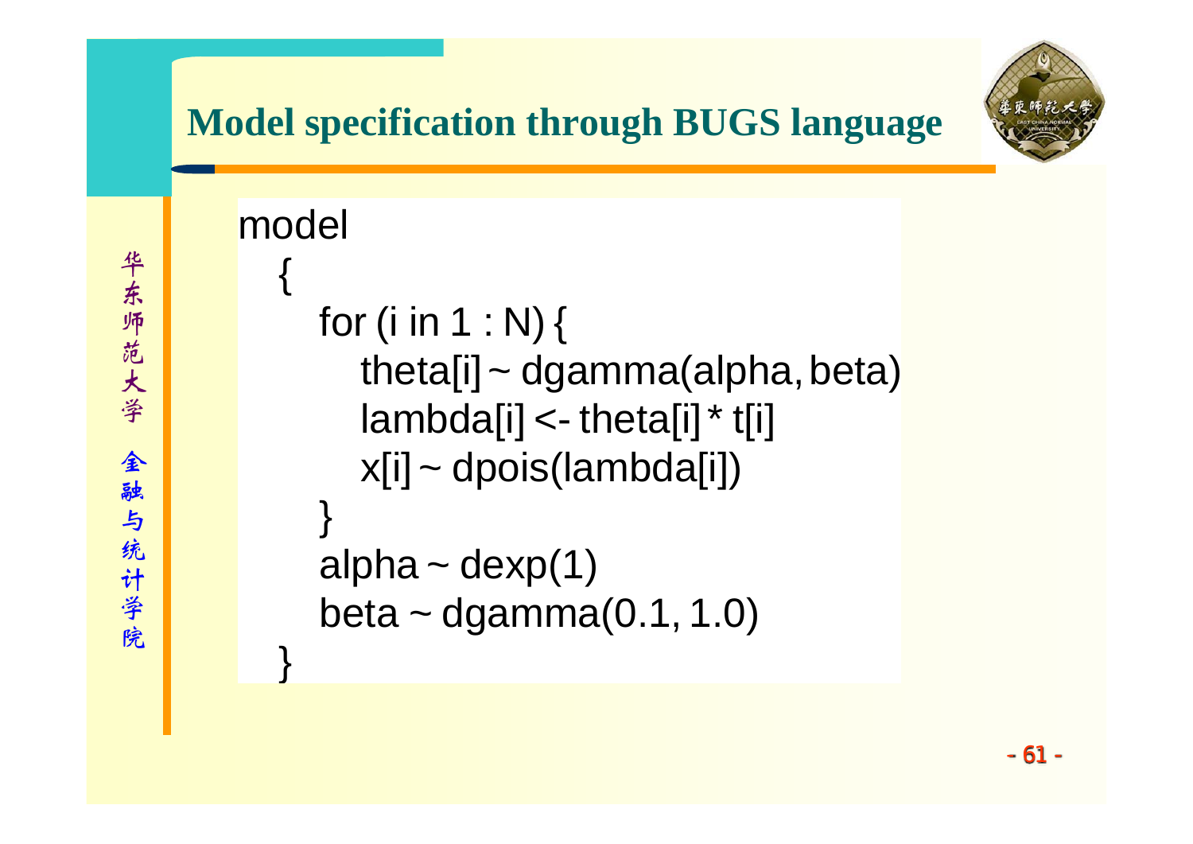## Model specification through BUGS language

```
model
  {
    for (i in 1 : N) {
      theta[i] ~ dgamma(alpha, beta)
      lambda[i] <- theta[i] * t[i]
      x[i] ~ dpois(lambda[i])
    }
    alpha ~ dexp(1)
    beta ~ dgamma(0.1, 1.0)
  }
```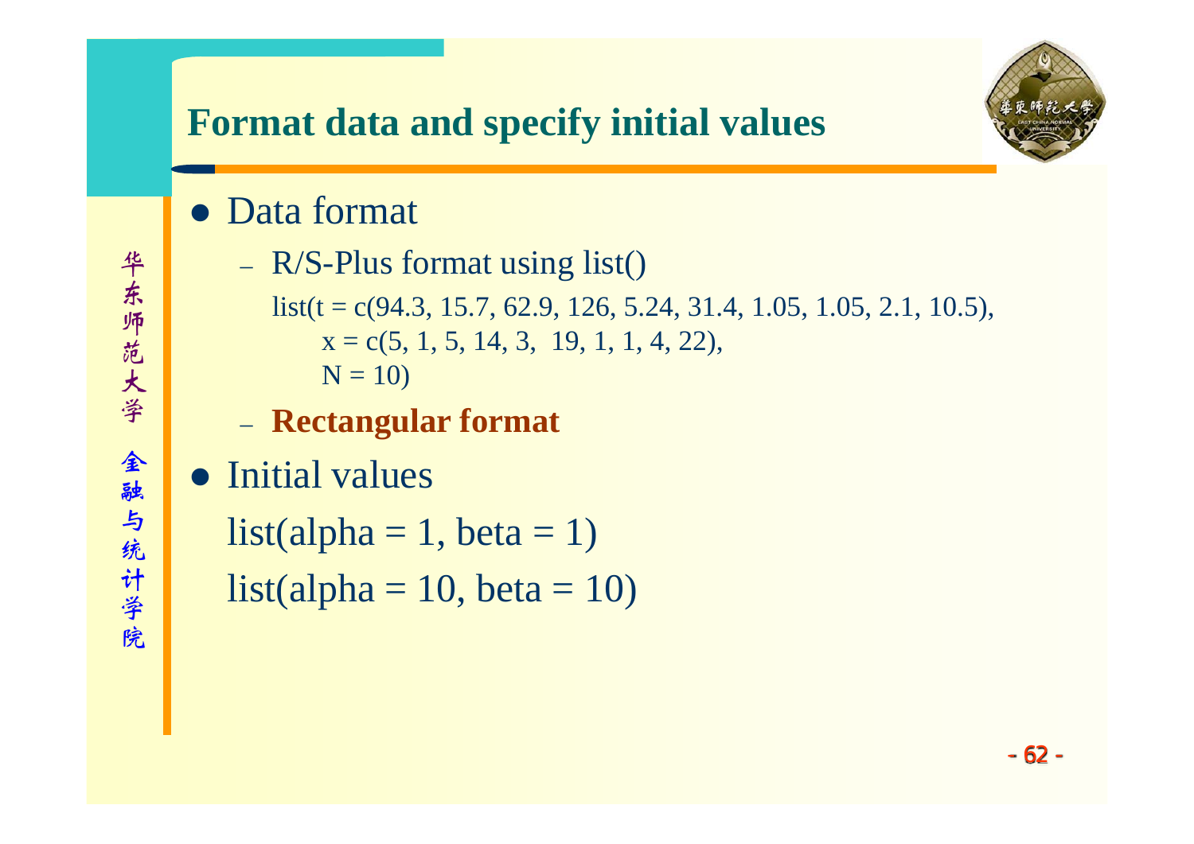# Format data and specify initial values

- Data format
  - R/S-Plus format using list()

```
list(t = c(94.3, 15.7, 62.9, 126, 5.24, 31.4, 1.05, 1.05, 2.1, 10.5),
     x = c(5, 1, 5, 14, 3,  19, 1, 1, 4, 22),
     N = 10)
```

  - **Rectangular format**

- Initial values

```
list(alpha = 1, beta = 1)
list(alpha = 10, beta = 10)
```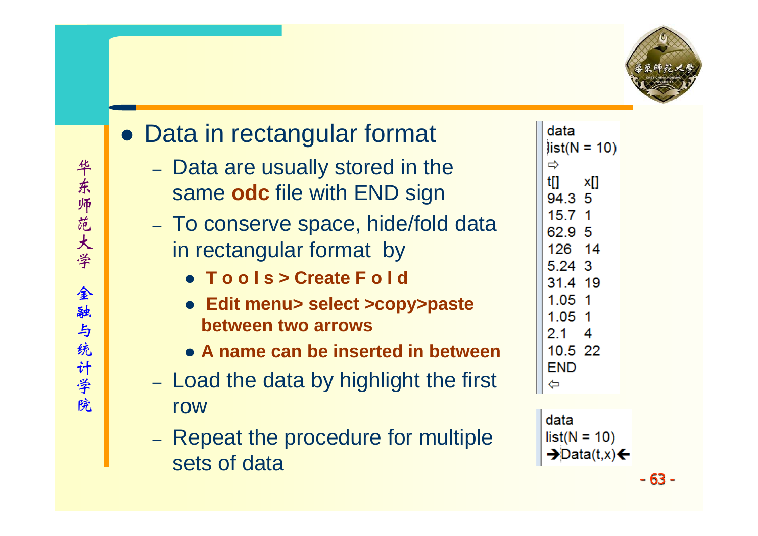- Data in rectangular format
  - Data are usually stored in the same **odc** file with END sign
  - To conserve space, hide/fold data in rectangular format by
    - **T o o l s > Create F o l d**
    - **Edit menu> select >copy>paste between two arrows**
    - **A name can be inserted in between**
  - Load the data by highlight the first row
  - Repeat the procedure for multiple sets of data

```
data
list(N = 10)
⇨
t[]   x[]
94.3  5
15.7  1
62.9  5
126   14
5.24  3
31.4  19
1.05  1
1.05  1
2.1   4
10.5  22
END
⇦
```

```
data
list(N = 10)
➔Data(t,x)⟵
```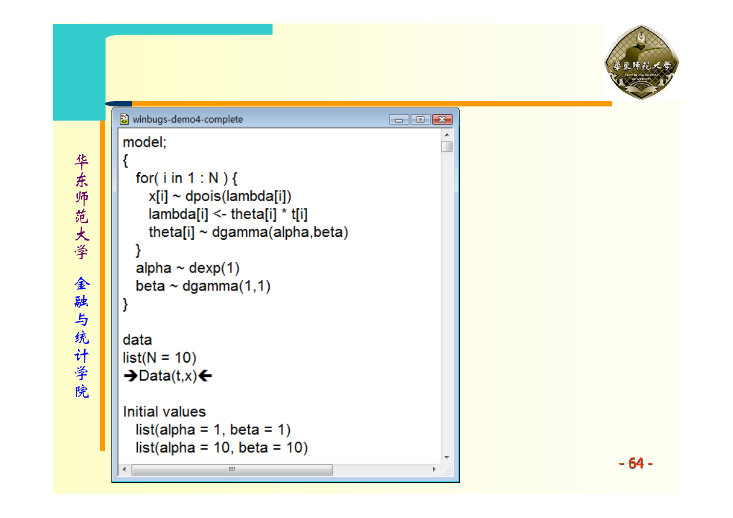winbugs-demo4-complete

```
model;
{
  for( i in 1 : N ) {
    x[i] ~ dpois(lambda[i])
    lambda[i] <- theta[i] * t[i]
    theta[i] ~ dgamma(alpha,beta)
  }
  alpha ~ dexp(1)
  beta ~ dgamma(1,1)
}

data
list(N = 10)
➔Data(t,x)🡐

Initial values
  list(alpha = 1, beta = 1)
  list(alpha = 10, beta = 10)
```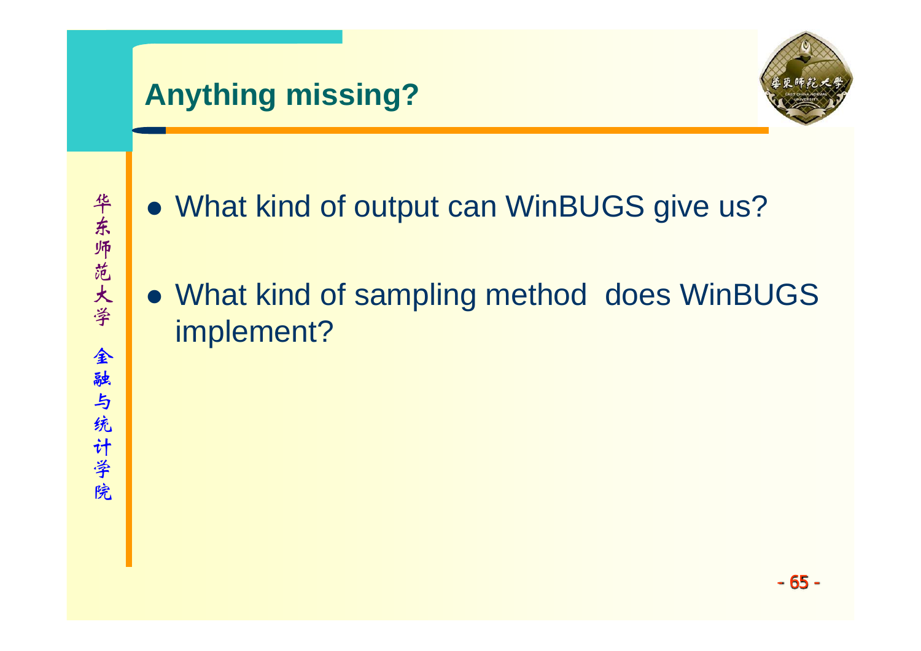# Anything missing?

- What kind of output can WinBUGS give us?
- What kind of sampling method does WinBUGS implement?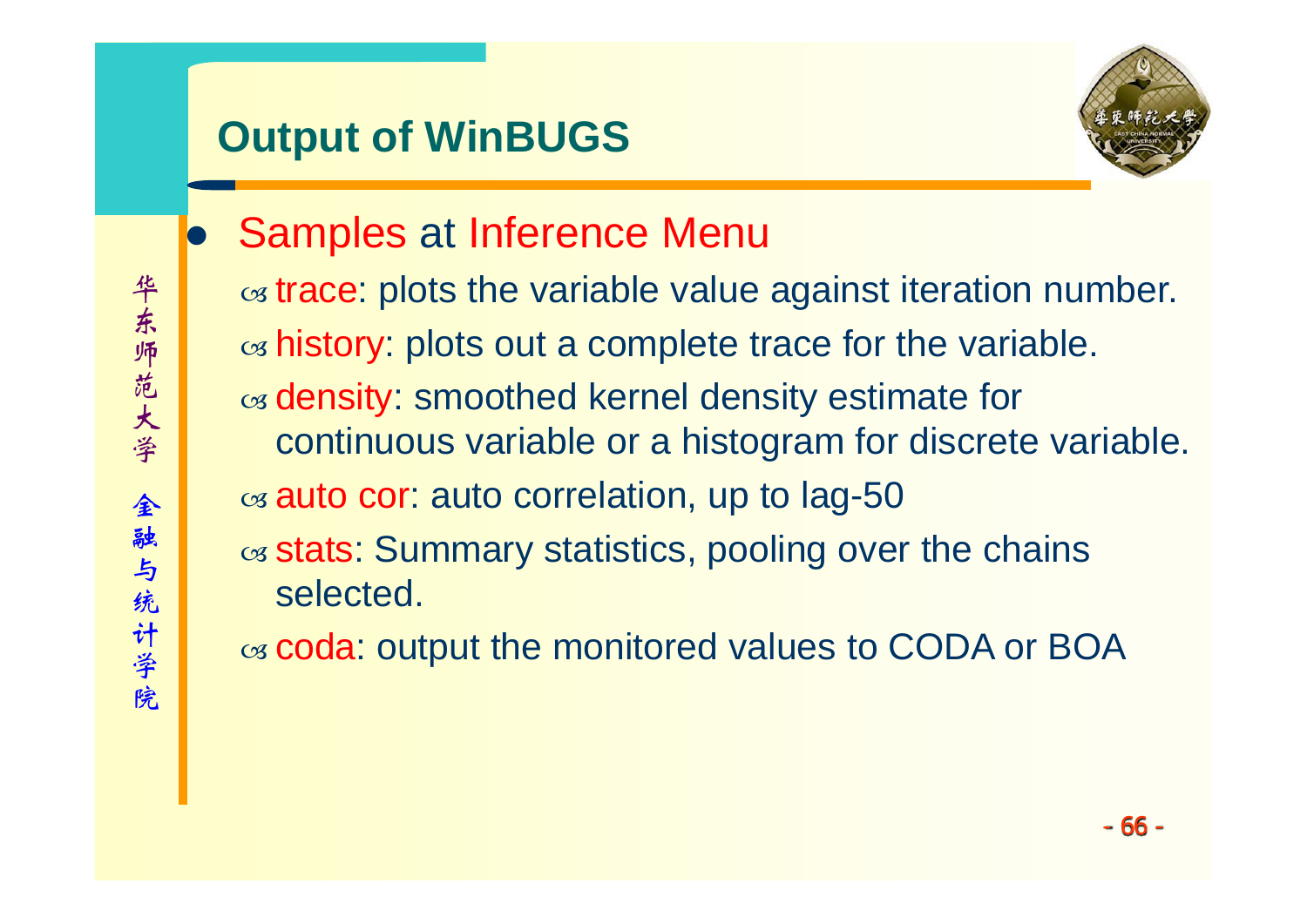# Output of WinBUGS

- Samples at Inference Menu
  - trace: plots the variable value against iteration number.
  - history: plots out a complete trace for the variable.
  - density: smoothed kernel density estimate for continuous variable or a histogram for discrete variable.
  - auto cor: auto correlation, up to lag-50
  - stats: Summary statistics, pooling over the chains selected.
  - coda: output the monitored values to CODA or BOA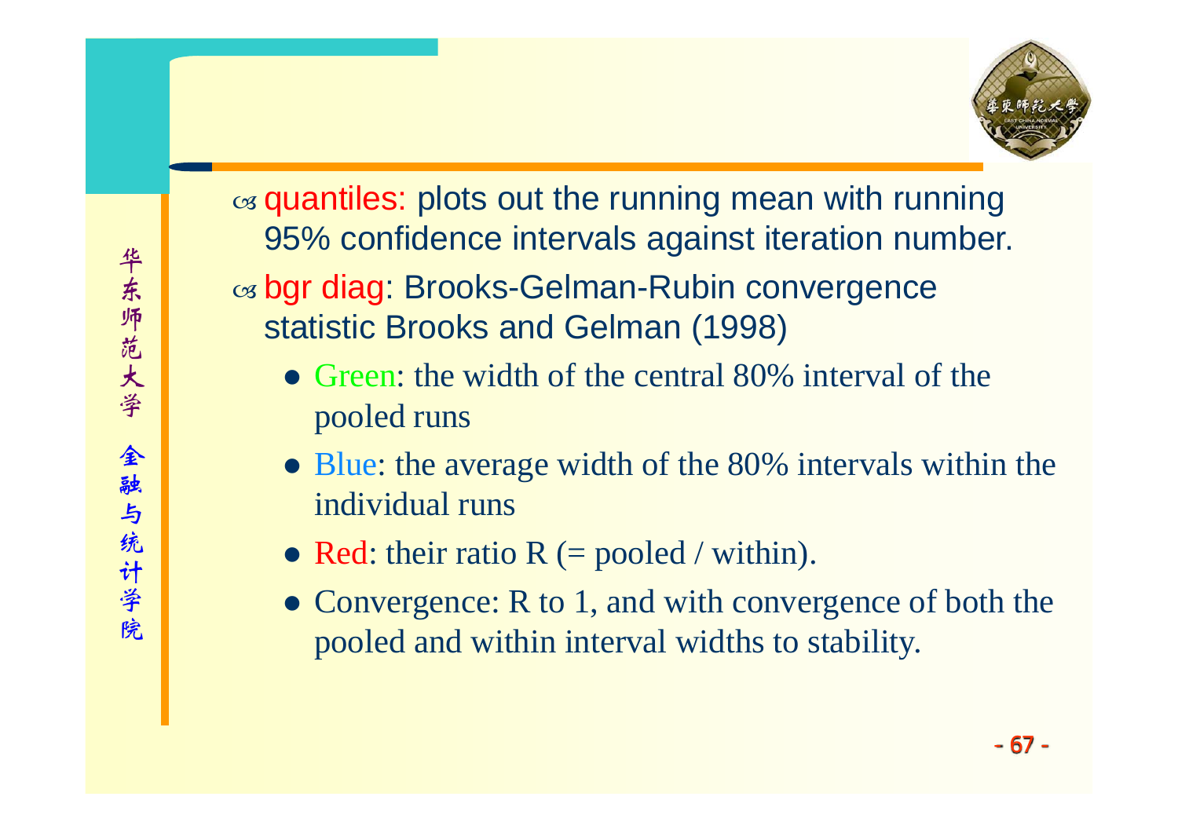- quantiles: plots out the running mean with running 95% confidence intervals against iteration number.
- bgr diag: Brooks-Gelman-Rubin convergence statistic Brooks and Gelman (1998)
  - Green: the width of the central 80% interval of the pooled runs
  - Blue: the average width of the 80% intervals within the individual runs
  - Red: their ratio R (= pooled / within).
  - Convergence: R to 1, and with convergence of both the pooled and within interval widths to stability.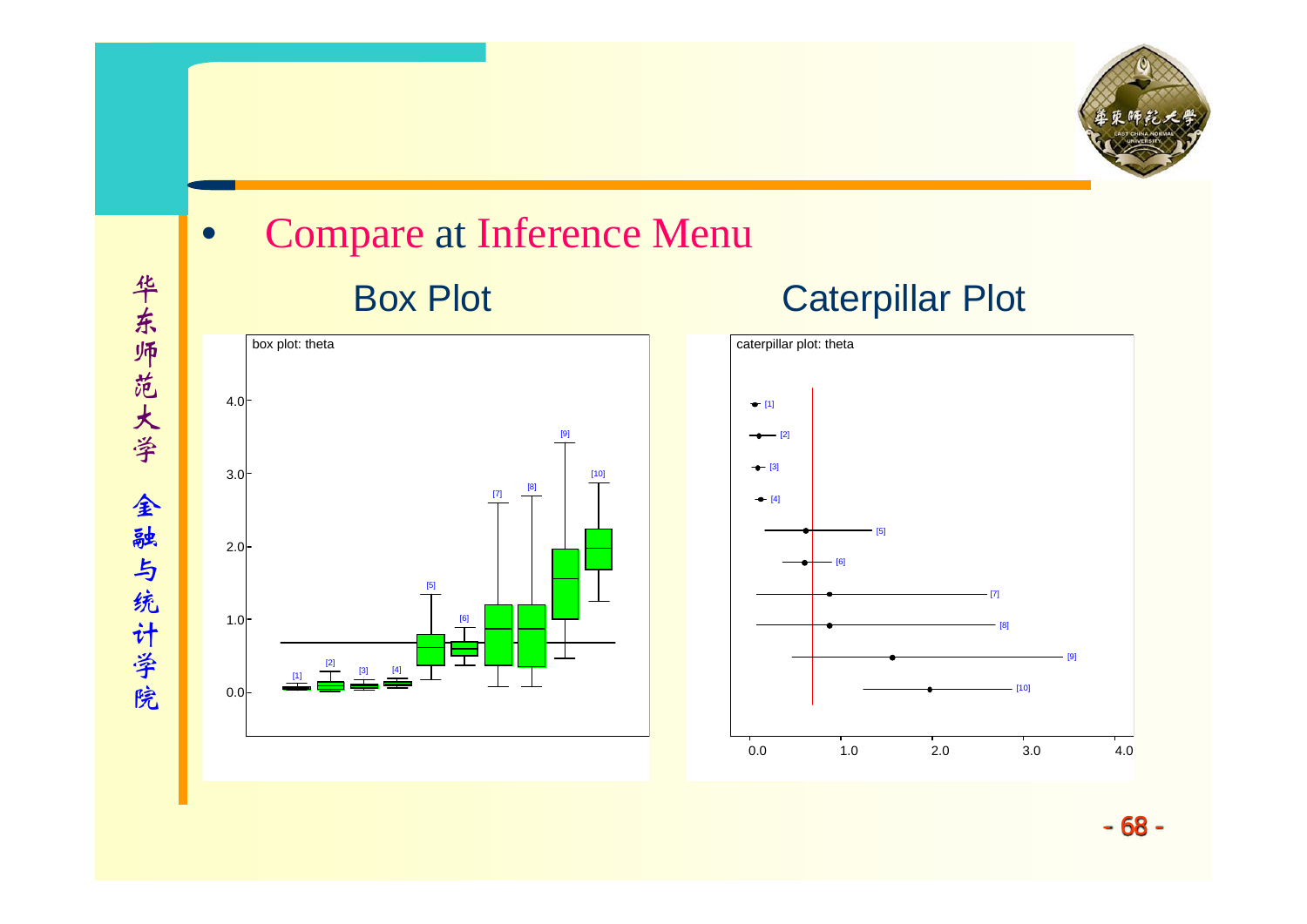- Compare at Inference Menu

Box Plot

Caterpillar Plot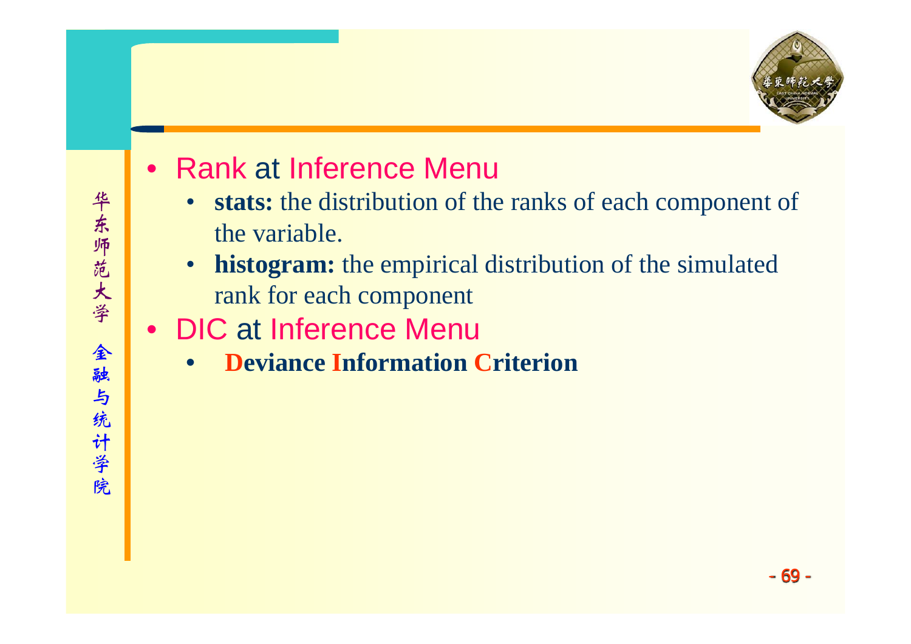- Rank at Inference Menu
  - **stats:** the distribution of the ranks of each component of the variable.
  - **histogram:** the empirical distribution of the simulated rank for each component
- DIC at Inference Menu
  - **Deviance Information Criterion**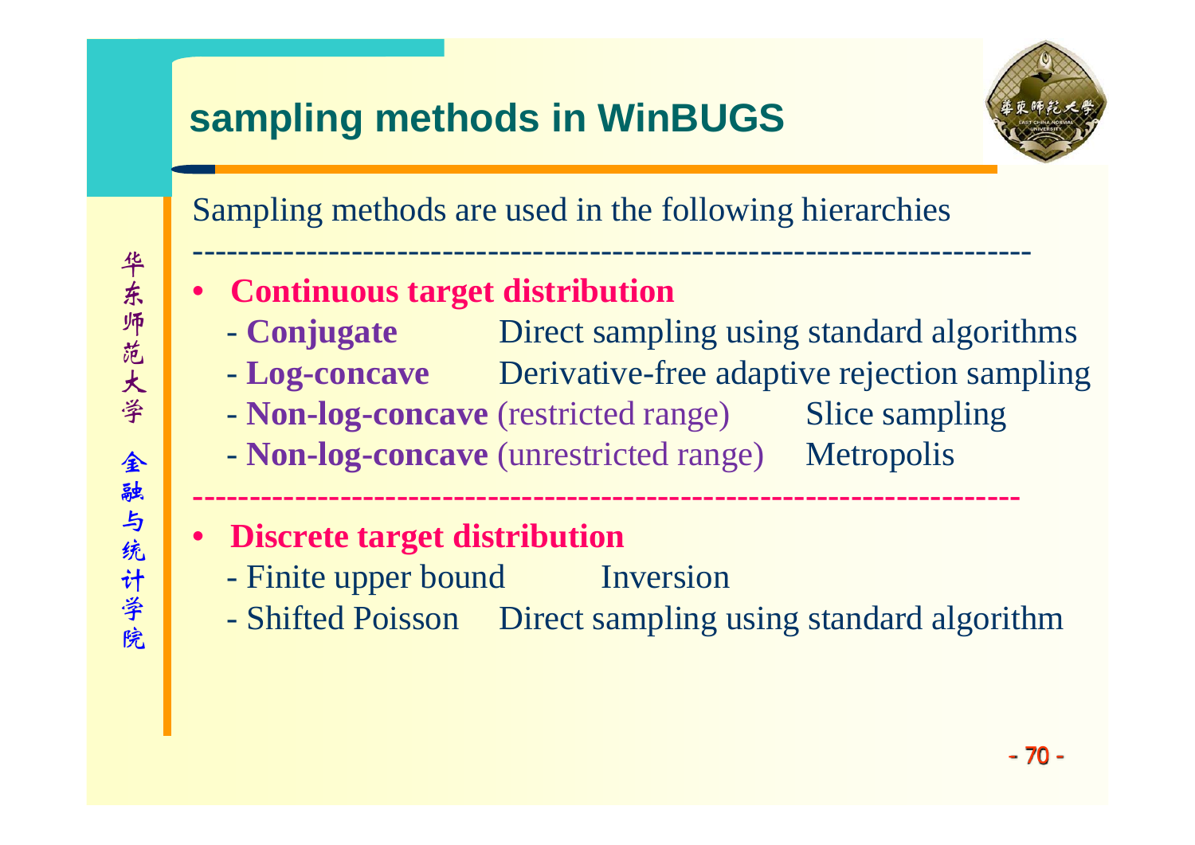# sampling methods in WinBUGS

Sampling methods are used in the following hierarchies

---

- **Continuous target distribution**
  - **Conjugate** Direct sampling using standard algorithms
  - **Log-concave** Derivative-free adaptive rejection sampling
  - **Non-log-concave** (restricted range) Slice sampling
  - **Non-log-concave** (unrestricted range) Metropolis

---

- **Discrete target distribution**
  - Finite upper bound Inversion
  - Shifted Poisson Direct sampling using standard algorithm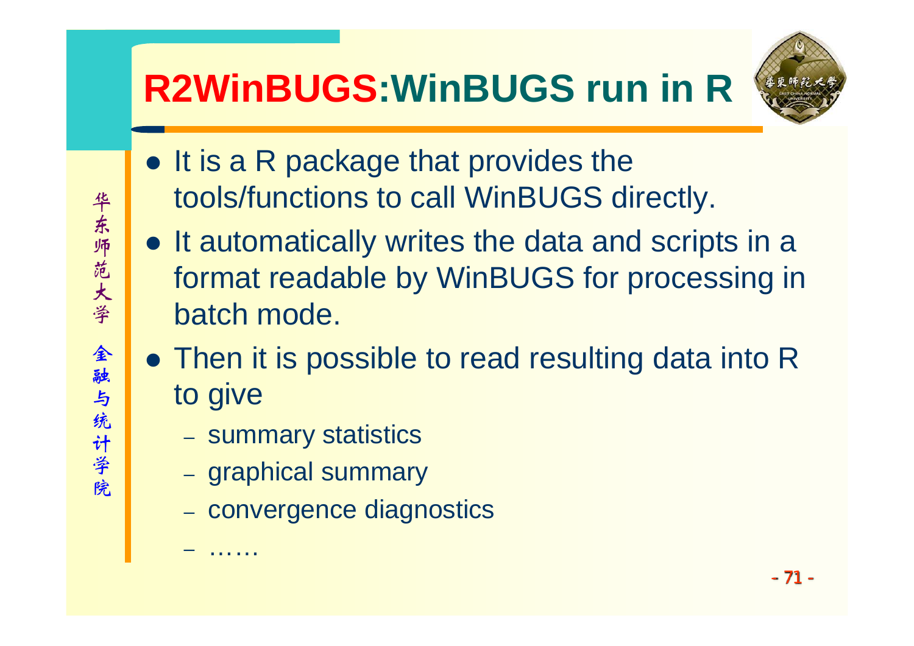# R2WinBUGS:WinBUGS run in R

- It is a R package that provides the tools/functions to call WinBUGS directly.
- It automatically writes the data and scripts in a format readable by WinBUGS for processing in batch mode.
- Then it is possible to read resulting data into R to give
  - summary statistics
  - graphical summary
  - convergence diagnostics
  - ……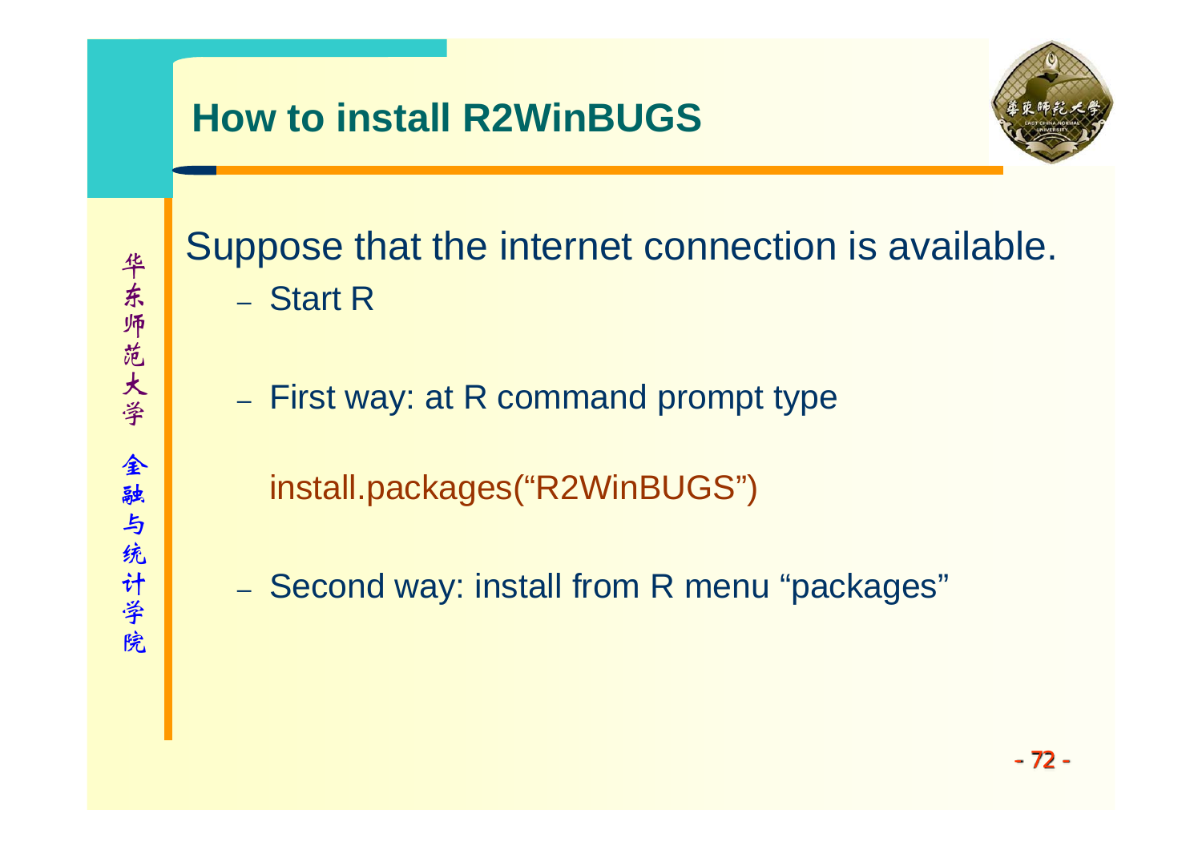# How to install R2WinBUGS

Suppose that the internet connection is available.

- Start R

- First way: at R command prompt type

  install.packages(“R2WinBUGS”)

- Second way: install from R menu “packages”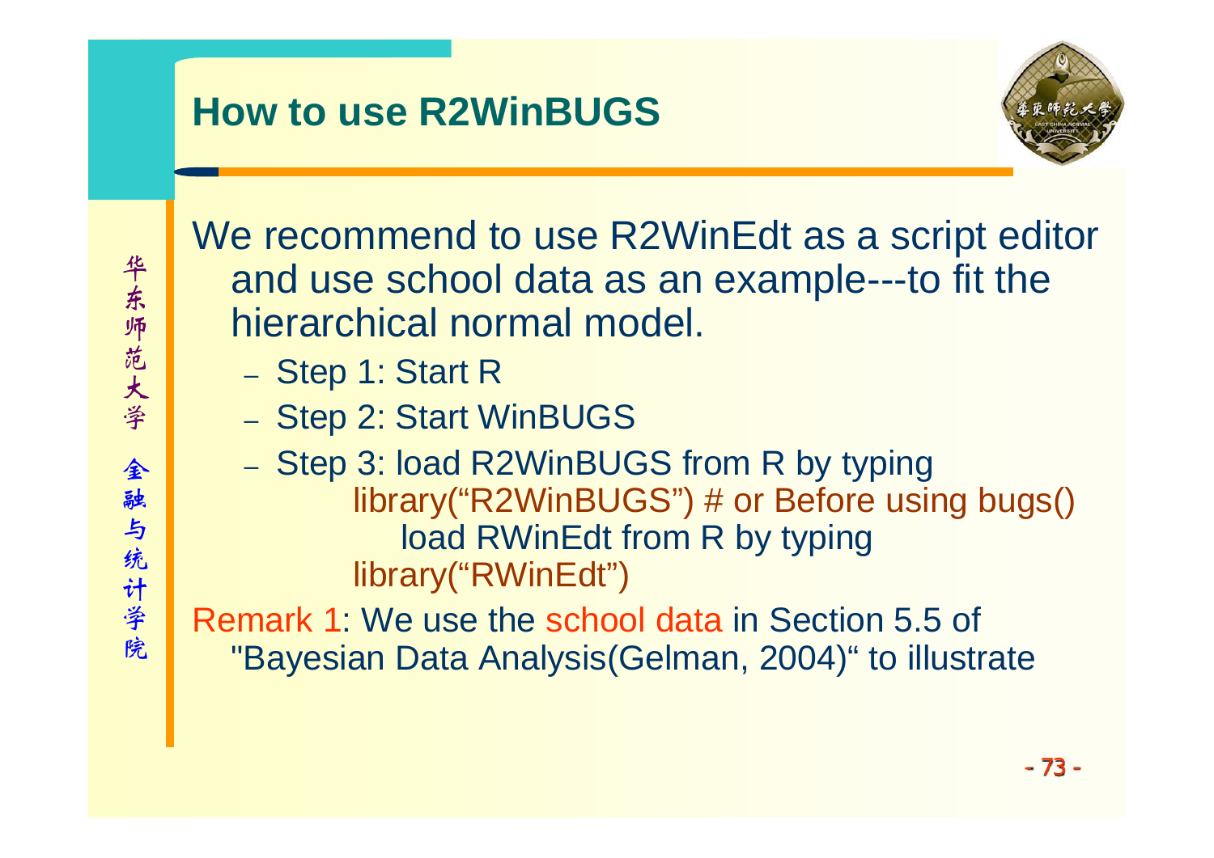## How to use R2WinBUGS

华东师范大学 金融与统计学院

We recommend to use R2WinEdt as a script editor and use school data as an example---to fit the hierarchical normal model.

- Step 1: Start R
- Step 2: Start WinBUGS
- Step 3: load R2WinBUGS from R by typing
  library(“R2WinBUGS”) # or Before using bugs()
  load RWinEdt from R by typing
  library(“RWinEdt”)

Remark 1: We use the school data in Section 5.5 of "Bayesian Data Analysis(Gelman, 2004)“ to illustrate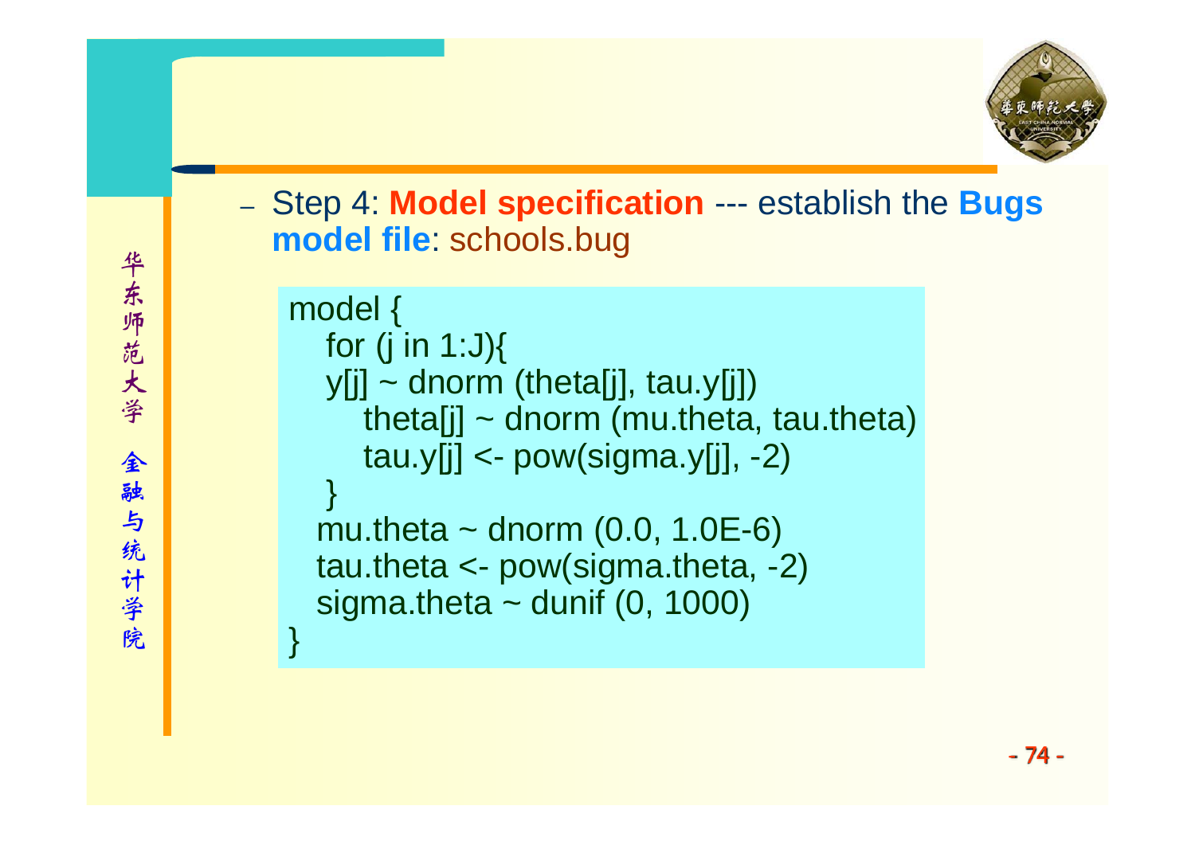– Step 4: **Model specification** --- establish the **Bugs model file**: schools.bug

```
model {
   for (j in 1:J){
   y[j] ~ dnorm (theta[j], tau.y[j])
      theta[j] ~ dnorm (mu.theta, tau.theta)
      tau.y[j] <- pow(sigma.y[j], -2)
   }
  mu.theta ~ dnorm (0.0, 1.0E-6)
  tau.theta <- pow(sigma.theta, -2)
  sigma.theta ~ dunif (0, 1000)
}
```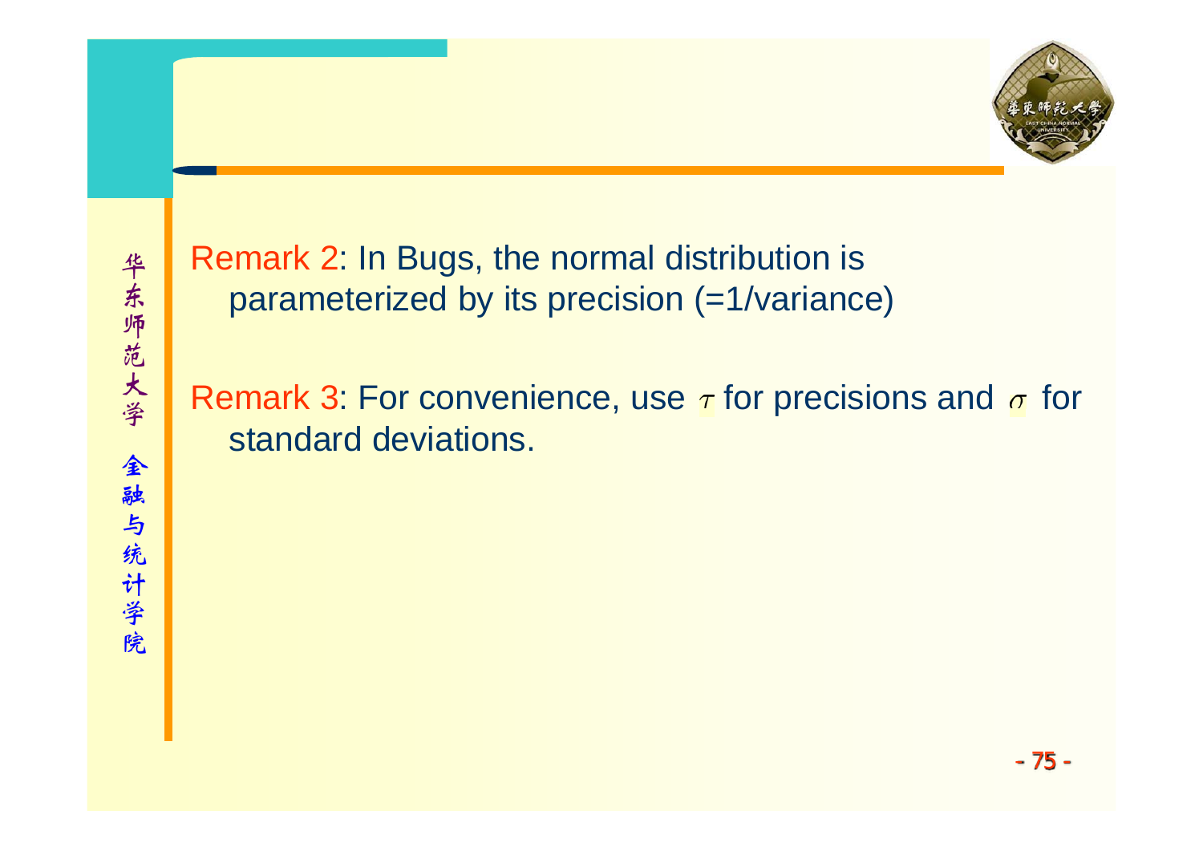Remark 2: In Bugs, the normal distribution is parameterized by its precision (=1/variance)

Remark 3: For convenience, use $\tau$ for precisions and $\sigma$ for standard deviations.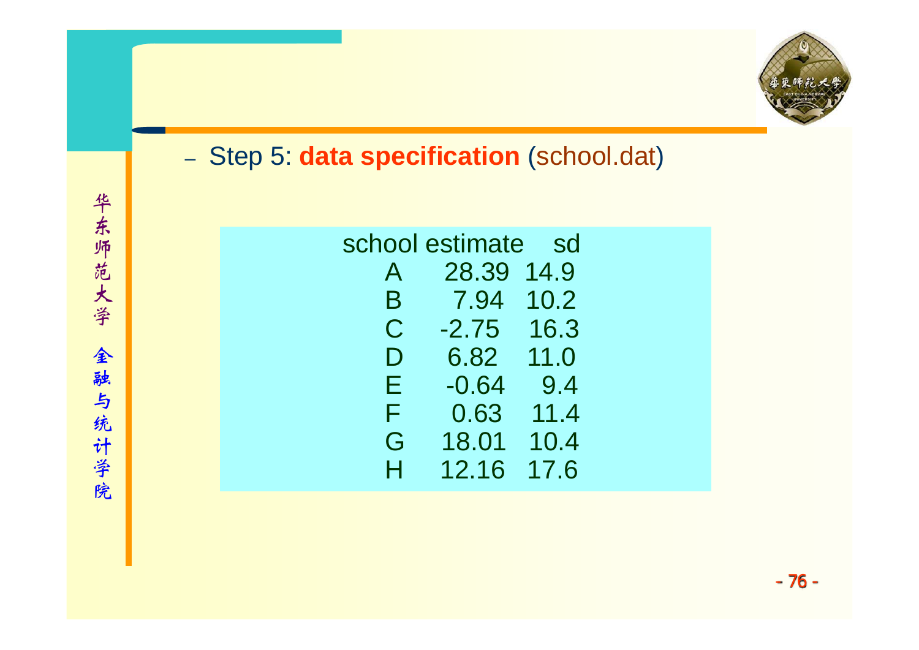– Step 5: **data specification** (school.dat)

| school | estimate | sd |
| --- | --- | --- |
| A | 28.39 | 14.9 |
| B | 7.94 | 10.2 |
| C | -2.75 | 16.3 |
| D | 6.82 | 11.0 |
| E | -0.64 | 9.4 |
| F | 0.63 | 11.4 |
| G | 18.01 | 10.4 |
| H | 12.16 | 17.6 |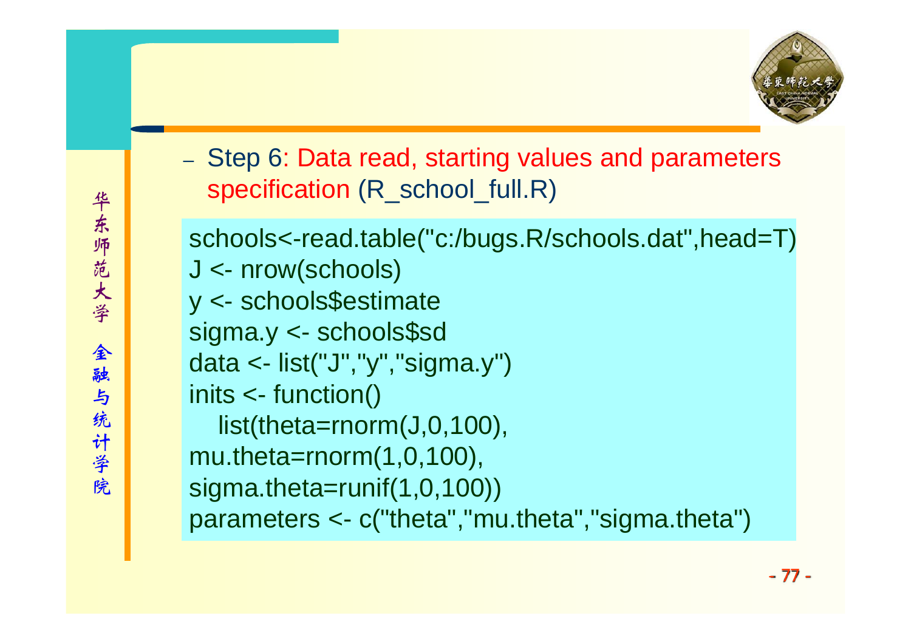- Step 6: Data read, starting values and parameters specification (R_school_full.R)

```
schools<-read.table("c:/bugs.R/schools.dat",head=T)
J <- nrow(schools)
y <- schools$estimate
sigma.y <- schools$sd
data <- list("J","y","sigma.y")
inits <- function()
   list(theta=rnorm(J,0,100),
mu.theta=rnorm(1,0,100),
sigma.theta=runif(1,0,100))
parameters <- c("theta","mu.theta","sigma.theta")
```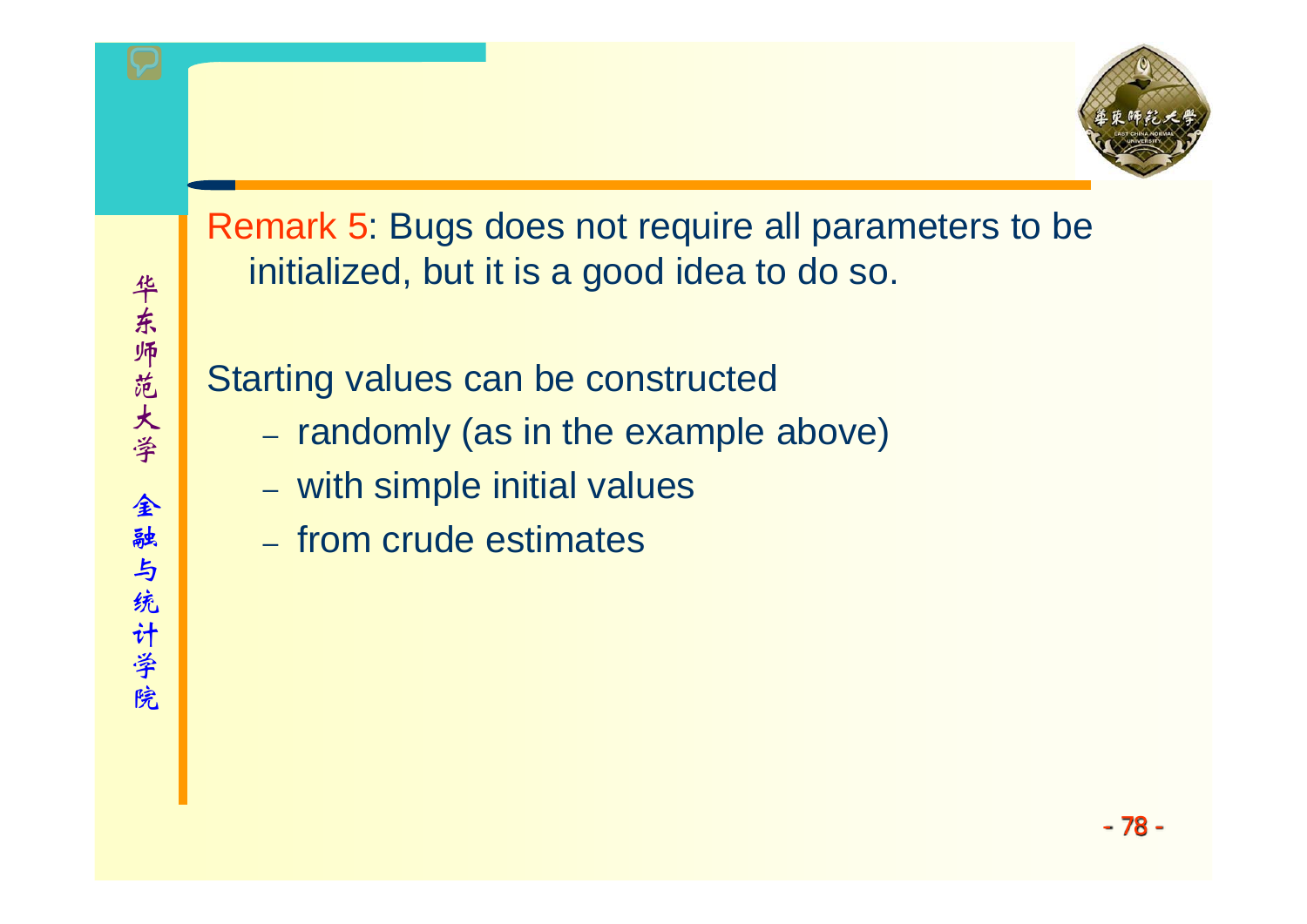Remark 5: Bugs does not require all parameters to be initialized, but it is a good idea to do so.

Starting values can be constructed

- randomly (as in the example above)
- with simple initial values
- from crude estimates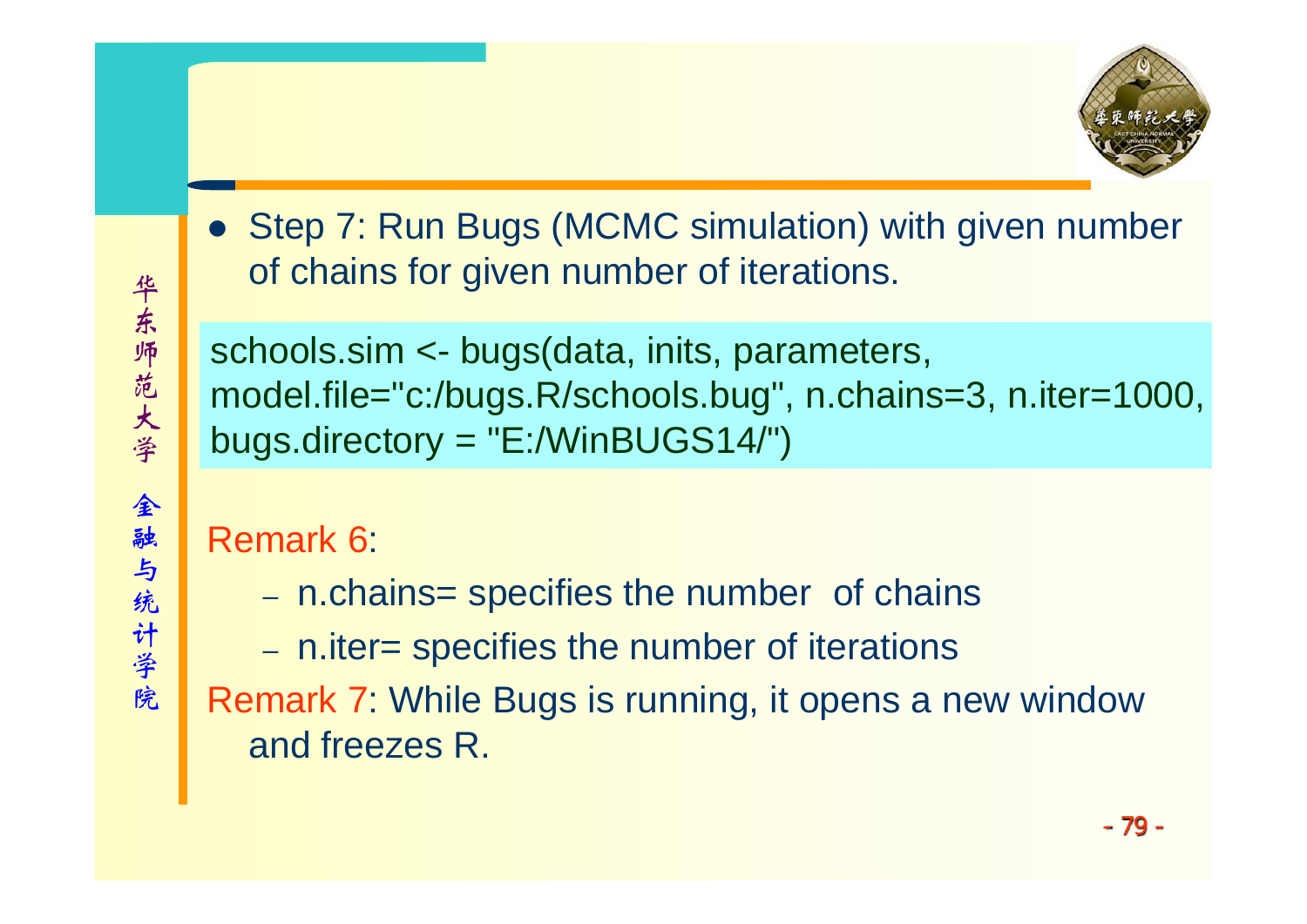- Step 7: Run Bugs (MCMC simulation) with given number of chains for given number of iterations.

```
schools.sim <- bugs(data, inits, parameters,
model.file="c:/bugs.R/schools.bug", n.chains=3, n.iter=1000,
bugs.directory = "E:/WinBUGS14/")
```

Remark 6:

- n.chains= specifies the number of chains
- n.iter= specifies the number of iterations

Remark 7: While Bugs is running, it opens a new window and freezes R.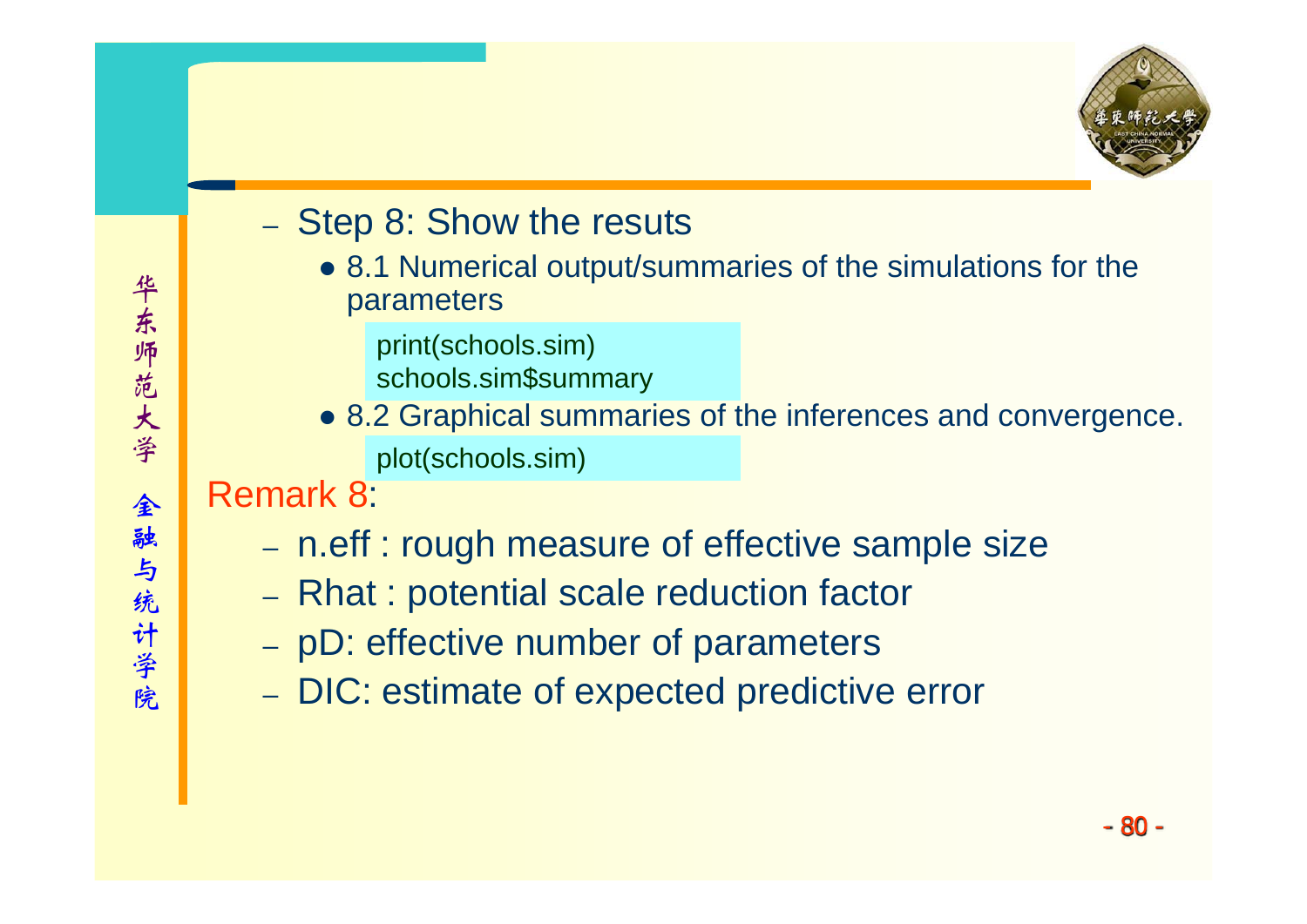- Step 8: Show the resuts
  - 8.1 Numerical output/summaries of the simulations for the parameters

```
print(schools.sim)
schools.sim$summary
```

  - 8.2 Graphical summaries of the inferences and convergence.

```
plot(schools.sim)
```

Remark 8:

- n.eff : rough measure of effective sample size
- Rhat : potential scale reduction factor
- pD: effective number of parameters
- DIC: estimate of expected predictive error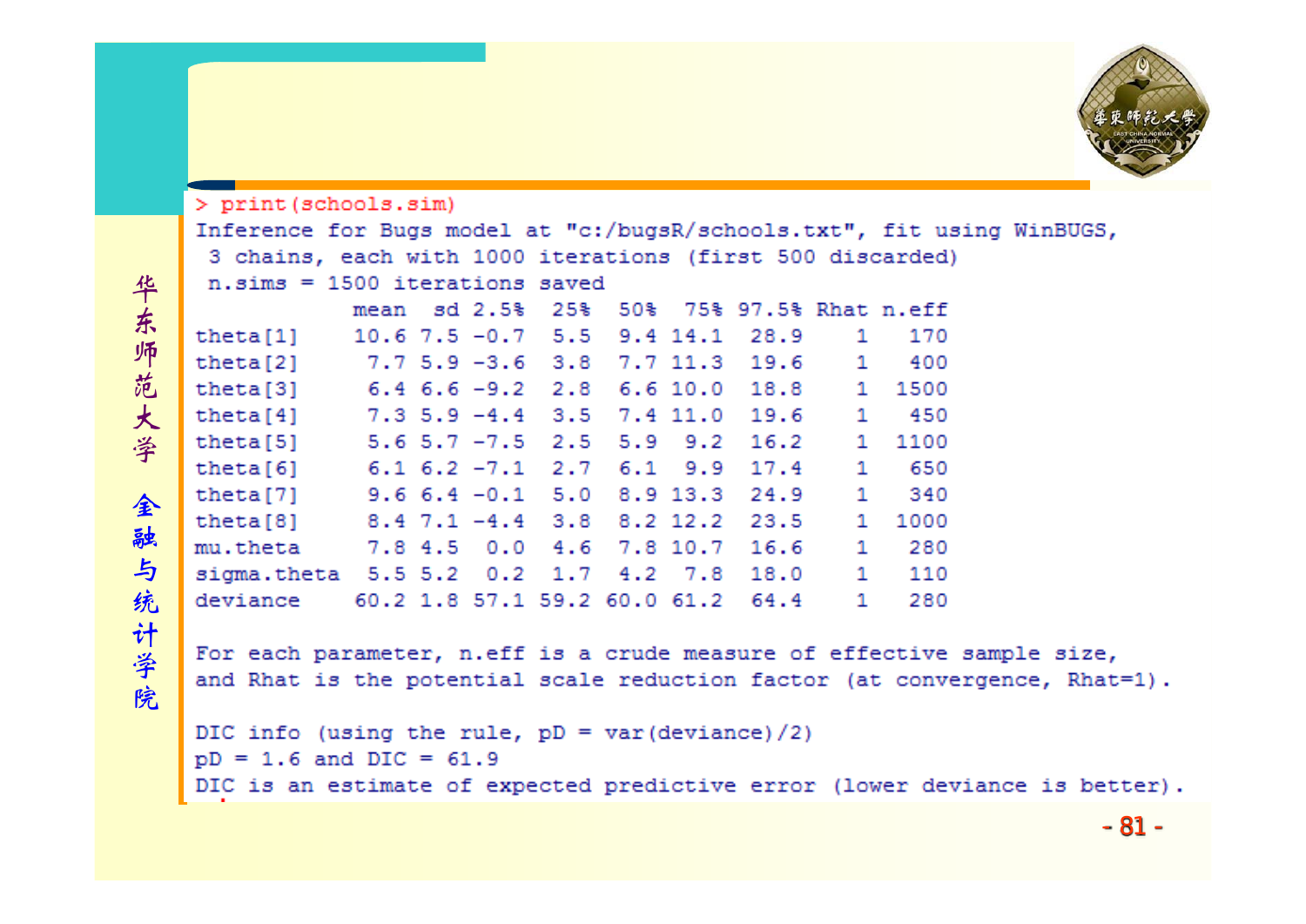```
> print(schools.sim)
Inference for Bugs model at "c:/bugsR/schools.txt", fit using WinBUGS,
 3 chains, each with 1000 iterations (first 500 discarded)
 n.sims = 1500 iterations saved
            mean  sd 2.5%  25%  50%  75% 97.5% Rhat n.eff
theta[1]    10.6 7.5 -0.7  5.5  9.4 14.1  28.9    1   170
theta[2]     7.7 5.9 -3.6  3.8  7.7 11.3  19.6    1   400
theta[3]     6.4 6.6 -9.2  2.8  6.6 10.0  18.8    1  1500
theta[4]     7.3 5.9 -4.4  3.5  7.4 11.0  19.6    1   450
theta[5]     5.6 5.7 -7.5  2.5  5.9  9.2  16.2    1  1100
theta[6]     6.1 6.2 -7.1  2.7  6.1  9.9  17.4    1   650
theta[7]     9.6 6.4 -0.1  5.0  8.9 13.3  24.9    1   340
theta[8]     8.4 7.1 -4.4  3.8  8.2 12.2  23.5    1  1000
mu.theta     7.8 4.5  0.0  4.6  7.8 10.7  16.6    1   280
sigma.theta  5.5 5.2  0.2  1.7  4.2  7.8  18.0    1   110
deviance    60.2 1.8 57.1 59.2 60.0 61.2  64.4    1   280

For each parameter, n.eff is a crude measure of effective sample size,
and Rhat is the potential scale reduction factor (at convergence, Rhat=1).

DIC info (using the rule, pD = var(deviance)/2)
pD = 1.6 and DIC = 61.9
DIC is an estimate of expected predictive error (lower deviance is better).
```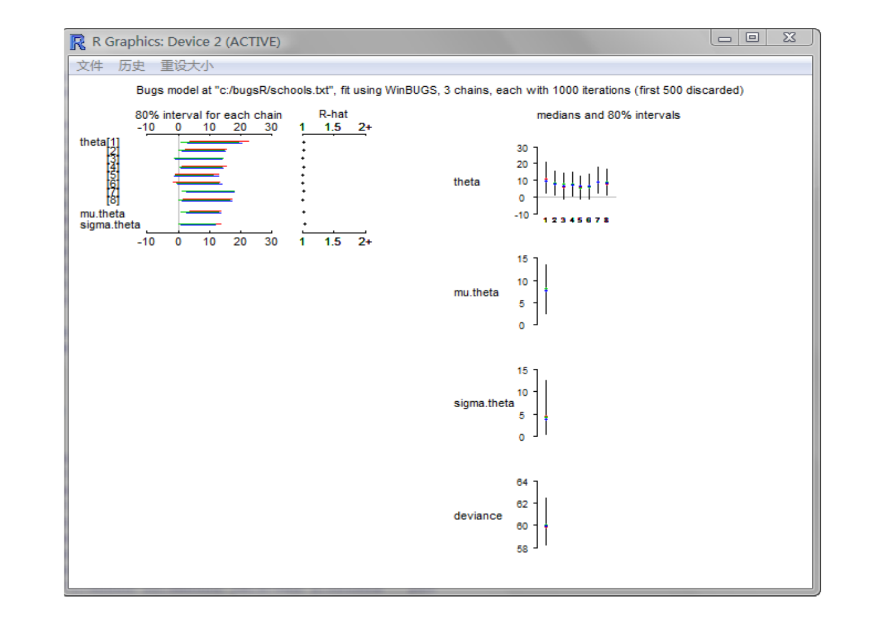R Graphics: Device 2 (ACTIVE)

文件 历史 重设大小

Bugs model at "c:/bugsR/schools.txt", fit using WinBUGS, 3 chains, each with 1000 iterations (first 500 discarded)

80% interval for each chain

R-hat

medians and 80% intervals

theta[1] [2] [3] [4] [5] [6] [7] [8]

mu.theta

sigma.theta

theta

mu.theta

sigma.theta

deviance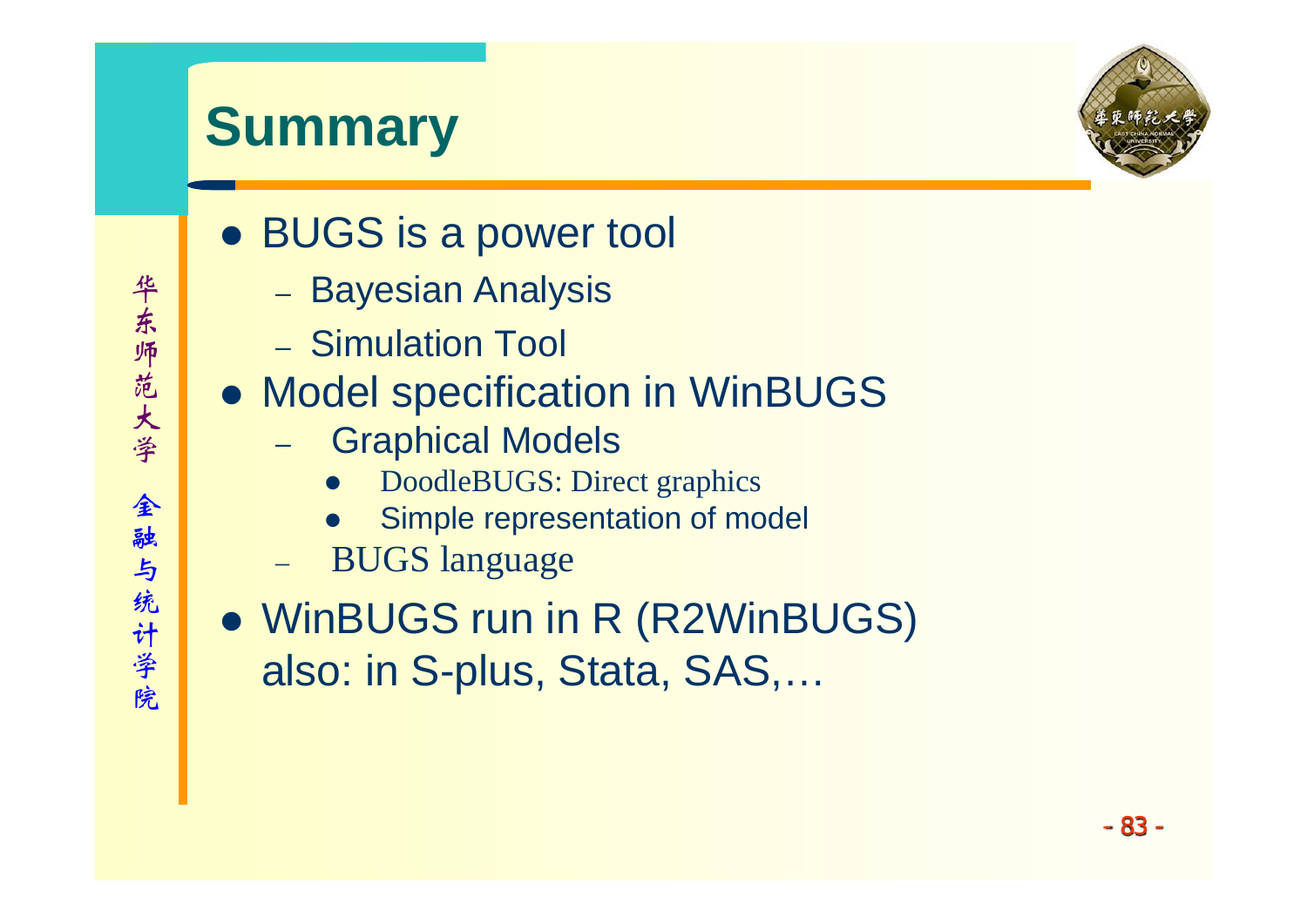# Summary

- BUGS is a power tool
  - Bayesian Analysis
  - Simulation Tool
- Model specification in WinBUGS
  - Graphical Models
    - DoodleBUGS: Direct graphics
    - Simple representation of model
  - BUGS language
- WinBUGS run in R (R2WinBUGS)
  also: in S-plus, Stata, SAS,…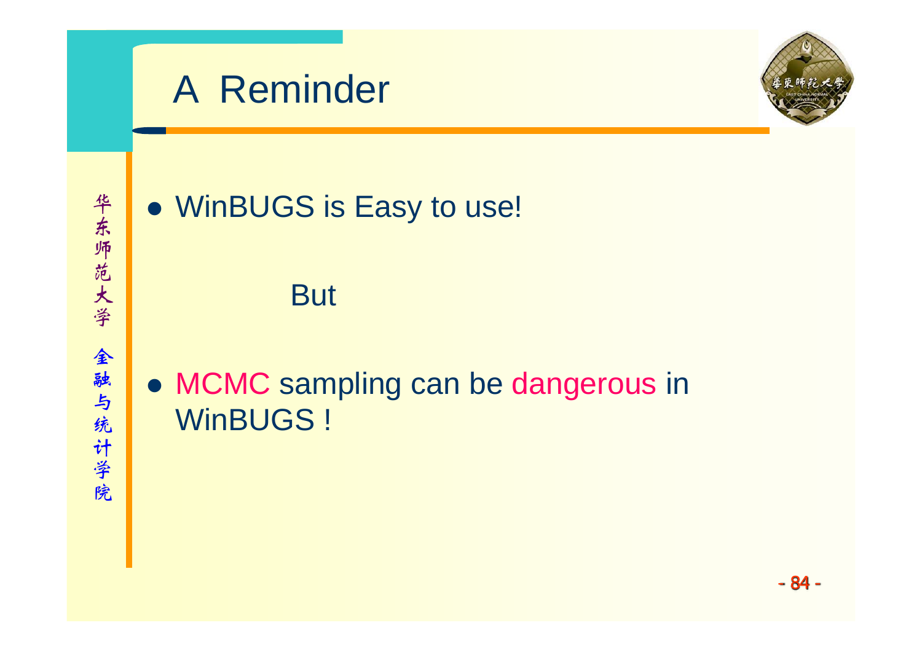# A Reminder

- WinBUGS is Easy to use!

But

- MCMC sampling can be dangerous in WinBUGS !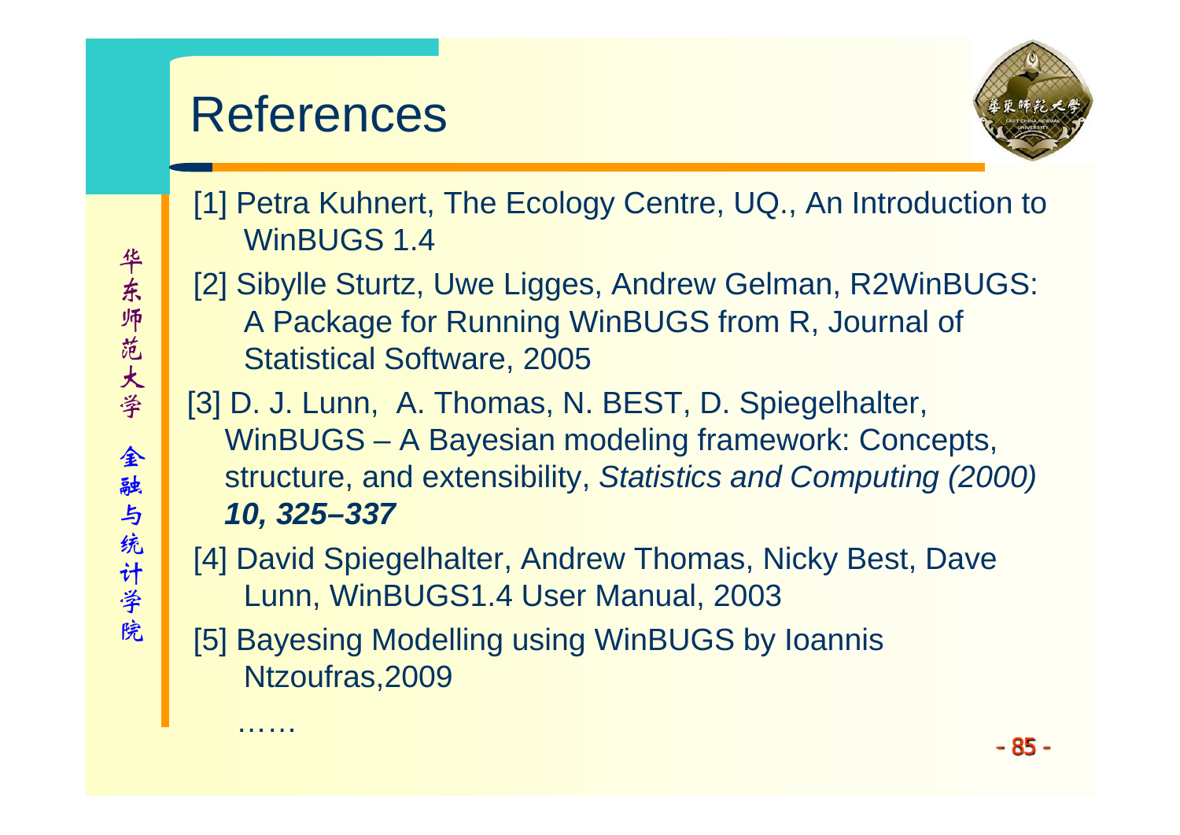# References

[1] Petra Kuhnert, The Ecology Centre, UQ., An Introduction to WinBUGS 1.4

[2] Sibylle Sturtz, Uwe Ligges, Andrew Gelman, R2WinBUGS: A Package for Running WinBUGS from R, Journal of Statistical Software, 2005

[3] D. J. Lunn, A. Thomas, N. BEST, D. Spiegelhalter, WinBUGS – A Bayesian modeling framework: Concepts, structure, and extensibility, *Statistics and Computing (2000)* ***10, 325–337***

[4] David Spiegelhalter, Andrew Thomas, Nicky Best, Dave Lunn, WinBUGS1.4 User Manual, 2003

[5] Bayesing Modelling using WinBUGS by Ioannis Ntzoufras,2009

……